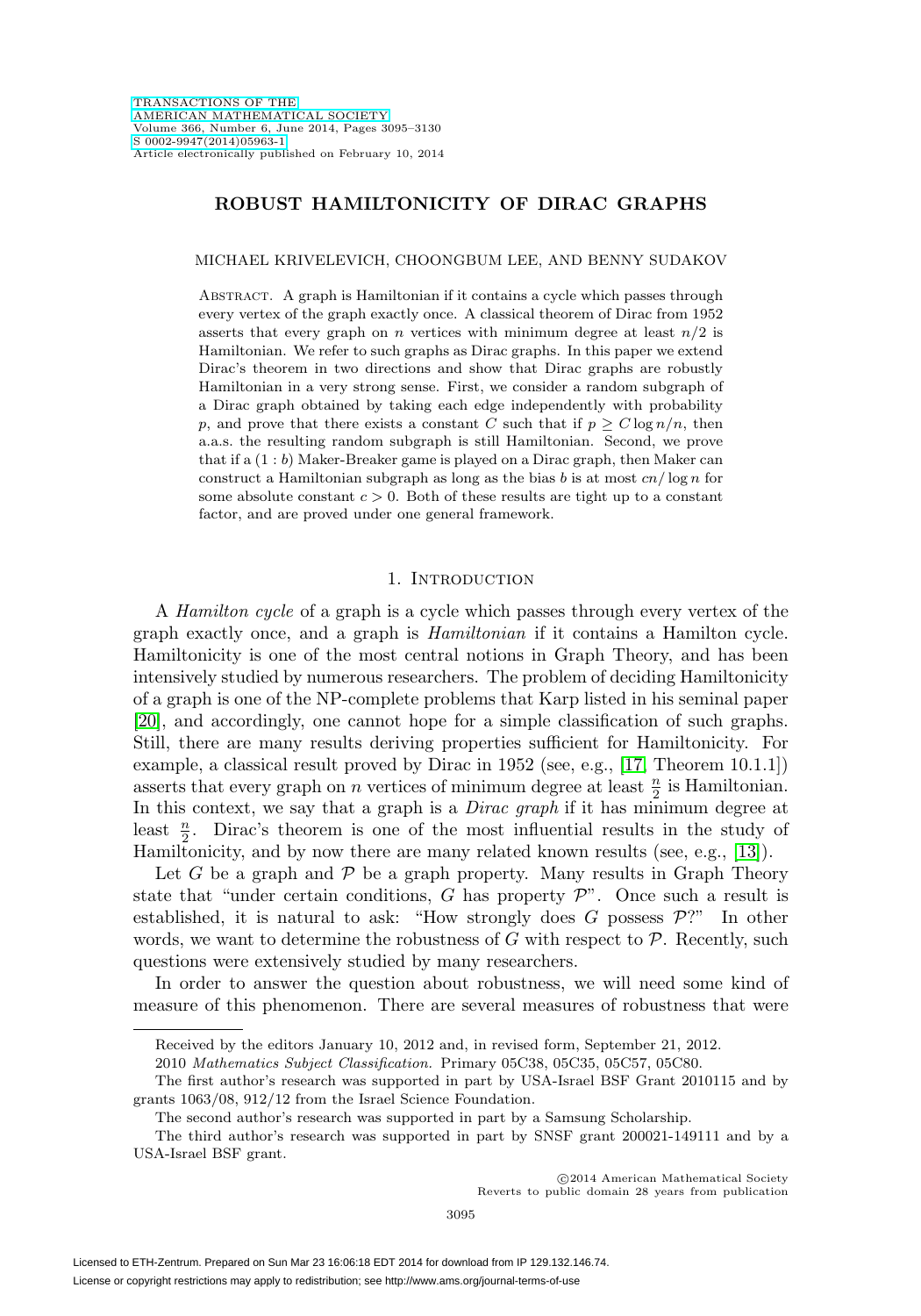# ROBUST HAMILTONICITY OF DIRAC GRAPHS

MICHAEL KRIVELEVICH, CHOONGBUM LEE, AND BENNY SUDAKOV

Abstract. A graph is Hamiltonian if it contains a cycle which passes through every vertex of the graph exactly once. A classical theorem of Dirac from 1952 asserts that every graph on $n$ vertices with minimum degree at least $n/2$ is Hamiltonian. We refer to such graphs as Dirac graphs. In this paper we extend Dirac's theorem in two directions and show that Dirac graphs are robustly Hamiltonian in a very strong sense. First, we consider a random subgraph of a Dirac graph obtained by taking each edge independently with probability $p$, and prove that there exists a constant $C$ such that if $p \geq C \log n/n$, then a.a.s. the resulting random subgraph is still Hamiltonian. Second, we prove that if a $(1 : b)$ Maker-Breaker game is played on a Dirac graph, then Maker can construct a Hamiltonian subgraph as long as the bias $b$ is at most $cn/\log n$ for some absolute constant $c > 0$. Both of these results are tight up to a constant factor, and are proved under one general framework.

## 1. Introduction

A *Hamilton cycle* of a graph is a cycle which passes through every vertex of the graph exactly once, and a graph is *Hamiltonian* if it contains a Hamilton cycle. Hamiltonicity is one of the most central notions in Graph Theory, and has been intensively studied by numerous researchers. The problem of deciding Hamiltonicity of a graph is one of the NP-complete problems that Karp listed in his seminal paper [20], and accordingly, one cannot hope for a simple classification of such graphs. Still, there are many results deriving properties sufficient for Hamiltonicity. For example, a classical result proved by Dirac in 1952 (see, e.g., [17, Theorem 10.1.1]) asserts that every graph on $n$ vertices of minimum degree at least $\frac{n}{2}$ is Hamiltonian. In this context, we say that a graph is a *Dirac graph* if it has minimum degree at least $\frac{n}{2}$. Dirac's theorem is one of the most influential results in the study of Hamiltonicity, and by now there are many related known results (see, e.g., [13]).

Let $G$ be a graph and $\mathcal{P}$ be a graph property. Many results in Graph Theory state that "under certain conditions, $G$ has property $\mathcal{P}$". Once such a result is established, it is natural to ask: "How strongly does $G$ possess $\mathcal{P}$?" In other words, we want to determine the robustness of $G$ with respect to $\mathcal{P}$. Recently, such questions were extensively studied by many researchers.

In order to answer the question about robustness, we will need some kind of measure of this phenomenon. There are several measures of robustness that were

Received by the editors January 10, 2012 and, in revised form, September 21, 2012.

2010 *Mathematics Subject Classification.* Primary 05C38, 05C35, 05C57, 05C80.

The first author's research was supported in part by USA-Israel BSF Grant 2010115 and by grants 1063/08, 912/12 from the Israel Science Foundation.

The second author's research was supported in part by a Samsung Scholarship.

The third author's research was supported in part by SNSF grant 200021-149111 and by a USA-Israel BSF grant.

©2014 American Mathematical Society
Reverts to public domain 28 years from publication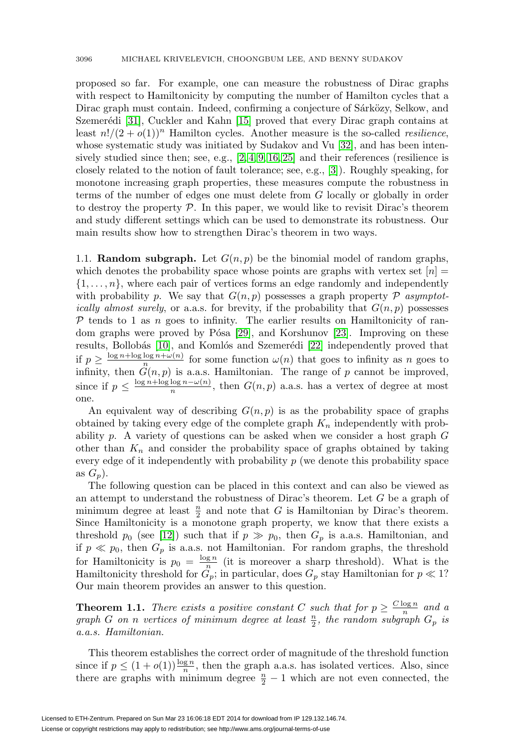proposed so far. For example, one can measure the robustness of Dirac graphs with respect to Hamiltonicity by computing the number of Hamilton cycles that a Dirac graph must contain. Indeed, confirming a conjecture of Sárközy, Selkow, and Szemerédi [31], Cuckler and Kahn [15] proved that every Dirac graph contains at least $n!/(2+o(1))^n$ Hamilton cycles. Another measure is the so-called *resilience*, whose systematic study was initiated by Sudakov and Vu [32], and has been intensively studied since then; see, e.g., [2, 4, 9, 16, 25] and their references (resilience is closely related to the notion of fault tolerance; see, e.g., [3]). Roughly speaking, for monotone increasing graph properties, these measures compute the robustness in terms of the number of edges one must delete from $G$ locally or globally in order to destroy the property $\mathcal{P}$. In this paper, we would like to revisit Dirac's theorem and study different settings which can be used to demonstrate its robustness. Our main results show how to strengthen Dirac's theorem in two ways.

### 1.1. Random subgraph.

Let $G(n, p)$ be the binomial model of random graphs, which denotes the probability space whose points are graphs with vertex set $[n] = \{1, \dots, n\}$, where each pair of vertices forms an edge randomly and independently with probability $p$. We say that $G(n, p)$ possesses a graph property $\mathcal{P}$ *asymptotically almost surely*, or a.a.s. for brevity, if the probability that $G(n, p)$ possesses $\mathcal{P}$ tends to 1 as $n$ goes to infinity. The earlier results on Hamiltonicity of random graphs were proved by Pósa [29], and Korshunov [23]. Improving on these results, Bollobás [10], and Komlós and Szemerédi [22] independently proved that if $p \geq \frac{\log n + \log\log n + \omega(n)}{n}$ for some function $\omega(n)$ that goes to infinity as $n$ goes to infinity, then $G(n, p)$ is a.a.s. Hamiltonian. The range of $p$ cannot be improved, since if $p \leq \frac{\log n + \log\log n - \omega(n)}{n}$, then $G(n, p)$ a.a.s. has a vertex of degree at most one.

An equivalent way of describing $G(n, p)$ is as the probability space of graphs obtained by taking every edge of the complete graph $K_n$ independently with probability $p$. A variety of questions can be asked when we consider a host graph $G$ other than $K_n$ and consider the probability space of graphs obtained by taking every edge of it independently with probability $p$ (we denote this probability space as $G_p$).

The following question can be placed in this context and can also be viewed as an attempt to understand the robustness of Dirac's theorem. Let $G$ be a graph of minimum degree at least $\frac{n}{2}$ and note that $G$ is Hamiltonian by Dirac's theorem. Since Hamiltonicity is a monotone graph property, we know that there exists a threshold $p_0$ (see [12]) such that if $p \gg p_0$, then $G_p$ is a.a.s. Hamiltonian, and if $p \ll p_0$, then $G_p$ is a.a.s. not Hamiltonian. For random graphs, the threshold for Hamiltonicity is $p_0 = \frac{\log n}{n}$ (it is moreover a sharp threshold). What is the Hamiltonicity threshold for $G_p$; in particular, does $G_p$ stay Hamiltonian for $p \ll 1$? Our main theorem provides an answer to this question.

**Theorem 1.1.** *There exists a positive constant $C$ such that for $p \geq \frac{C \log n}{n}$ and a graph $G$ on $n$ vertices of minimum degree at least $\frac{n}{2}$, the random subgraph $G_p$ is a.a.s. Hamiltonian.*

This theorem establishes the correct order of magnitude of the threshold function since if $p \leq (1 + o(1))\frac{\log n}{n}$, then the graph a.a.s. has isolated vertices. Also, since there are graphs with minimum degree $\frac{n}{2} - 1$ which are not even connected, the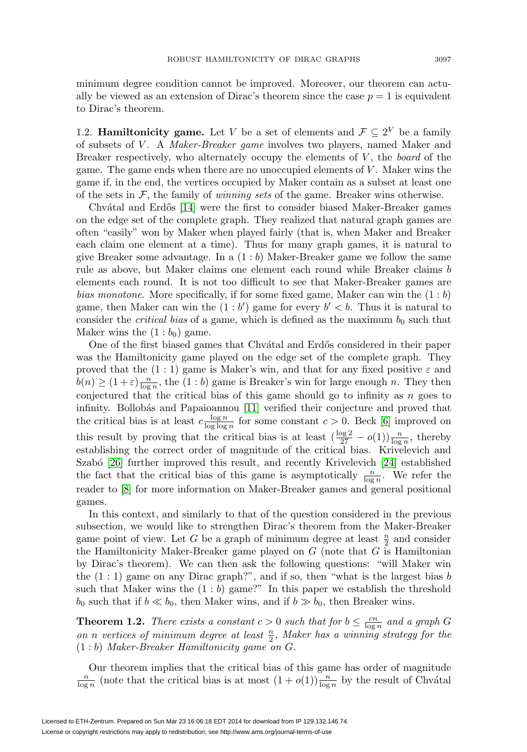minimum degree condition cannot be improved. Moreover, our theorem can actually be viewed as an extension of Dirac's theorem since the case $p = 1$ is equivalent to Dirac's theorem.

1.2. **Hamiltonicity game.** Let $V$ be a set of elements and $\mathcal{F} \subseteq 2^V$ be a family of subsets of $V$. A *Maker-Breaker game* involves two players, named Maker and Breaker respectively, who alternately occupy the elements of $V$, the *board* of the game. The game ends when there are no unoccupied elements of $V$. Maker wins the game if, in the end, the vertices occupied by Maker contain as a subset at least one of the sets in $\mathcal{F}$, the family of *winning sets* of the game. Breaker wins otherwise.

Chvátal and Erdős [14] were the first to consider biased Maker-Breaker games on the edge set of the complete graph. They realized that natural graph games are often "easily" won by Maker when played fairly (that is, when Maker and Breaker each claim one element at a time). Thus for many graph games, it is natural to give Breaker some advantage. In a $(1 : b)$ Maker-Breaker game we follow the same rule as above, but Maker claims one element each round while Breaker claims $b$ elements each round. It is not too difficult to see that Maker-Breaker games are *bias monotone*. More specifically, if for some fixed game, Maker can win the $(1 : b)$ game, then Maker can win the $(1 : b')$ game for every $b' < b$. Thus it is natural to consider the *critical bias* of a game, which is defined as the maximum $b_0$ such that Maker wins the $(1 : b_0)$ game.

One of the first biased games that Chvátal and Erdős considered in their paper was the Hamiltonicity game played on the edge set of the complete graph. They proved that the $(1 : 1)$ game is Maker's win, and that for any fixed positive $\varepsilon$ and $b(n) \geq (1+\varepsilon)\frac{n}{\log n}$, the $(1 : b)$ game is Breaker's win for large enough $n$. They then conjectured that the critical bias of this game should go to infinity as $n$ goes to infinity. Bollobás and Papaioannou [11] verified their conjecture and proved that the critical bias is at least $c\frac{\log n}{\log \log n}$ for some constant $c > 0$. Beck [6] improved on this result by proving that the critical bias is at least $(\frac{\log 2}{27} - o(1))\frac{n}{\log n}$, thereby establishing the correct order of magnitude of the critical bias. Krivelevich and Szabó [26] further improved this result, and recently Krivelevich [24] established the fact that the critical bias of this game is asymptotically $\frac{n}{\log n}$. We refer the reader to [8] for more information on Maker-Breaker games and general positional games.

In this context, and similarly to that of the question considered in the previous subsection, we would like to strengthen Dirac's theorem from the Maker-Breaker game point of view. Let $G$ be a graph of minimum degree at least $\frac{n}{2}$ and consider the Hamiltonicity Maker-Breaker game played on $G$ (note that $G$ is Hamiltonian by Dirac's theorem). We can then ask the following questions: "will Maker win the $(1 : 1)$ game on any Dirac graph?", and if so, then "what is the largest bias $b$ such that Maker wins the $(1 : b)$ game?" In this paper we establish the threshold $b_0$ such that if $b \ll b_0$, then Maker wins, and if $b \gg b_0$, then Breaker wins.

**Theorem 1.2.** *There exists a constant $c > 0$ such that for $b \leq \frac{cn}{\log n}$ and a graph $G$ on $n$ vertices of minimum degree at least $\frac{n}{2}$, Maker has a winning strategy for the $(1 : b)$ Maker-Breaker Hamiltonicity game on $G$.*

Our theorem implies that the critical bias of this game has order of magnitude $\frac{n}{\log n}$ (note that the critical bias is at most $(1 + o(1))\frac{n}{\log n}$ by the result of Chvátal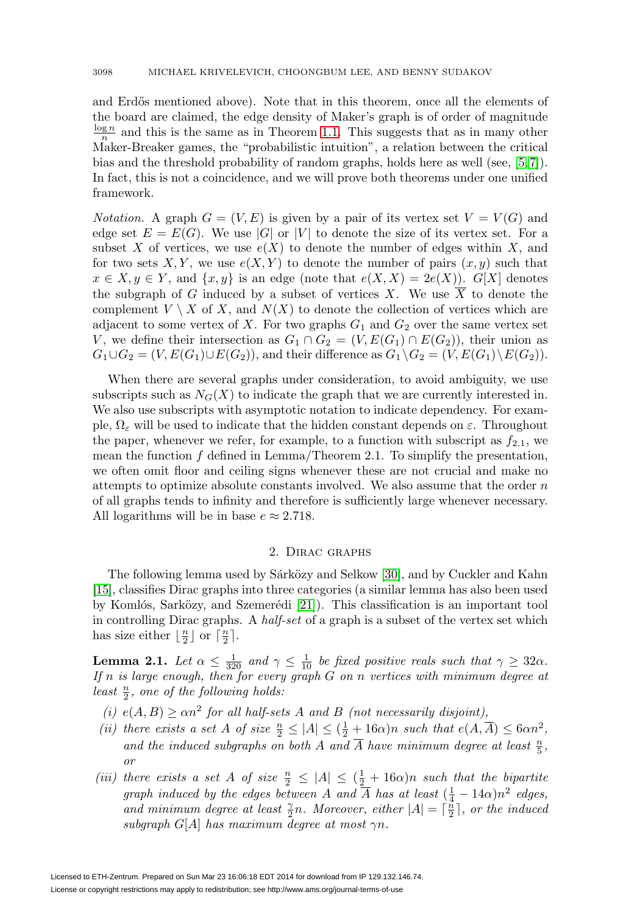and Erdős mentioned above). Note that in this theorem, once all the elements of the board are claimed, the edge density of Maker's graph is of order of magnitude $\frac{\log n}{n}$ and this is the same as in Theorem 1.1. This suggests that as in many other Maker-Breaker games, the "probabilistic intuition", a relation between the critical bias and the threshold probability of random graphs, holds here as well (see, [5, 7]). In fact, this is not a coincidence, and we will prove both theorems under one unified framework.

*Notation.* A graph $G = (V, E)$ is given by a pair of its vertex set $V = V(G)$ and edge set $E = E(G)$. We use $|G|$ or $|V|$ to denote the size of its vertex set. For a subset $X$ of vertices, we use $e(X)$ to denote the number of edges within $X$, and for two sets $X, Y$, we use $e(X, Y)$ to denote the number of pairs $(x, y)$ such that $x \in X, y \in Y$, and $\{x, y\}$ is an edge (note that $e(X, X) = 2e(X)$). $G[X]$ denotes the subgraph of $G$ induced by a subset of vertices $X$. We use $\overline{X}$ to denote the complement $V \setminus X$ of $X$, and $N(X)$ to denote the collection of vertices which are adjacent to some vertex of $X$. For two graphs $G_1$ and $G_2$ over the same vertex set $V$, we define their intersection as $G_1 \cap G_2 = (V, E(G_1) \cap E(G_2))$, their union as $G_1 \cup G_2 = (V, E(G_1) \cup E(G_2))$, and their difference as $G_1 \setminus G_2 = (V, E(G_1) \setminus E(G_2))$.

When there are several graphs under consideration, to avoid ambiguity, we use subscripts such as $N_G(X)$ to indicate the graph that we are currently interested in. We also use subscripts with asymptotic notation to indicate dependency. For example, $\Omega_\varepsilon$ will be used to indicate that the hidden constant depends on $\varepsilon$. Throughout the paper, whenever we refer, for example, to a function with subscript as $f_{2.1}$, we mean the function $f$ defined in Lemma/Theorem 2.1. To simplify the presentation, we often omit floor and ceiling signs whenever these are not crucial and make no attempts to optimize absolute constants involved. We also assume that the order $n$ of all graphs tends to infinity and therefore is sufficiently large whenever necessary. All logarithms will be in base $e \approx 2.718$.

## 2. Dirac graphs

The following lemma used by Sárközy and Selkow [30], and by Cuckler and Kahn [15], classifies Dirac graphs into three categories (a similar lemma has also been used by Komlós, Sarközy, and Szemerédi [21]). This classification is an important tool in controlling Dirac graphs. A *half-set* of a graph is a subset of the vertex set which has size either $\lfloor \frac{n}{2} \rfloor$ or $\lceil \frac{n}{2} \rceil$.

**Lemma 2.1.** *Let $\alpha \le \frac{1}{320}$ and $\gamma \le \frac{1}{10}$ be fixed positive reals such that $\gamma \ge 32\alpha$. If $n$ is large enough, then for every graph $G$ on $n$ vertices with minimum degree at least $\frac{n}{2}$, one of the following holds:*

*(i) $e(A, B) \ge \alpha n^2$ for all half-sets $A$ and $B$ (not necessarily disjoint),*

*(ii) there exists a set $A$ of size $\frac{n}{2} \le |A| \le (\frac{1}{2} + 16\alpha)n$ such that $e(A, \overline{A}) \le 6\alpha n^2$, and the induced subgraphs on both $A$ and $\overline{A}$ have minimum degree at least $\frac{n}{5}$, or*

*(iii) there exists a set $A$ of size $\frac{n}{2} \le |A| \le (\frac{1}{2} + 16\alpha)n$ such that the bipartite graph induced by the edges between $A$ and $\overline{A}$ has at least $(\frac{1}{4} - 14\alpha)n^2$ edges, and minimum degree at least $\frac{\gamma}{2}n$. Moreover, either $|A| = \lceil \frac{n}{2} \rceil$, or the induced subgraph $G[A]$ has maximum degree at most $\gamma n$.*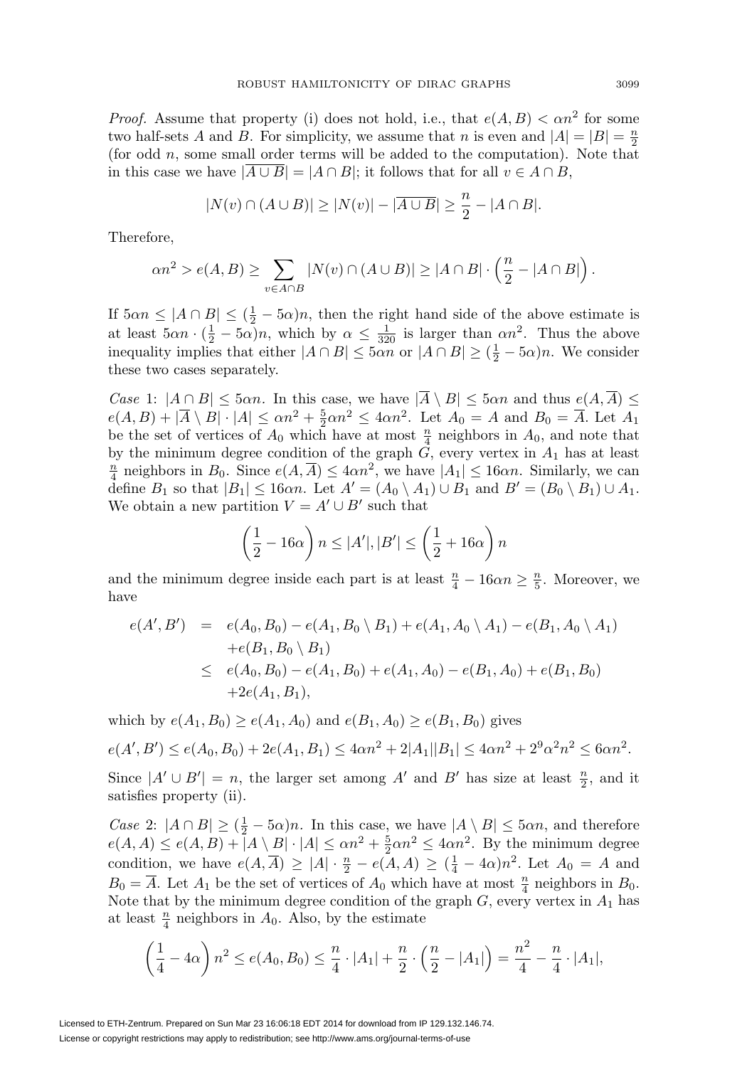*Proof.* Assume that property (i) does not hold, i.e., that $e(A, B) < \alpha n^2$ for some two half-sets $A$ and $B$. For simplicity, we assume that $n$ is even and $|A| = |B| = \frac{n}{2}$ (for odd $n$, some small order terms will be added to the computation). Note that in this case we have $|\overline{A \cup B}| = |A \cap B|$; it follows that for all $v \in A \cap B$,

$$|N(v) \cap (A \cup B)| \geq |N(v)| - |\overline{A \cup B}| \geq \frac{n}{2} - |A \cap B|.$$

Therefore,

$$\alpha n^2 > e(A, B) \geq \sum_{v \in A \cap B} |N(v) \cap (A \cup B)| \geq |A \cap B| \cdot \left( \frac{n}{2} - |A \cap B| \right).$$

If $5\alpha n \leq |A \cap B| \leq (\frac{1}{2} - 5\alpha)n$, then the right hand side of the above estimate is at least $5\alpha n \cdot (\frac{1}{2} - 5\alpha)n$, which by $\alpha \leq \frac{1}{320}$ is larger than $\alpha n^2$. Thus the above inequality implies that either $|A \cap B| \leq 5\alpha n$ or $|A \cap B| \geq (\frac{1}{2} - 5\alpha)n$. We consider these two cases separately.

*Case* 1: $|A \cap B| \leq 5\alpha n$. In this case, we have $|\overline{A} \setminus B| \leq 5\alpha n$ and thus $e(A, \overline{A}) \leq e(A, B) + |\overline{A} \setminus B| \cdot |A| \leq \alpha n^2 + \frac{5}{2}\alpha n^2 \leq 4\alpha n^2$. Let $A_0 = A$ and $B_0 = \overline{A}$. Let $A_1$ be the set of vertices of $A_0$ which have at most $\frac{n}{4}$ neighbors in $A_0$, and note that by the minimum degree condition of the graph $G$, every vertex in $A_1$ has at least $\frac{n}{4}$ neighbors in $B_0$. Since $e(A, \overline{A}) \leq 4\alpha n^2$, we have $|A_1| \leq 16\alpha n$. Similarly, we can define $B_1$ so that $|B_1| \leq 16\alpha n$. Let $A' = (A_0 \setminus A_1) \cup B_1$ and $B' = (B_0 \setminus B_1) \cup A_1$. We obtain a new partition $V = A' \cup B'$ such that

$$\left( \frac{1}{2} - 16\alpha \right) n \leq |A'|, |B'| \leq \left( \frac{1}{2} + 16\alpha \right) n$$

and the minimum degree inside each part is at least $\frac{n}{4} - 16\alpha n \geq \frac{n}{5}$. Moreover, we have

$$\begin{aligned} e(A', B') &= e(A_0, B_0) - e(A_1, B_0 \setminus B_1) + e(A_1, A_0 \setminus A_1) - e(B_1, A_0 \setminus A_1) \\ &\quad + e(B_1, B_0 \setminus B_1) \\ &\leq e(A_0, B_0) - e(A_1, B_0) + e(A_1, A_0) - e(B_1, A_0) + e(B_1, B_0) \\ &\quad + 2e(A_1, B_1), \end{aligned}$$

which by $e(A_1, B_0) \geq e(A_1, A_0)$ and $e(B_1, A_0) \geq e(B_1, B_0)$ gives

$$e(A', B') \leq e(A_0, B_0) + 2e(A_1, B_1) \leq 4\alpha n^2 + 2|A_1||B_1| \leq 4\alpha n^2 + 2^9 \alpha^2 n^2 \leq 6\alpha n^2.$$

Since $|A' \cup B'| = n$, the larger set among $A'$ and $B'$ has size at least $\frac{n}{2}$, and it satisfies property (ii).

*Case* 2: $|A \cap B| \geq (\frac{1}{2} - 5\alpha)n$. In this case, we have $|A \setminus B| \leq 5\alpha n$, and therefore $e(A, A) \leq e(A, B) + |A \setminus B| \cdot |A| \leq \alpha n^2 + \frac{5}{2}\alpha n^2 \leq 4\alpha n^2$. By the minimum degree condition, we have $e(A, \overline{A}) \geq |A| \cdot \frac{n}{2} - e(A, A) \geq (\frac{1}{4} - 4\alpha)n^2$. Let $A_0 = A$ and $B_0 = \overline{A}$. Let $A_1$ be the set of vertices of $A_0$ which have at most $\frac{n}{4}$ neighbors in $B_0$. Note that by the minimum degree condition of the graph $G$, every vertex in $A_1$ has at least $\frac{n}{4}$ neighbors in $A_0$. Also, by the estimate

$$\left( \frac{1}{4} - 4\alpha \right) n^2 \leq e(A_0, B_0) \leq \frac{n}{4} \cdot |A_1| + \frac{n}{2} \cdot \left( \frac{n}{2} - |A_1| \right) = \frac{n^2}{4} - \frac{n}{4} \cdot |A_1|,$$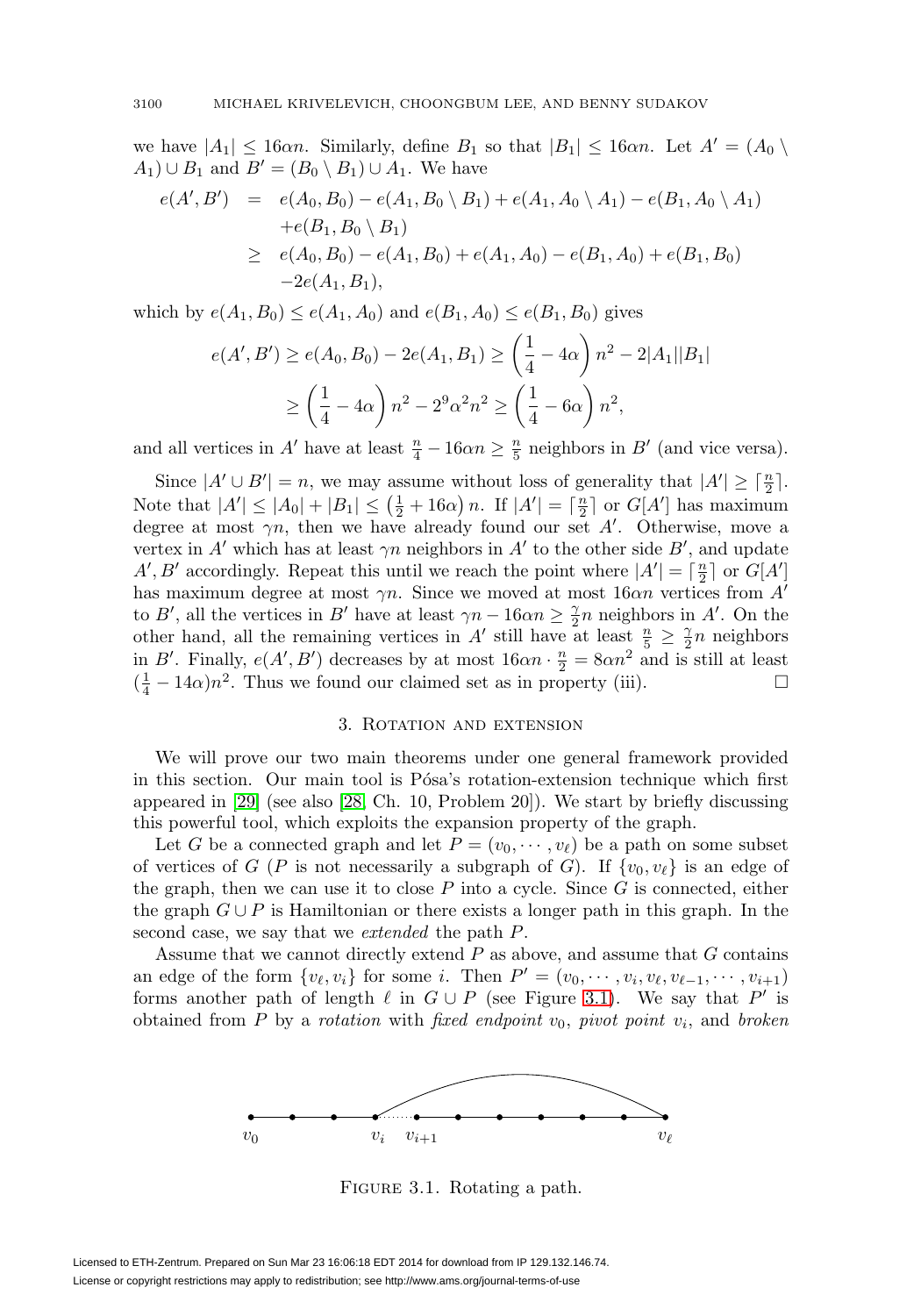we have $|A_1| \leq 16\alpha n$. Similarly, define $B_1$ so that $|B_1| \leq 16\alpha n$. Let $A' = (A_0 \setminus A_1) \cup B_1$ and $B' = (B_0 \setminus B_1) \cup A_1$. We have

$$
\begin{aligned}
e(A', B') &= e(A_0, B_0) - e(A_1, B_0 \setminus B_1) + e(A_1, A_0 \setminus A_1) - e(B_1, A_0 \setminus A_1) \\
&\quad + e(B_1, B_0 \setminus B_1) \\
&\geq e(A_0, B_0) - e(A_1, B_0) + e(A_1, A_0) - e(B_1, A_0) + e(B_1, B_0) \\
&\quad - 2e(A_1, B_1),
\end{aligned}
$$

which by $e(A_1, B_0) \leq e(A_1, A_0)$ and $e(B_1, A_0) \leq e(B_1, B_0)$ gives

$$
\begin{aligned}
e(A', B') \geq e(A_0, B_0) - 2e(A_1, B_1) &\geq \left(\frac{1}{4} - 4\alpha\right) n^2 - 2|A_1||B_1| \\
&\geq \left(\frac{1}{4} - 4\alpha\right) n^2 - 2^9\alpha^2 n^2 \geq \left(\frac{1}{4} - 6\alpha\right) n^2,
\end{aligned}
$$

and all vertices in $A'$ have at least $\frac{n}{4} - 16\alpha n \geq \frac{n}{5}$ neighbors in $B'$ (and vice versa).

Since $|A' \cup B'| = n$, we may assume without loss of generality that $|A'| \geq \lceil \frac{n}{2} \rceil$. Note that $|A'| \leq |A_0| + |B_1| \leq \left(\frac{1}{2} + 16\alpha\right) n$. If $|A'| = \lceil \frac{n}{2} \rceil$ or $G[A']$ has maximum degree at most $\gamma n$, then we have already found our set $A'$. Otherwise, move a vertex in $A'$ which has at least $\gamma n$ neighbors in $A'$ to the other side $B'$, and update $A', B'$ accordingly. Repeat this until we reach the point where $|A'| = \lceil \frac{n}{2} \rceil$ or $G[A']$ has maximum degree at most $\gamma n$. Since we moved at most $16\alpha n$ vertices from $A'$ to $B'$, all the vertices in $B'$ have at least $\gamma n - 16\alpha n \geq \frac{\gamma}{2} n$ neighbors in $A'$. On the other hand, all the remaining vertices in $A'$ still have at least $\frac{n}{5} \geq \frac{\gamma}{2} n$ neighbors in $B'$. Finally, $e(A', B')$ decreases by at most $16\alpha n \cdot \frac{n}{2} = 8\alpha n^2$ and is still at least $(\frac{1}{4} - 14\alpha)n^2$. Thus we found our claimed set as in property (iii). $\square$

## 3. Rotation and extension

We will prove our two main theorems under one general framework provided in this section. Our main tool is Pósa's rotation-extension technique which first appeared in [29] (see also [28, Ch. 10, Problem 20]). We start by briefly discussing this powerful tool, which exploits the expansion property of the graph.

Let $G$ be a connected graph and let $P = (v_0, \cdots, v_\ell)$ be a path on some subset of vertices of $G$ ($P$ is not necessarily a subgraph of $G$). If $\{v_0, v_\ell\}$ is an edge of the graph, then we can use it to close $P$ into a cycle. Since $G$ is connected, either the graph $G \cup P$ is Hamiltonian or there exists a longer path in this graph. In the second case, we say that we *extended* the path $P$.

Assume that we cannot directly extend $P$ as above, and assume that $G$ contains an edge of the form $\{v_\ell, v_i\}$ for some $i$. Then $P' = (v_0, \cdots, v_i, v_\ell, v_{\ell-1}, \cdots, v_{i+1})$ forms another path of length $\ell$ in $G \cup P$ (see Figure 3.1). We say that $P'$ is obtained from $P$ by a *rotation* with *fixed endpoint* $v_0$, *pivot point* $v_i$, and *broken*

Figure 3.1. Rotating a path.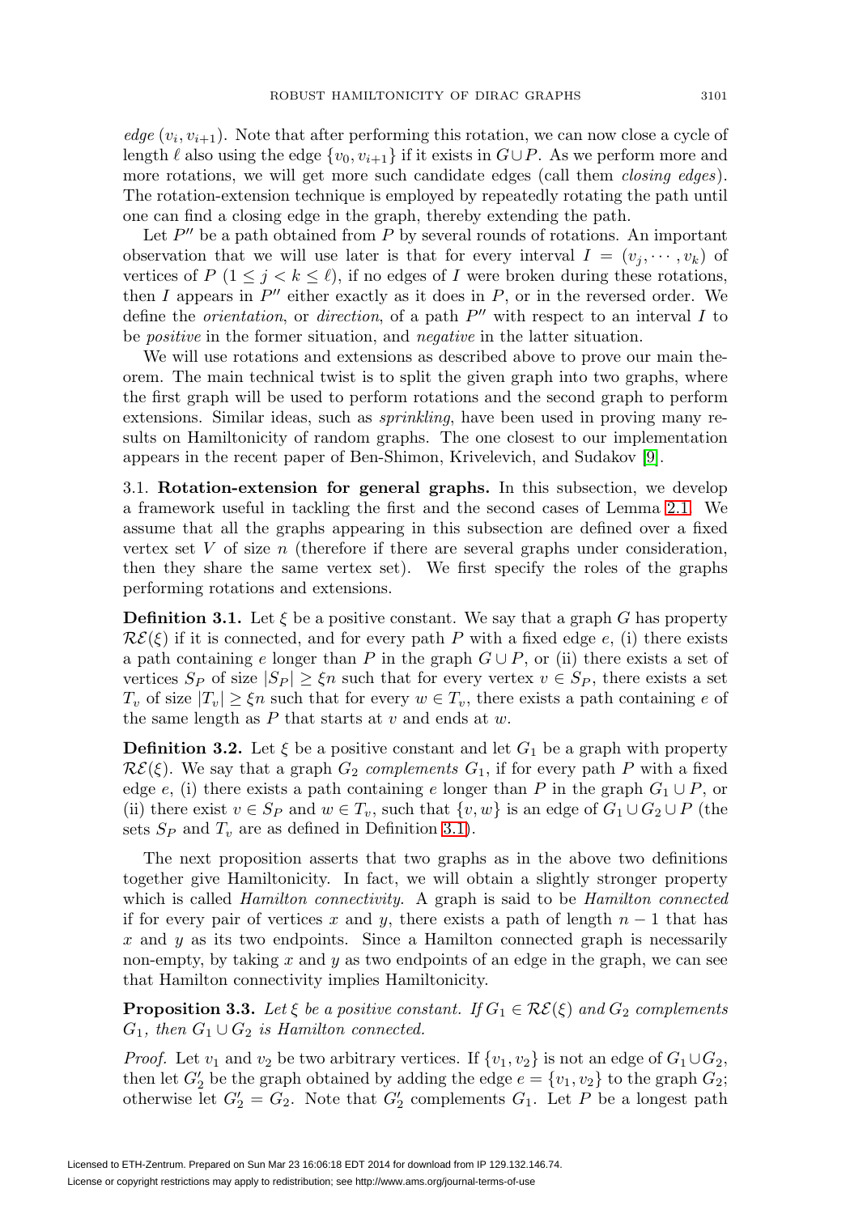*edge* $(v_i, v_{i+1})$. Note that after performing this rotation, we can now close a cycle of length $\ell$ also using the edge $\{v_0, v_{i+1}\}$ if it exists in $G \cup P$. As we perform more and more rotations, we will get more such candidate edges (call them *closing edges*). The rotation-extension technique is employed by repeatedly rotating the path until one can find a closing edge in the graph, thereby extending the path.

Let $P''$ be a path obtained from $P$ by several rounds of rotations. An important observation that we will use later is that for every interval $I = (v_j, \cdots, v_k)$ of vertices of $P$ $(1 \le j < k \le \ell)$, if no edges of $I$ were broken during these rotations, then $I$ appears in $P''$ either exactly as it does in $P$, or in the reversed order. We define the *orientation*, or *direction*, of a path $P''$ with respect to an interval $I$ to be *positive* in the former situation, and *negative* in the latter situation.

We will use rotations and extensions as described above to prove our main theorem. The main technical twist is to split the given graph into two graphs, where the first graph will be used to perform rotations and the second graph to perform extensions. Similar ideas, such as *sprinkling*, have been used in proving many results on Hamiltonicity of random graphs. The one closest to our implementation appears in the recent paper of Ben-Shimon, Krivelevich, and Sudakov [9].

### 3.1. Rotation-extension for general graphs.

In this subsection, we develop a framework useful in tackling the first and the second cases of Lemma 2.1. We assume that all the graphs appearing in this subsection are defined over a fixed vertex set $V$ of size $n$ (therefore if there are several graphs under consideration, then they share the same vertex set). We first specify the roles of the graphs performing rotations and extensions.

**Definition 3.1.** Let $\xi$ be a positive constant. We say that a graph $G$ has property $\mathcal{RE}(\xi)$ if it is connected, and for every path $P$ with a fixed edge $e$, (i) there exists a path containing $e$ longer than $P$ in the graph $G \cup P$, or (ii) there exists a set of vertices $S_P$ of size $|S_P| \ge \xi n$ such that for every vertex $v \in S_P$, there exists a set $T_v$ of size $|T_v| \ge \xi n$ such that for every $w \in T_v$, there exists a path containing $e$ of the same length as $P$ that starts at $v$ and ends at $w$.

**Definition 3.2.** Let $\xi$ be a positive constant and let $G_1$ be a graph with property $\mathcal{RE}(\xi)$. We say that a graph $G_2$ *complements* $G_1$, if for every path $P$ with a fixed edge $e$, (i) there exists a path containing $e$ longer than $P$ in the graph $G_1 \cup P$, or (ii) there exist $v \in S_P$ and $w \in T_v$, such that $\{v, w\}$ is an edge of $G_1 \cup G_2 \cup P$ (the sets $S_P$ and $T_v$ are as defined in Definition 3.1).

The next proposition asserts that two graphs as in the above two definitions together give Hamiltonicity. In fact, we will obtain a slightly stronger property which is called *Hamilton connectivity*. A graph is said to be *Hamilton connected* if for every pair of vertices $x$ and $y$, there exists a path of length $n-1$ that has $x$ and $y$ as its two endpoints. Since a Hamilton connected graph is necessarily non-empty, by taking $x$ and $y$ as two endpoints of an edge in the graph, we can see that Hamilton connectivity implies Hamiltonicity.

**Proposition 3.3.** *Let $\xi$ be a positive constant. If $G_1 \in \mathcal{RE}(\xi)$ and $G_2$ complements $G_1$, then $G_1 \cup G_2$ is Hamilton connected.*

*Proof.* Let $v_1$ and $v_2$ be two arbitrary vertices. If $\{v_1, v_2\}$ is not an edge of $G_1 \cup G_2$, then let $G_2'$ be the graph obtained by adding the edge $e = \{v_1, v_2\}$ to the graph $G_2$; otherwise let $G_2' = G_2$. Note that $G_2'$ complements $G_1$. Let $P$ be a longest path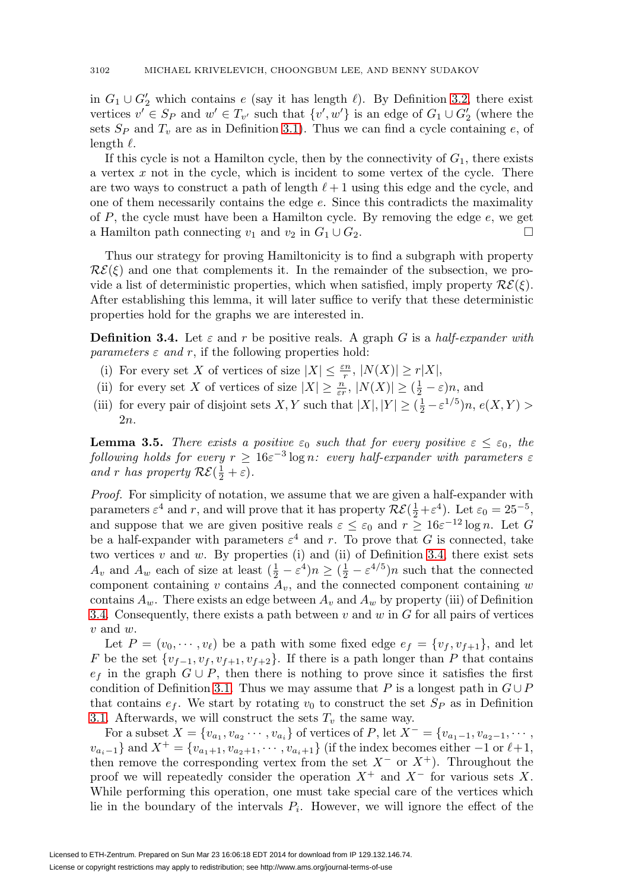in $G_1 \cup G_2'$ which contains $e$ (say it has length $\ell$). By Definition 3.2, there exist vertices $v' \in S_P$ and $w' \in T_{v'}$ such that $\{v', w'\}$ is an edge of $G_1 \cup G_2'$ (where the sets $S_P$ and $T_v$ are as in Definition 3.1). Thus we can find a cycle containing $e$, of length $\ell$.

If this cycle is not a Hamilton cycle, then by the connectivity of $G_1$, there exists a vertex $x$ not in the cycle, which is incident to some vertex of the cycle. There are two ways to construct a path of length $\ell + 1$ using this edge and the cycle, and one of them necessarily contains the edge $e$. Since this contradicts the maximality of $P$, the cycle must have been a Hamilton cycle. By removing the edge $e$, we get a Hamilton path connecting $v_1$ and $v_2$ in $G_1 \cup G_2$. □

Thus our strategy for proving Hamiltonicity is to find a subgraph with property $\mathcal{RE}(\xi)$ and one that complements it. In the remainder of the subsection, we provide a list of deterministic properties, which when satisfied, imply property $\mathcal{RE}(\xi)$. After establishing this lemma, it will later suffice to verify that these deterministic properties hold for the graphs we are interested in.

**Definition 3.4.** Let $\varepsilon$ and $r$ be positive reals. A graph $G$ is a *half-expander with parameters $\varepsilon$ and $r$*, if the following properties hold:

(i) For every set $X$ of vertices of size $|X| \leq \frac{\varepsilon n}{r}$, $|N(X)| \geq r|X|$,
(ii) for every set $X$ of vertices of size $|X| \geq \frac{n}{\varepsilon r}$, $|N(X)| \geq (\frac{1}{2} - \varepsilon)n$, and
(iii) for every pair of disjoint sets $X, Y$ such that $|X|, |Y| \geq (\frac{1}{2} - \varepsilon^{1/5})n$, $e(X, Y) > 2n$.

**Lemma 3.5.** *There exists a positive $\varepsilon_0$ such that for every positive $\varepsilon \leq \varepsilon_0$, the following holds for every $r \geq 16\varepsilon^{-3} \log n$: every half-expander with parameters $\varepsilon$ and $r$ has property $\mathcal{RE}(\frac{1}{2} + \varepsilon)$.*

*Proof.* For simplicity of notation, we assume that we are given a half-expander with parameters $\varepsilon^4$ and $r$, and will prove that it has property $\mathcal{RE}(\frac{1}{2} + \varepsilon^4)$. Let $\varepsilon_0 = 25^{-5}$, and suppose that we are given positive reals $\varepsilon \leq \varepsilon_0$ and $r \geq 16\varepsilon^{-12} \log n$. Let $G$ be a half-expander with parameters $\varepsilon^4$ and $r$. To prove that $G$ is connected, take two vertices $v$ and $w$. By properties (i) and (ii) of Definition 3.4, there exist sets $A_v$ and $A_w$ each of size at least $(\frac{1}{2} - \varepsilon^4)n \geq (\frac{1}{2} - \varepsilon^{4/5})n$ such that the connected component containing $v$ contains $A_v$, and the connected component containing $w$ contains $A_w$. There exists an edge between $A_v$ and $A_w$ by property (iii) of Definition 3.4. Consequently, there exists a path between $v$ and $w$ in $G$ for all pairs of vertices $v$ and $w$.

Let $P = (v_0, \cdots, v_\ell)$ be a path with some fixed edge $e_f = \{v_f, v_{f+1}\}$, and let $F$ be the set $\{v_{f-1}, v_f, v_{f+1}, v_{f+2}\}$. If there is a path longer than $P$ that contains $e_f$ in the graph $G \cup P$, then there is nothing to prove since it satisfies the first condition of Definition 3.1. Thus we may assume that $P$ is a longest path in $G \cup P$ that contains $e_f$. We start by rotating $v_0$ to construct the set $S_P$ as in Definition 3.1. Afterwards, we will construct the sets $T_v$ the same way.

For a subset $X = \{v_{a_1}, v_{a_2} \cdots, v_{a_i}\}$ of vertices of $P$, let $X^- = \{v_{a_1 - 1}, v_{a_2 - 1}, \cdots, v_{a_i - 1}\}$ and $X^+ = \{v_{a_1+1}, v_{a_2+1}, \cdots, v_{a_i+1}\}$ (if the index becomes either $-1$ or $\ell+1$, then remove the corresponding vertex from the set $X^-$ or $X^+$). Throughout the proof we will repeatedly consider the operation $X^+$ and $X^-$ for various sets $X$. While performing this operation, one must take special care of the vertices which lie in the boundary of the intervals $P_i$. However, we will ignore the effect of the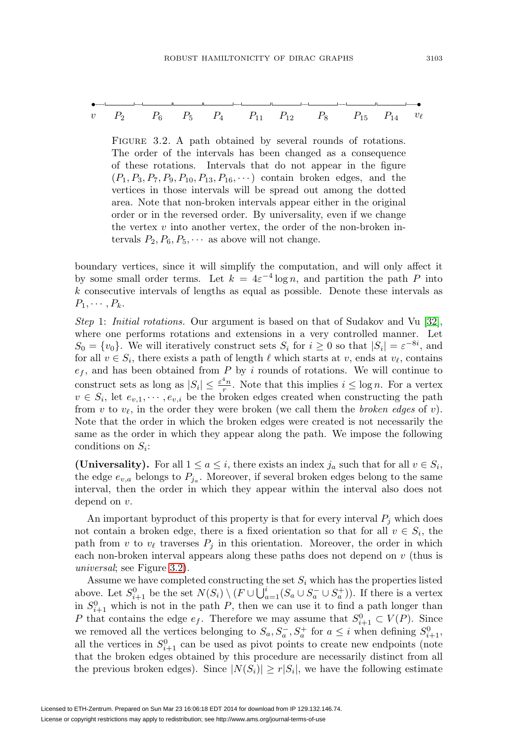$v$ $P_2$ $P_6$ $P_5$ $P_4$ $P_{11}$ $P_{12}$ $P_8$ $P_{15}$ $P_{14}$ $v_\ell$

FIGURE 3.2. A path obtained by several rounds of rotations. The order of the intervals has been changed as a consequence of these rotations. Intervals that do not appear in the figure $(P_1, P_3, P_7, P_9, P_{10}, P_{13}, P_{16}, \cdots)$ contain broken edges, and the vertices in those intervals will be spread out among the dotted area. Note that non-broken intervals appear either in the original order or in the reversed order. By universality, even if we change the vertex $v$ into another vertex, the order of the non-broken intervals $P_2, P_6, P_5, \cdots$ as above will not change.

boundary vertices, since it will simplify the computation, and will only affect it by some small order terms. Let $k = 4\varepsilon^{-4} \log n$, and partition the path $P$ into $k$ consecutive intervals of lengths as equal as possible. Denote these intervals as $P_1, \cdots, P_k$.

*Step* 1: *Initial rotations.* Our argument is based on that of Sudakov and Vu [32], where one performs rotations and extensions in a very controlled manner. Let $S_0 = \{v_0\}$. We will iteratively construct sets $S_i$ for $i \geq 0$ so that $|S_i| = \varepsilon^{-8i}$, and for all $v \in S_i$, there exists a path of length $\ell$ which starts at $v$, ends at $v_\ell$, contains $e_f$, and has been obtained from $P$ by $i$ rounds of rotations. We will continue to construct sets as long as $|S_i| \leq \frac{\varepsilon^4 n}{r}$. Note that this implies $i \leq \log n$. For a vertex $v \in S_i$, let $e_{v,1}, \cdots, e_{v,i}$ be the broken edges created when constructing the path from $v$ to $v_\ell$, in the order they were broken (we call them the *broken edges* of $v$). Note that the order in which the broken edges were created is not necessarily the same as the order in which they appear along the path. We impose the following conditions on $S_i$:

**(Universality).** For all $1 \leq a \leq i$, there exists an index $j_a$ such that for all $v \in S_i$, the edge $e_{v,a}$ belongs to $P_{j_a}$. Moreover, if several broken edges belong to the same interval, then the order in which they appear within the interval also does not depend on $v$.

An important byproduct of this property is that for every interval $P_j$ which does not contain a broken edge, there is a fixed orientation so that for all $v \in S_i$, the path from $v$ to $v_\ell$ traverses $P_j$ in this orientation. Moreover, the order in which each non-broken interval appears along these paths does not depend on $v$ (thus is *universal*; see Figure 3.2).

Assume we have completed constructing the set $S_i$ which has the properties listed above. Let $S_{i+1}^0$ be the set $N(S_i) \setminus (F \cup \bigcup_{a=1}^{i}(S_a \cup S_a^- \cup S_a^+))$. If there is a vertex in $S_{i+1}^0$ which is not in the path $P$, then we can use it to find a path longer than $P$ that contains the edge $e_f$. Therefore we may assume that $S_{i+1}^0 \subset V(P)$. Since we removed all the vertices belonging to $S_a, S_a^-, S_a^+$ for $a \leq i$ when defining $S_{i+1}^0$, all the vertices in $S_{i+1}^0$ can be used as pivot points to create new endpoints (note that the broken edges obtained by this procedure are necessarily distinct from all the previous broken edges). Since $|N(S_i)| \geq r|S_i|$, we have the following estimate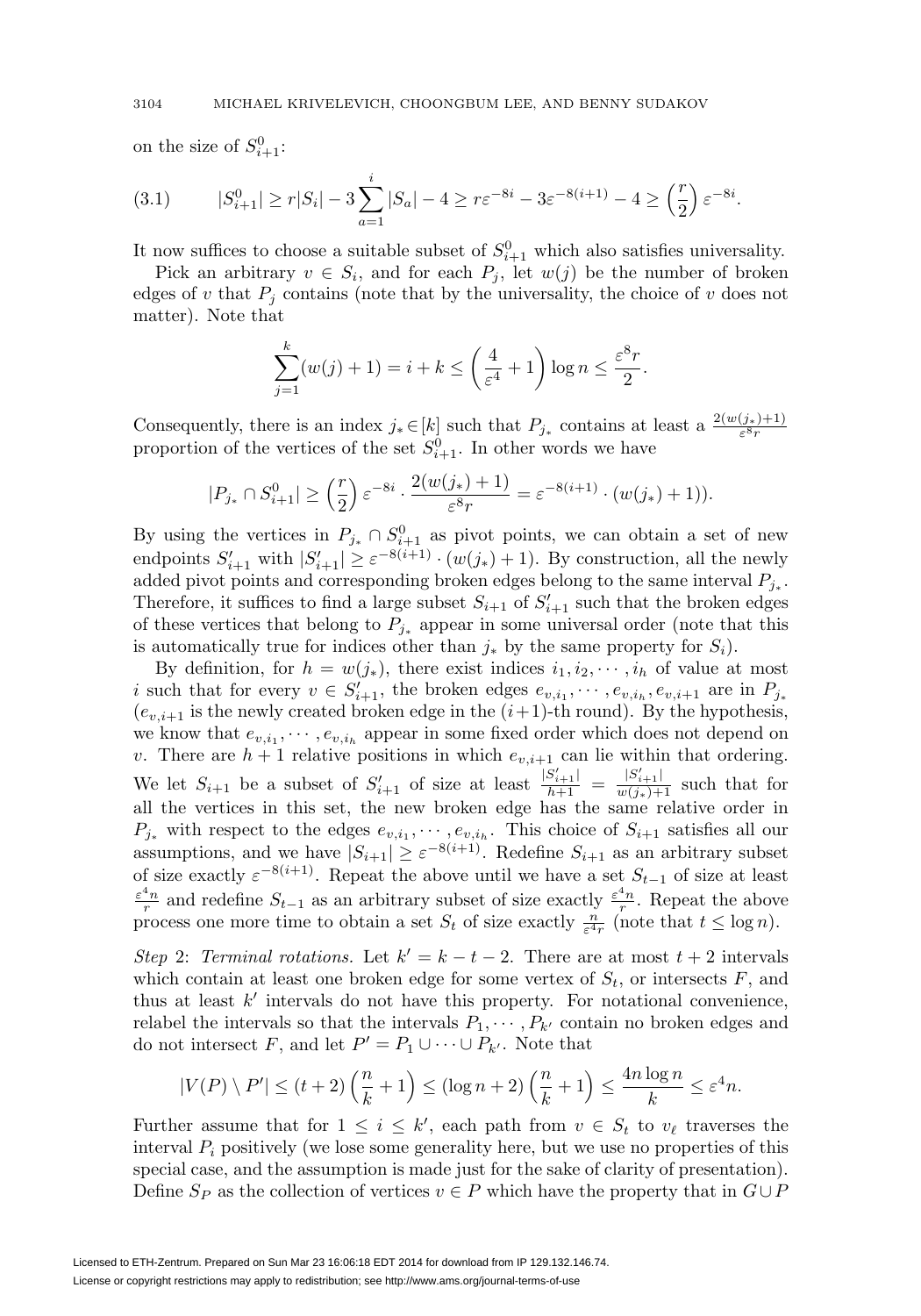on the size of $S^0_{i+1}$:

$$(3.1)\qquad |S^0_{i+1}| \geq r|S_i| - 3\sum_{a=1}^{i} |S_a| - 4 \geq r\varepsilon^{-8i} - 3\varepsilon^{-8(i+1)} - 4 \geq \left(\frac{r}{2}\right)\varepsilon^{-8i}.$$

It now suffices to choose a suitable subset of $S^0_{i+1}$ which also satisfies universality.

Pick an arbitrary $v \in S_i$, and for each $P_j$, let $w(j)$ be the number of broken edges of $v$ that $P_j$ contains (note that by the universality, the choice of $v$ does not matter). Note that

$$\sum_{j=1}^{k}(w(j)+1) = i + k \leq \left(\frac{4}{\varepsilon^4} + 1\right)\log n \leq \frac{\varepsilon^8 r}{2}.$$

Consequently, there is an index $j_* \in [k]$ such that $P_{j_*}$ contains at least a $\frac{2(w(j_*)+1)}{\varepsilon^8 r}$ proportion of the vertices of the set $S^0_{i+1}$. In other words we have

$$|P_{j_*} \cap S^0_{i+1}| \geq \left(\frac{r}{2}\right)\varepsilon^{-8i} \cdot \frac{2(w(j_*)+1)}{\varepsilon^8 r} = \varepsilon^{-8(i+1)} \cdot (w(j_*)+1)).$$

By using the vertices in $P_{j_*} \cap S^0_{i+1}$ as pivot points, we can obtain a set of new endpoints $S'_{i+1}$ with $|S'_{i+1}| \geq \varepsilon^{-8(i+1)} \cdot (w(j_*)+1)$. By construction, all the newly added pivot points and corresponding broken edges belong to the same interval $P_{j_*}$. Therefore, it suffices to find a large subset $S_{i+1}$ of $S'_{i+1}$ such that the broken edges of these vertices that belong to $P_{j_*}$ appear in some universal order (note that this is automatically true for indices other than $j_*$ by the same property for $S_i$).

By definition, for $h = w(j_*)$, there exist indices $i_1, i_2, \cdots, i_h$ of value at most $i$ such that for every $v \in S'_{i+1}$, the broken edges $e_{v,i_1}, \cdots, e_{v,i_h}, e_{v,i+1}$ are in $P_{j_*}$ ($e_{v,i+1}$ is the newly created broken edge in the $(i+1)$-th round). By the hypothesis, we know that $e_{v,i_1}, \cdots, e_{v,i_h}$ appear in some fixed order which does not depend on $v$. There are $h+1$ relative positions in which $e_{v,i+1}$ can lie within that ordering. We let $S_{i+1}$ be a subset of $S'_{i+1}$ of size at least $\frac{|S'_{i+1}|}{h+1} = \frac{|S'_{i+1}|}{w(j_*)+1}$ such that for all the vertices in this set, the new broken edge has the same relative order in $P_{j_*}$ with respect to the edges $e_{v,i_1}, \cdots, e_{v,i_h}$. This choice of $S_{i+1}$ satisfies all our assumptions, and we have $|S_{i+1}| \geq \varepsilon^{-8(i+1)}$. Redefine $S_{i+1}$ as an arbitrary subset of size exactly $\varepsilon^{-8(i+1)}$. Repeat the above until we have a set $S_{t-1}$ of size at least $\frac{\varepsilon^4 n}{r}$ and redefine $S_{t-1}$ as an arbitrary subset of size exactly $\frac{\varepsilon^4 n}{r}$. Repeat the above process one more time to obtain a set $S_t$ of size exactly $\frac{n}{\varepsilon^4 r}$ (note that $t \leq \log n$).

*Step* 2: *Terminal rotations.* Let $k' = k - t - 2$. There are at most $t+2$ intervals which contain at least one broken edge for some vertex of $S_t$, or intersects $F$, and thus at least $k'$ intervals do not have this property. For notational convenience, relabel the intervals so that the intervals $P_1, \cdots, P_{k'}$ contain no broken edges and do not intersect $F$, and let $P' = P_1 \cup \cdots \cup P_{k'}$. Note that

$$|V(P) \setminus P'| \leq (t+2)\left(\frac{n}{k}+1\right) \leq (\log n + 2)\left(\frac{n}{k}+1\right) \leq \frac{4n\log n}{k} \leq \varepsilon^4 n.$$

Further assume that for $1 \leq i \leq k'$, each path from $v \in S_t$ to $v_\ell$ traverses the interval $P_i$ positively (we lose some generality here, but we use no properties of this special case, and the assumption is made just for the sake of clarity of presentation). Define $S_P$ as the collection of vertices $v \in P$ which have the property that in $G \cup P$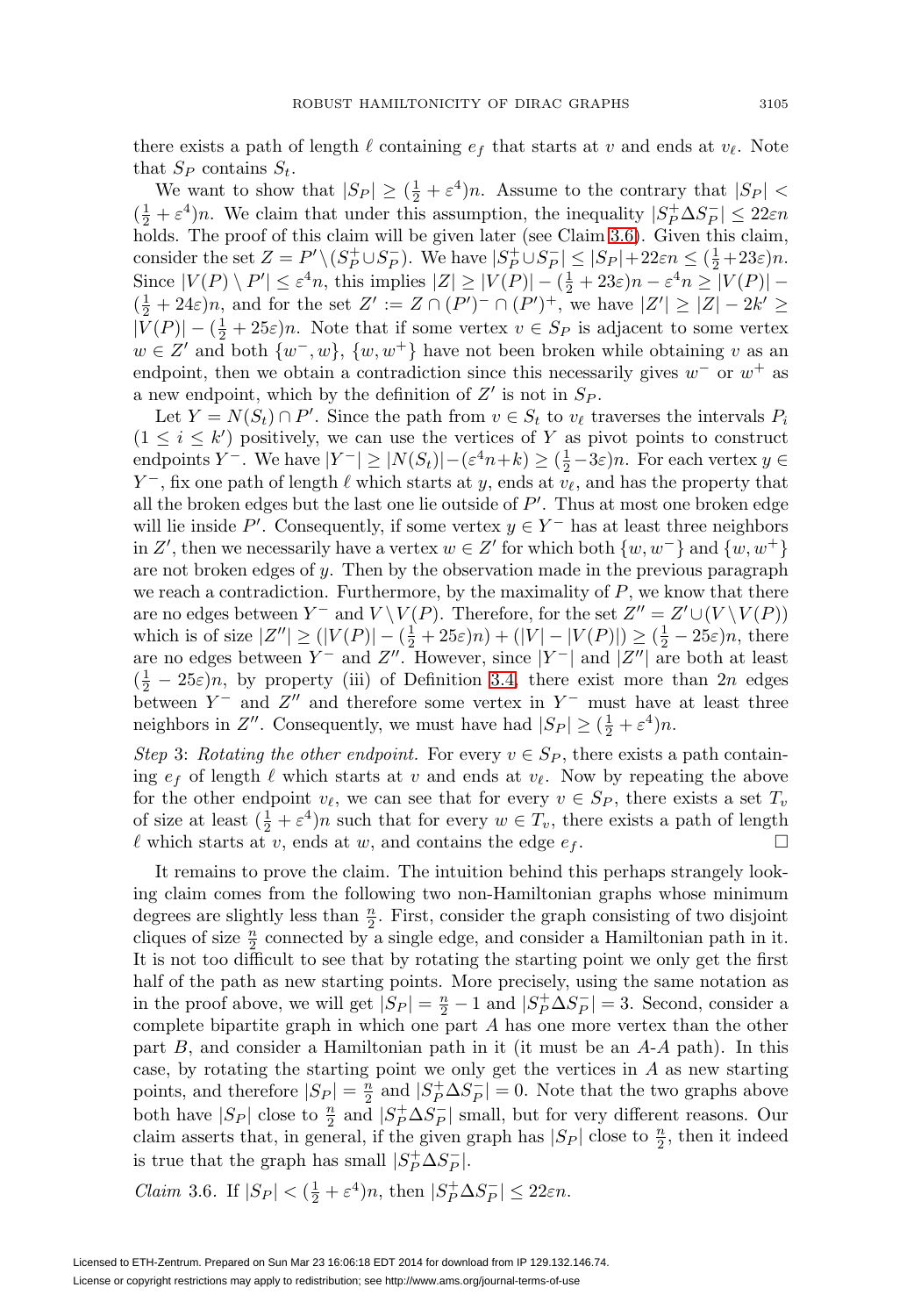there exists a path of length $\ell$ containing $e_f$ that starts at $v$ and ends at $v_\ell$. Note that $S_P$ contains $S_t$.

We want to show that $|S_P| \geq (\frac{1}{2} + \varepsilon^4)n$. Assume to the contrary that $|S_P| < (\frac{1}{2} + \varepsilon^4)n$. We claim that under this assumption, the inequality $|S_P^+ \Delta S_P^-| \leq 22\varepsilon n$ holds. The proof of this claim will be given later (see Claim 3.6). Given this claim, consider the set $Z = P' \setminus (S_P^+ \cup S_P^-)$. We have $|S_P^+ \cup S_P^-| \leq |S_P| + 22\varepsilon n \leq (\frac{1}{2} + 23\varepsilon)n$. Since $|V(P) \setminus P'| \leq \varepsilon^4 n$, this implies $|Z| \geq |V(P)| - (\frac{1}{2} + 23\varepsilon)n - \varepsilon^4 n \geq |V(P)| - (\frac{1}{2} + 24\varepsilon)n$, and for the set $Z' := Z \cap (P')^- \cap (P')^+$, we have $|Z'| \geq |Z| - 2k' \geq |V(P)| - (\frac{1}{2} + 25\varepsilon)n$. Note that if some vertex $v \in S_P$ is adjacent to some vertex $w \in Z'$ and both $\{w^-, w\}$, $\{w, w^+\}$ have not been broken while obtaining $v$ as an endpoint, then we obtain a contradiction since this necessarily gives $w^-$ or $w^+$ as a new endpoint, which by the definition of $Z'$ is not in $S_P$.

Let $Y = N(S_t) \cap P'$. Since the path from $v \in S_t$ to $v_\ell$ traverses the intervals $P_i$ $(1 \leq i \leq k')$ positively, we can use the vertices of $Y$ as pivot points to construct endpoints $Y^-$. We have $|Y^-| \geq |N(S_t)| - (\varepsilon^4 n + k) \geq (\frac{1}{2} - 3\varepsilon)n$. For each vertex $y \in Y^-$, fix one path of length $\ell$ which starts at $y$, ends at $v_\ell$, and has the property that all the broken edges but the last one lie outside of $P'$. Thus at most one broken edge will lie inside $P'$. Consequently, if some vertex $y \in Y^-$ has at least three neighbors in $Z'$, then we necessarily have a vertex $w \in Z'$ for which both $\{w, w^-\}$ and $\{w, w^+\}$ are not broken edges of $y$. Then by the observation made in the previous paragraph we reach a contradiction. Furthermore, by the maximality of $P$, we know that there are no edges between $Y^-$ and $V \setminus V(P)$. Therefore, for the set $Z'' = Z' \cup (V \setminus V(P))$ which is of size $|Z''| \geq (|V(P)| - (\frac{1}{2} + 25\varepsilon)n) + (|V| - |V(P)|) \geq (\frac{1}{2} - 25\varepsilon)n$, there are no edges between $Y^-$ and $Z''$. However, since $|Y^-|$ and $|Z''|$ are both at least $(\frac{1}{2} - 25\varepsilon)n$, by property (iii) of Definition 3.4, there exist more than $2n$ edges between $Y^-$ and $Z''$ and therefore some vertex in $Y^-$ must have at least three neighbors in $Z''$. Consequently, we must have had $|S_P| \geq (\frac{1}{2} + \varepsilon^4)n$.

*Step* 3: *Rotating the other endpoint.* For every $v \in S_P$, there exists a path containing $e_f$ of length $\ell$ which starts at $v$ and ends at $v_\ell$. Now by repeating the above for the other endpoint $v_\ell$, we can see that for every $v \in S_P$, there exists a set $T_v$ of size at least $(\frac{1}{2} + \varepsilon^4)n$ such that for every $w \in T_v$, there exists a path of length $\ell$ which starts at $v$, ends at $w$, and contains the edge $e_f$. $\square$

It remains to prove the claim. The intuition behind this perhaps strangely looking claim comes from the following two non-Hamiltonian graphs whose minimum degrees are slightly less than $\frac{n}{2}$. First, consider the graph consisting of two disjoint cliques of size $\frac{n}{2}$ connected by a single edge, and consider a Hamiltonian path in it. It is not too difficult to see that by rotating the starting point we only get the first half of the path as new starting points. More precisely, using the same notation as in the proof above, we will get $|S_P| = \frac{n}{2} - 1$ and $|S_P^+ \Delta S_P^-| = 3$. Second, consider a complete bipartite graph in which one part $A$ has one more vertex than the other part $B$, and consider a Hamiltonian path in it (it must be an $A$-$A$ path). In this case, by rotating the starting point we only get the vertices in $A$ as new starting points, and therefore $|S_P| = \frac{n}{2}$ and $|S_P^+ \Delta S_P^-| = 0$. Note that the two graphs above both have $|S_P|$ close to $\frac{n}{2}$ and $|S_P^+ \Delta S_P^-|$ small, but for very different reasons. Our claim asserts that, in general, if the given graph has $|S_P|$ close to $\frac{n}{2}$, then it indeed is true that the graph has small $|S_P^+ \Delta S_P^-|$.

*Claim* 3.6. If $|S_P| < (\frac{1}{2} + \varepsilon^4)n$, then $|S_P^+ \Delta S_P^-| \leq 22\varepsilon n$.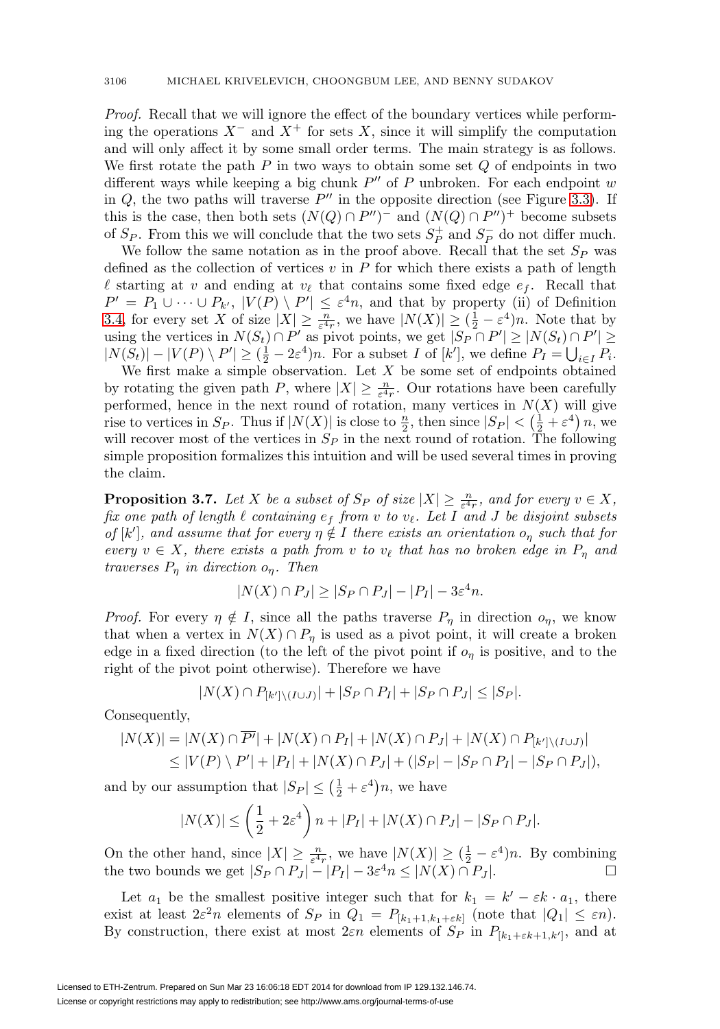*Proof.* Recall that we will ignore the effect of the boundary vertices while performing the operations $X^-$ and $X^+$ for sets $X$, since it will simplify the computation and will only affect it by some small order terms. The main strategy is as follows. We first rotate the path $P$ in two ways to obtain some set $Q$ of endpoints in two different ways while keeping a big chunk $P''$ of $P$ unbroken. For each endpoint $w$ in $Q$, the two paths will traverse $P''$ in the opposite direction (see Figure 3.3). If this is the case, then both sets $(N(Q) \cap P'')^-$ and $(N(Q) \cap P'')^+$ become subsets of $S_P$. From this we will conclude that the two sets $S_P^+$ and $S_P^-$ do not differ much.

We follow the same notation as in the proof above. Recall that the set $S_P$ was defined as the collection of vertices $v$ in $P$ for which there exists a path of length $\ell$ starting at $v$ and ending at $v_\ell$ that contains some fixed edge $e_f$. Recall that $P' = P_1 \cup \cdots \cup P_{k'}$, $|V(P) \setminus P'| \leq \varepsilon^4 n$, and that by property (ii) of Definition 3.4, for every set $X$ of size $|X| \geq \frac{n}{\varepsilon^4 r}$, we have $|N(X)| \geq (\frac{1}{2} - \varepsilon^4)n$. Note that by using the vertices in $N(S_t) \cap P'$ as pivot points, we get $|S_P \cap P'| \geq |N(S_t) \cap P'| \geq |N(S_t)| - |V(P) \setminus P'| \geq (\frac{1}{2} - 2\varepsilon^4)n$. For a subset $I$ of $[k']$, we define $P_I = \bigcup_{i \in I} P_i$.

We first make a simple observation. Let $X$ be some set of endpoints obtained by rotating the given path $P$, where $|X| \geq \frac{n}{\varepsilon^4 r}$. Our rotations have been carefully performed, hence in the next round of rotation, many vertices in $N(X)$ will give rise to vertices in $S_P$. Thus if $|N(X)|$ is close to $\frac{n}{2}$, then since $|S_P| < \left(\frac{1}{2} + \varepsilon^4\right)n$, we will recover most of the vertices in $S_P$ in the next round of rotation. The following simple proposition formalizes this intuition and will be used several times in proving the claim.

**Proposition 3.7.** *Let $X$ be a subset of $S_P$ of size $|X| \geq \frac{n}{\varepsilon^4 r}$, and for every $v \in X$, fix one path of length $\ell$ containing $e_f$ from $v$ to $v_\ell$. Let $I$ and $J$ be disjoint subsets of $[k']$, and assume that for every $\eta \notin I$ there exists an orientation $o_\eta$ such that for every $v \in X$, there exists a path from $v$ to $v_\ell$ that has no broken edge in $P_\eta$ and traverses $P_\eta$ in direction $o_\eta$. Then*

$$|N(X) \cap P_J| \geq |S_P \cap P_J| - |P_I| - 3\varepsilon^4 n.$$

*Proof.* For every $\eta \notin I$, since all the paths traverse $P_\eta$ in direction $o_\eta$, we know that when a vertex in $N(X) \cap P_\eta$ is used as a pivot point, it will create a broken edge in a fixed direction (to the left of the pivot point if $o_\eta$ is positive, and to the right of the pivot point otherwise). Therefore we have

$$|N(X) \cap P_{[k'] \setminus (I \cup J)}| + |S_P \cap P_I| + |S_P \cap P_J| \leq |S_P|.$$

Consequently,

$$\begin{aligned} |N(X)| &= |N(X) \cap \overline{P'}| + |N(X) \cap P_I| + |N(X) \cap P_J| + |N(X) \cap P_{[k'] \setminus (I \cup J)}| \\ &\leq |V(P) \setminus P'| + |P_I| + |N(X) \cap P_J| + (|S_P| - |S_P \cap P_I| - |S_P \cap P_J|), \end{aligned}$$

and by our assumption that $|S_P| \leq \left(\frac{1}{2} + \varepsilon^4\right)n$, we have

$$|N(X)| \leq \left(\frac{1}{2} + 2\varepsilon^4\right)n + |P_I| + |N(X) \cap P_J| - |S_P \cap P_J|.$$

On the other hand, since $|X| \geq \frac{n}{\varepsilon^4 r}$, we have $|N(X)| \geq (\frac{1}{2} - \varepsilon^4)n$. By combining the two bounds we get $|S_P \cap P_J| - |P_I| - 3\varepsilon^4 n \leq |N(X) \cap P_J|$. □

Let $a_1$ be the smallest positive integer such that for $k_1 = k' - \varepsilon k \cdot a_1$, there exist at least $2\varepsilon^2 n$ elements of $S_P$ in $Q_1 = P_{[k_1+1, k_1+\varepsilon k]}$ (note that $|Q_1| \leq \varepsilon n$). By construction, there exist at most $2\varepsilon n$ elements of $S_P$ in $P_{[k_1+\varepsilon k+1, k']}$, and at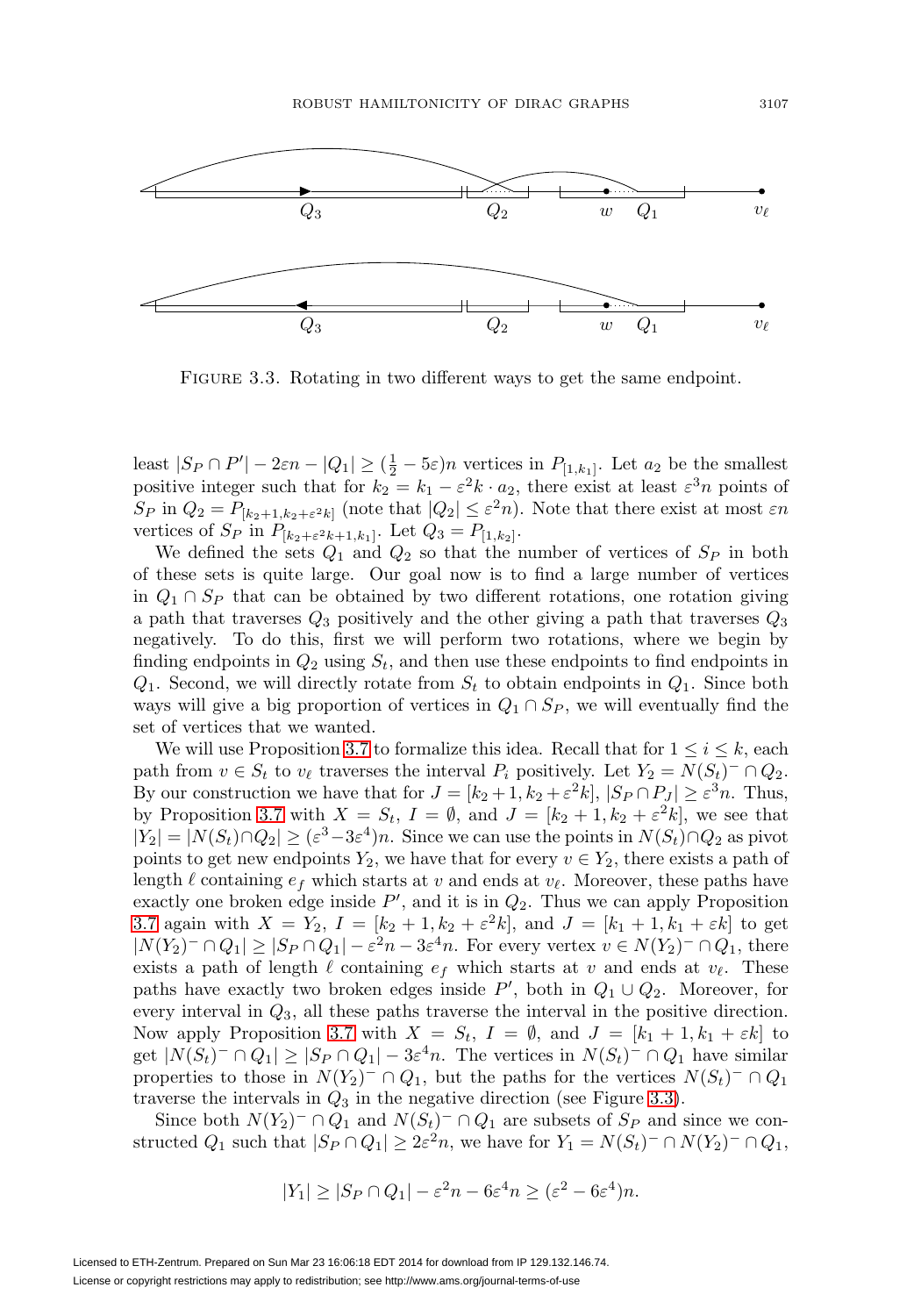FIGURE 3.3. Rotating in two different ways to get the same endpoint.

least $|S_P \cap P'| - 2\varepsilon n - |Q_1| \geq (\frac{1}{2} - 5\varepsilon)n$ vertices in $P_{[1,k_1]}$. Let $a_2$ be the smallest positive integer such that for $k_2 = k_1 - \varepsilon^2 k \cdot a_2$, there exist at least $\varepsilon^3 n$ points of $S_P$ in $Q_2 = P_{[k_2+1,k_2+\varepsilon^2 k]}$ (note that $|Q_2| \leq \varepsilon^2 n$). Note that there exist at most $\varepsilon n$ vertices of $S_P$ in $P_{[k_2+\varepsilon^2 k+1,k_1]}$. Let $Q_3 = P_{[1,k_2]}$.

We defined the sets $Q_1$ and $Q_2$ so that the number of vertices of $S_P$ in both of these sets is quite large. Our goal now is to find a large number of vertices in $Q_1 \cap S_P$ that can be obtained by two different rotations, one rotation giving a path that traverses $Q_3$ positively and the other giving a path that traverses $Q_3$ negatively. To do this, first we will perform two rotations, where we begin by finding endpoints in $Q_2$ using $S_t$, and then use these endpoints to find endpoints in $Q_1$. Second, we will directly rotate from $S_t$ to obtain endpoints in $Q_1$. Since both ways will give a big proportion of vertices in $Q_1 \cap S_P$, we will eventually find the set of vertices that we wanted.

We will use Proposition 3.7 to formalize this idea. Recall that for $1 \leq i \leq k$, each path from $v \in S_t$ to $v_\ell$ traverses the interval $P_i$ positively. Let $Y_2 = N(S_t)^- \cap Q_2$. By our construction we have that for $J = [k_2+1, k_2+\varepsilon^2 k]$, $|S_P \cap P_J| \geq \varepsilon^3 n$. Thus, by Proposition 3.7 with $X = S_t$, $I = \emptyset$, and $J = [k_2+1, k_2+\varepsilon^2 k]$, we see that $|Y_2| = |N(S_t) \cap Q_2| \geq (\varepsilon^3 - 3\varepsilon^4)n$. Since we can use the points in $N(S_t) \cap Q_2$ as pivot points to get new endpoints $Y_2$, we have that for every $v \in Y_2$, there exists a path of length $\ell$ containing $e_f$ which starts at $v$ and ends at $v_\ell$. Moreover, these paths have exactly one broken edge inside $P'$, and it is in $Q_2$. Thus we can apply Proposition 3.7 again with $X = Y_2$, $I = [k_2+1, k_2+\varepsilon^2 k]$, and $J = [k_1+1, k_1+\varepsilon k]$ to get $|N(Y_2)^- \cap Q_1| \geq |S_P \cap Q_1| - \varepsilon^2 n - 3\varepsilon^4 n$. For every vertex $v \in N(Y_2)^- \cap Q_1$, there exists a path of length $\ell$ containing $e_f$ which starts at $v$ and ends at $v_\ell$. These paths have exactly two broken edges inside $P'$, both in $Q_1 \cup Q_2$. Moreover, for every interval in $Q_3$, all these paths traverse the interval in the positive direction. Now apply Proposition 3.7 with $X = S_t$, $I = \emptyset$, and $J = [k_1+1, k_1+\varepsilon k]$ to get $|N(S_t)^- \cap Q_1| \geq |S_P \cap Q_1| - 3\varepsilon^4 n$. The vertices in $N(S_t)^- \cap Q_1$ have similar properties to those in $N(Y_2)^- \cap Q_1$, but the paths for the vertices $N(S_t)^- \cap Q_1$ traverse the intervals in $Q_3$ in the negative direction (see Figure 3.3).

Since both $N(Y_2)^- \cap Q_1$ and $N(S_t)^- \cap Q_1$ are subsets of $S_P$ and since we constructed $Q_1$ such that $|S_P \cap Q_1| \geq 2\varepsilon^2 n$, we have for $Y_1 = N(S_t)^- \cap N(Y_2)^- \cap Q_1$,

$$|Y_1| \geq |S_P \cap Q_1| - \varepsilon^2 n - 6\varepsilon^4 n \geq (\varepsilon^2 - 6\varepsilon^4)n.$$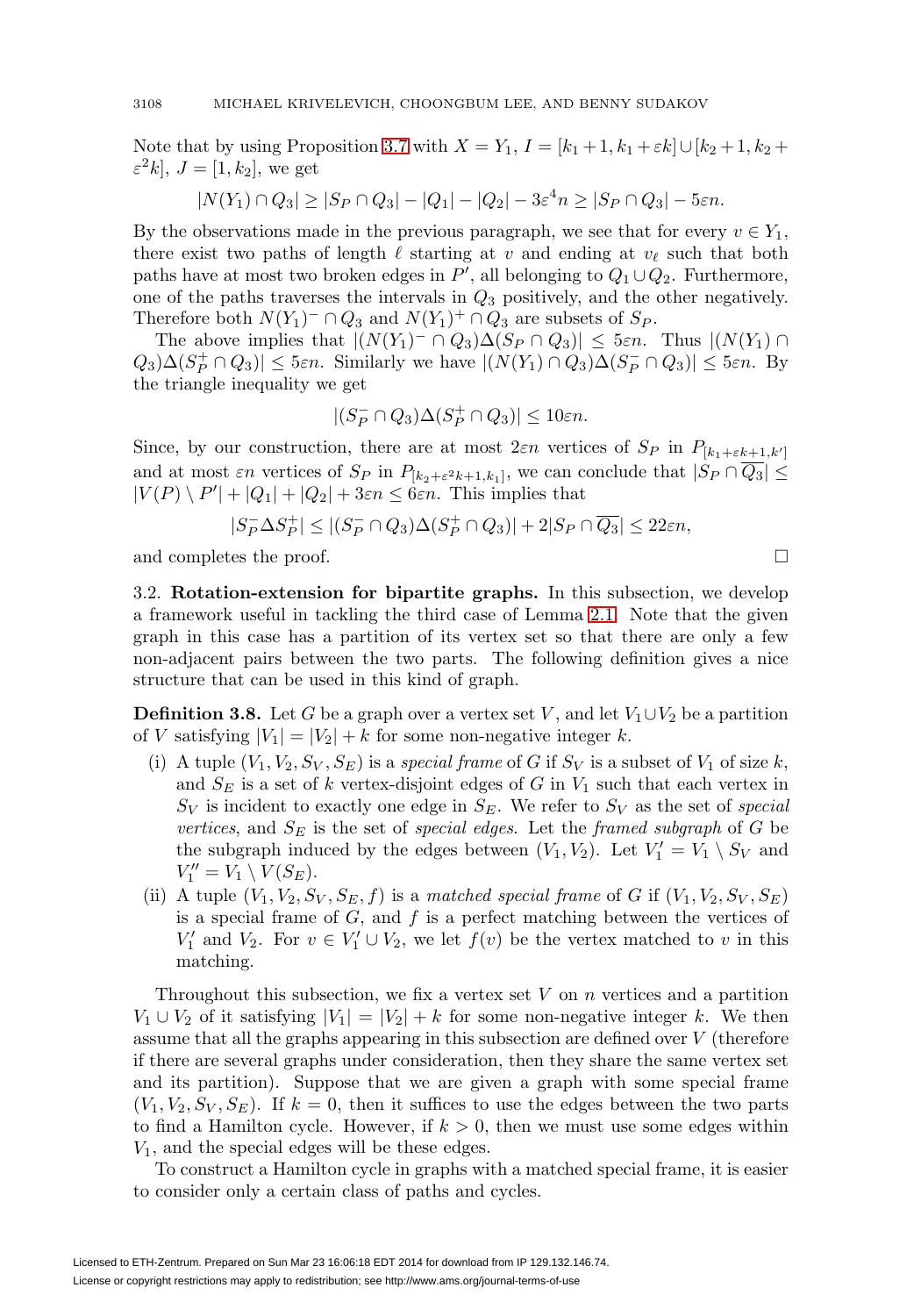Note that by using Proposition 3.7 with $X = Y_1$, $I = [k_1+1, k_1+\varepsilon k] \cup [k_2+1, k_2+\varepsilon^2 k]$, $J = [1, k_2]$, we get

$$|N(Y_1) \cap Q_3| \geq |S_P \cap Q_3| - |Q_1| - |Q_2| - 3\varepsilon^4 n \geq |S_P \cap Q_3| - 5\varepsilon n.$$

By the observations made in the previous paragraph, we see that for every $v \in Y_1$, there exist two paths of length $\ell$ starting at $v$ and ending at $v_\ell$ such that both paths have at most two broken edges in $P'$, all belonging to $Q_1 \cup Q_2$. Furthermore, one of the paths traverses the intervals in $Q_3$ positively, and the other negatively. Therefore both $N(Y_1)^- \cap Q_3$ and $N(Y_1)^+ \cap Q_3$ are subsets of $S_P$.

The above implies that $|(N(Y_1)^- \cap Q_3)\Delta(S_P \cap Q_3)| \leq 5\varepsilon n$. Thus $|(N(Y_1) \cap Q_3)\Delta(S_P^+ \cap Q_3)| \leq 5\varepsilon n$. Similarly we have $|(N(Y_1) \cap Q_3)\Delta(S_P^- \cap Q_3)| \leq 5\varepsilon n$. By the triangle inequality we get

$$|(S_P^- \cap Q_3)\Delta(S_P^+ \cap Q_3)| \leq 10\varepsilon n.$$

Since, by our construction, there are at most $2\varepsilon n$ vertices of $S_P$ in $P_{[k_1+\varepsilon k+1, k']}$ and at most $\varepsilon n$ vertices of $S_P$ in $P_{[k_2+\varepsilon^2 k+1, k_1]}$, we can conclude that $|S_P \cap \overline{Q_3}| \leq |V(P) \setminus P'| + |Q_1| + |Q_2| + 3\varepsilon n \leq 6\varepsilon n$. This implies that

$$|S_P^- \Delta S_P^+| \leq |(S_P^- \cap Q_3)\Delta(S_P^+ \cap Q_3)| + 2|S_P \cap \overline{Q_3}| \leq 22\varepsilon n,$$

and completes the proof. $\square$

## 3.2. Rotation-extension for bipartite graphs.

In this subsection, we develop a framework useful in tackling the third case of Lemma 2.1. Note that the given graph in this case has a partition of its vertex set so that there are only a few non-adjacent pairs between the two parts. The following definition gives a nice structure that can be used in this kind of graph.

**Definition 3.8.** Let $G$ be a graph over a vertex set $V$, and let $V_1 \cup V_2$ be a partition of $V$ satisfying $|V_1| = |V_2| + k$ for some non-negative integer $k$.

(i) A tuple $(V_1, V_2, S_V, S_E)$ is a *special frame* of $G$ if $S_V$ is a subset of $V_1$ of size $k$, and $S_E$ is a set of $k$ vertex-disjoint edges of $G$ in $V_1$ such that each vertex in $S_V$ is incident to exactly one edge in $S_E$. We refer to $S_V$ as the set of *special vertices*, and $S_E$ is the set of *special edges*. Let the *framed subgraph* of $G$ be the subgraph induced by the edges between $(V_1, V_2)$. Let $V_1' = V_1 \setminus S_V$ and $V_1'' = V_1 \setminus V(S_E)$.

(ii) A tuple $(V_1, V_2, S_V, S_E, f)$ is a *matched special frame* of $G$ if $(V_1, V_2, S_V, S_E)$ is a special frame of $G$, and $f$ is a perfect matching between the vertices of $V_1'$ and $V_2$. For $v \in V_1' \cup V_2$, we let $f(v)$ be the vertex matched to $v$ in this matching.

Throughout this subsection, we fix a vertex set $V$ on $n$ vertices and a partition $V_1 \cup V_2$ of it satisfying $|V_1| = |V_2| + k$ for some non-negative integer $k$. We then assume that all the graphs appearing in this subsection are defined over $V$ (therefore if there are several graphs under consideration, then they share the same vertex set and its partition). Suppose that we are given a graph with some special frame $(V_1, V_2, S_V, S_E)$. If $k = 0$, then it suffices to use the edges between the two parts to find a Hamilton cycle. However, if $k > 0$, then we must use some edges within $V_1$, and the special edges will be these edges.

To construct a Hamilton cycle in graphs with a matched special frame, it is easier to consider only a certain class of paths and cycles.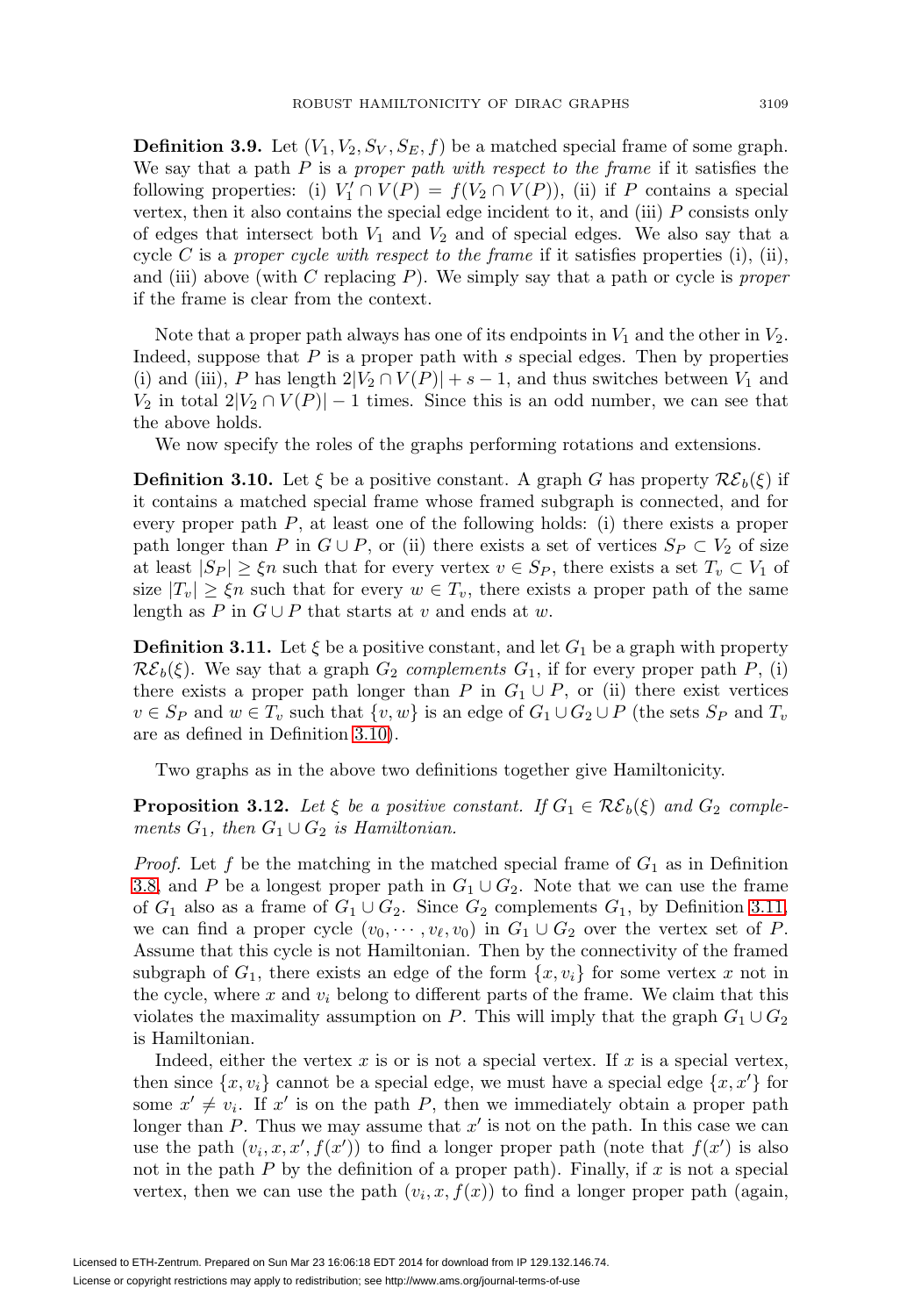**Definition 3.9.** Let $(V_1, V_2, S_V, S_E, f)$ be a matched special frame of some graph. We say that a path $P$ is a *proper path with respect to the frame* if it satisfies the following properties: (i) $V_1' \cap V(P) = f(V_2 \cap V(P))$, (ii) if $P$ contains a special vertex, then it also contains the special edge incident to it, and (iii) $P$ consists only of edges that intersect both $V_1$ and $V_2$ and of special edges. We also say that a cycle $C$ is a *proper cycle with respect to the frame* if it satisfies properties (i), (ii), and (iii) above (with $C$ replacing $P$). We simply say that a path or cycle is *proper* if the frame is clear from the context.

Note that a proper path always has one of its endpoints in $V_1$ and the other in $V_2$. Indeed, suppose that $P$ is a proper path with $s$ special edges. Then by properties (i) and (iii), $P$ has length $2|V_2 \cap V(P)| + s - 1$, and thus switches between $V_1$ and $V_2$ in total $2|V_2 \cap V(P)| - 1$ times. Since this is an odd number, we can see that the above holds.

We now specify the roles of the graphs performing rotations and extensions.

**Definition 3.10.** Let $\xi$ be a positive constant. A graph $G$ has property $\mathcal{RE}_b(\xi)$ if it contains a matched special frame whose framed subgraph is connected, and for every proper path $P$, at least one of the following holds: (i) there exists a proper path longer than $P$ in $G \cup P$, or (ii) there exists a set of vertices $S_P \subset V_2$ of size at least $|S_P| \geq \xi n$ such that for every vertex $v \in S_P$, there exists a set $T_v \subset V_1$ of size $|T_v| \geq \xi n$ such that for every $w \in T_v$, there exists a proper path of the same length as $P$ in $G \cup P$ that starts at $v$ and ends at $w$.

**Definition 3.11.** Let $\xi$ be a positive constant, and let $G_1$ be a graph with property $\mathcal{RE}_b(\xi)$. We say that a graph $G_2$ *complements* $G_1$, if for every proper path $P$, (i) there exists a proper path longer than $P$ in $G_1 \cup P$, or (ii) there exist vertices $v \in S_P$ and $w \in T_v$ such that $\{v, w\}$ is an edge of $G_1 \cup G_2 \cup P$ (the sets $S_P$ and $T_v$ are as defined in Definition 3.10).

Two graphs as in the above two definitions together give Hamiltonicity.

**Proposition 3.12.** *Let $\xi$ be a positive constant. If $G_1 \in \mathcal{RE}_b(\xi)$ and $G_2$ complements $G_1$, then $G_1 \cup G_2$ is Hamiltonian.*

*Proof.* Let $f$ be the matching in the matched special frame of $G_1$ as in Definition 3.8, and $P$ be a longest proper path in $G_1 \cup G_2$. Note that we can use the frame of $G_1$ also as a frame of $G_1 \cup G_2$. Since $G_2$ complements $G_1$, by Definition 3.11, we can find a proper cycle $(v_0, \cdots, v_\ell, v_0)$ in $G_1 \cup G_2$ over the vertex set of $P$. Assume that this cycle is not Hamiltonian. Then by the connectivity of the framed subgraph of $G_1$, there exists an edge of the form $\{x, v_i\}$ for some vertex $x$ not in the cycle, where $x$ and $v_i$ belong to different parts of the frame. We claim that this violates the maximality assumption on $P$. This will imply that the graph $G_1 \cup G_2$ is Hamiltonian.

Indeed, either the vertex $x$ is or is not a special vertex. If $x$ is a special vertex, then since $\{x, v_i\}$ cannot be a special edge, we must have a special edge $\{x, x'\}$ for some $x' \neq v_i$. If $x'$ is on the path $P$, then we immediately obtain a proper path longer than $P$. Thus we may assume that $x'$ is not on the path. In this case we can use the path $(v_i, x, x', f(x'))$ to find a longer proper path (note that $f(x')$ is also not in the path $P$ by the definition of a proper path). Finally, if $x$ is not a special vertex, then we can use the path $(v_i, x, f(x))$ to find a longer proper path (again,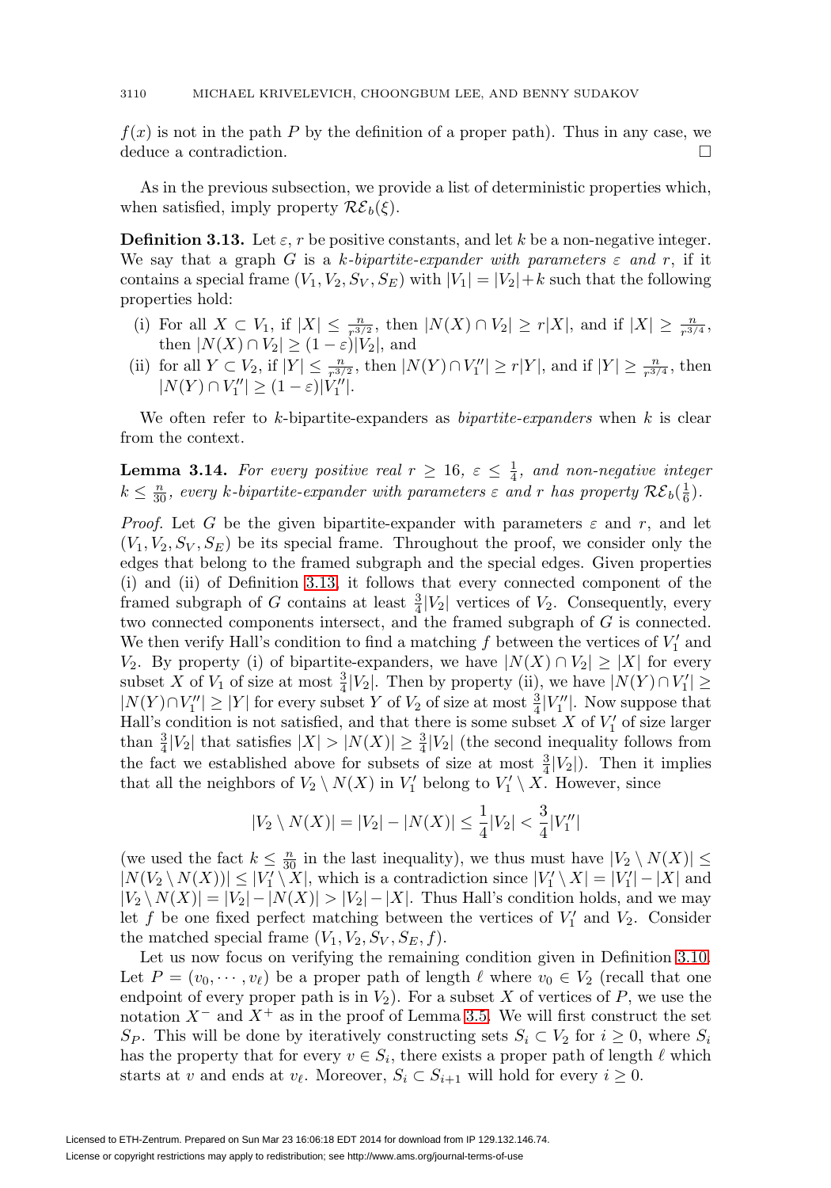$f(x)$ is not in the path $P$ by the definition of a proper path). Thus in any case, we deduce a contradiction. $\square$

As in the previous subsection, we provide a list of deterministic properties which, when satisfied, imply property $\mathcal{RE}_b(\xi)$.

**Definition 3.13.** Let $\varepsilon$, $r$ be positive constants, and let $k$ be a non-negative integer. We say that a graph $G$ is a *$k$-bipartite-expander with parameters $\varepsilon$ and $r$*, if it contains a special frame $(V_1, V_2, S_V, S_E)$ with $|V_1| = |V_2| + k$ such that the following properties hold:

- (i) For all $X \subset V_1$, if $|X| \leq \frac{n}{r^{3/2}}$, then $|N(X) \cap V_2| \geq r|X|$, and if $|X| \geq \frac{n}{r^{3/4}}$, then $|N(X) \cap V_2| \geq (1-\varepsilon)|V_2|$, and
- (ii) for all $Y \subset V_2$, if $|Y| \leq \frac{n}{r^{3/2}}$, then $|N(Y) \cap V_1''| \geq r|Y|$, and if $|Y| \geq \frac{n}{r^{3/4}}$, then $|N(Y) \cap V_1''| \geq (1-\varepsilon)|V_1''|$.

We often refer to $k$-bipartite-expanders as *bipartite-expanders* when $k$ is clear from the context.

**Lemma 3.14.** *For every positive real $r \geq 16$, $\varepsilon \leq \frac{1}{4}$, and non-negative integer $k \leq \frac{n}{30}$, every $k$-bipartite-expander with parameters $\varepsilon$ and $r$ has property $\mathcal{RE}_b(\frac{1}{6})$.*

*Proof.* Let $G$ be the given bipartite-expander with parameters $\varepsilon$ and $r$, and let $(V_1, V_2, S_V, S_E)$ be its special frame. Throughout the proof, we consider only the edges that belong to the framed subgraph and the special edges. Given properties (i) and (ii) of Definition 3.13, it follows that every connected component of the framed subgraph of $G$ contains at least $\frac{3}{4}|V_2|$ vertices of $V_2$. Consequently, every two connected components intersect, and the framed subgraph of $G$ is connected. We then verify Hall's condition to find a matching $f$ between the vertices of $V_1'$ and $V_2$. By property (i) of bipartite-expanders, we have $|N(X) \cap V_2| \geq |X|$ for every subset $X$ of $V_1$ of size at most $\frac{3}{4}|V_2|$. Then by property (ii), we have $|N(Y) \cap V_1'| \geq |N(Y) \cap V_1''| \geq |Y|$ for every subset $Y$ of $V_2$ of size at most $\frac{3}{4}|V_1''|$. Now suppose that Hall's condition is not satisfied, and that there is some subset $X$ of $V_1'$ of size larger than $\frac{3}{4}|V_2|$ that satisfies $|X| > |N(X)| \geq \frac{3}{4}|V_2|$ (the second inequality follows from the fact we established above for subsets of size at most $\frac{3}{4}|V_2|$). Then it implies that all the neighbors of $V_2 \setminus N(X)$ in $V_1'$ belong to $V_1' \setminus X$. However, since

$$|V_2 \setminus N(X)| = |V_2| - |N(X)| \leq \frac{1}{4}|V_2| < \frac{3}{4}|V_1''|$$

(we used the fact $k \leq \frac{n}{30}$ in the last inequality), we thus must have $|V_2 \setminus N(X)| \leq |N(V_2 \setminus N(X))| \leq |V_1' \setminus X|$, which is a contradiction since $|V_1' \setminus X| = |V_1'| - |X|$ and $|V_2 \setminus N(X)| = |V_2| - |N(X)| > |V_2| - |X|$. Thus Hall's condition holds, and we may let $f$ be one fixed perfect matching between the vertices of $V_1'$ and $V_2$. Consider the matched special frame $(V_1, V_2, S_V, S_E, f)$.

Let us now focus on verifying the remaining condition given in Definition 3.10. Let $P = (v_0, \cdots, v_\ell)$ be a proper path of length $\ell$ where $v_0 \in V_2$ (recall that one endpoint of every proper path is in $V_2$). For a subset $X$ of vertices of $P$, we use the notation $X^-$ and $X^+$ as in the proof of Lemma 3.5. We will first construct the set $S_P$. This will be done by iteratively constructing sets $S_i \subset V_2$ for $i \geq 0$, where $S_i$ has the property that for every $v \in S_i$, there exists a proper path of length $\ell$ which starts at $v$ and ends at $v_\ell$. Moreover, $S_i \subset S_{i+1}$ will hold for every $i \geq 0$.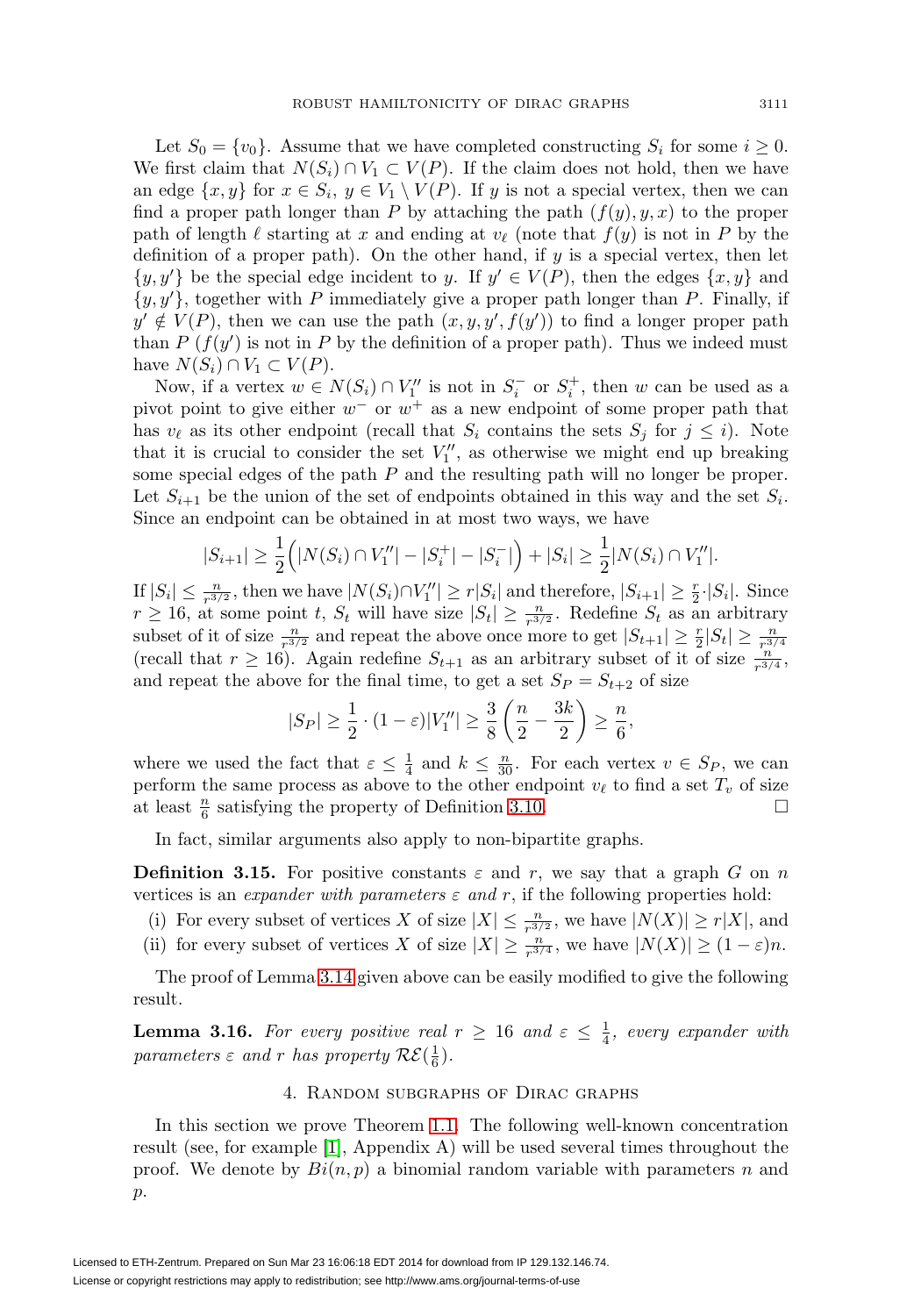Let $S_0 = \{v_0\}$. Assume that we have completed constructing $S_i$ for some $i \geq 0$. We first claim that $N(S_i) \cap V_1 \subset V(P)$. If the claim does not hold, then we have an edge $\{x, y\}$ for $x \in S_i$, $y \in V_1 \setminus V(P)$. If $y$ is not a special vertex, then we can find a proper path longer than $P$ by attaching the path $(f(y), y, x)$ to the proper path of length $\ell$ starting at $x$ and ending at $v_\ell$ (note that $f(y)$ is not in $P$ by the definition of a proper path). On the other hand, if $y$ is a special vertex, then let $\{y, y'\}$ be the special edge incident to $y$. If $y' \in V(P)$, then the edges $\{x, y\}$ and $\{y, y'\}$, together with $P$ immediately give a proper path longer than $P$. Finally, if $y' \notin V(P)$, then we can use the path $(x, y, y', f(y'))$ to find a longer proper path than $P$ ($f(y')$ is not in $P$ by the definition of a proper path). Thus we indeed must have $N(S_i) \cap V_1 \subset V(P)$.

Now, if a vertex $w \in N(S_i) \cap V_1''$ is not in $S_i^-$ or $S_i^+$, then $w$ can be used as a pivot point to give either $w^-$ or $w^+$ as a new endpoint of some proper path that has $v_\ell$ as its other endpoint (recall that $S_i$ contains the sets $S_j$ for $j \leq i$). Note that it is crucial to consider the set $V_1''$, as otherwise we might end up breaking some special edges of the path $P$ and the resulting path will no longer be proper. Let $S_{i+1}$ be the union of the set of endpoints obtained in this way and the set $S_i$. Since an endpoint can be obtained in at most two ways, we have

$$|S_{i+1}| \geq \frac{1}{2}\Big(|N(S_i) \cap V_1''| - |S_i^+| - |S_i^-|\Big) + |S_i| \geq \frac{1}{2}|N(S_i) \cap V_1''|.$$

If $|S_i| \leq \frac{n}{r^{3/2}}$, then we have $|N(S_i) \cap V_1''| \geq r|S_i|$ and therefore, $|S_{i+1}| \geq \frac{r}{2} \cdot |S_i|$. Since $r \geq 16$, at some point $t$, $S_t$ will have size $|S_t| \geq \frac{n}{r^{3/2}}$. Redefine $S_t$ as an arbitrary subset of it of size $\frac{n}{r^{3/2}}$ and repeat the above once more to get $|S_{t+1}| \geq \frac{r}{2}|S_t| \geq \frac{n}{r^{3/4}}$ (recall that $r \geq 16$). Again redefine $S_{t+1}$ as an arbitrary subset of it of size $\frac{n}{r^{3/4}}$, and repeat the above for the final time, to get a set $S_P = S_{t+2}$ of size

$$|S_P| \geq \frac{1}{2} \cdot (1 - \varepsilon)|V_1''| \geq \frac{3}{8}\left(\frac{n}{2} - \frac{3k}{2}\right) \geq \frac{n}{6},$$

where we used the fact that $\varepsilon \leq \frac{1}{4}$ and $k \leq \frac{n}{30}$. For each vertex $v \in S_P$, we can perform the same process as above to the other endpoint $v_\ell$ to find a set $T_v$ of size at least $\frac{n}{6}$ satisfying the property of Definition 3.10. □

In fact, similar arguments also apply to non-bipartite graphs.

**Definition 3.15.** For positive constants $\varepsilon$ and $r$, we say that a graph $G$ on $n$ vertices is an *expander with parameters* $\varepsilon$ *and* $r$, if the following properties hold:

(i) For every subset of vertices $X$ of size $|X| \leq \frac{n}{r^{3/2}}$, we have $|N(X)| \geq r|X|$, and
(ii) for every subset of vertices $X$ of size $|X| \geq \frac{n}{r^{3/4}}$, we have $|N(X)| \geq (1 - \varepsilon)n$.

The proof of Lemma 3.14 given above can be easily modified to give the following result.

**Lemma 3.16.** *For every positive real* $r \geq 16$ *and* $\varepsilon \leq \frac{1}{4}$, *every expander with parameters* $\varepsilon$ *and* $r$ *has property* $\mathcal{RE}(\frac{1}{6})$.

## 4. Random subgraphs of Dirac graphs

In this section we prove Theorem 1.1. The following well-known concentration result (see, for example [1], Appendix A) will be used several times throughout the proof. We denote by $Bi(n, p)$ a binomial random variable with parameters $n$ and $p$.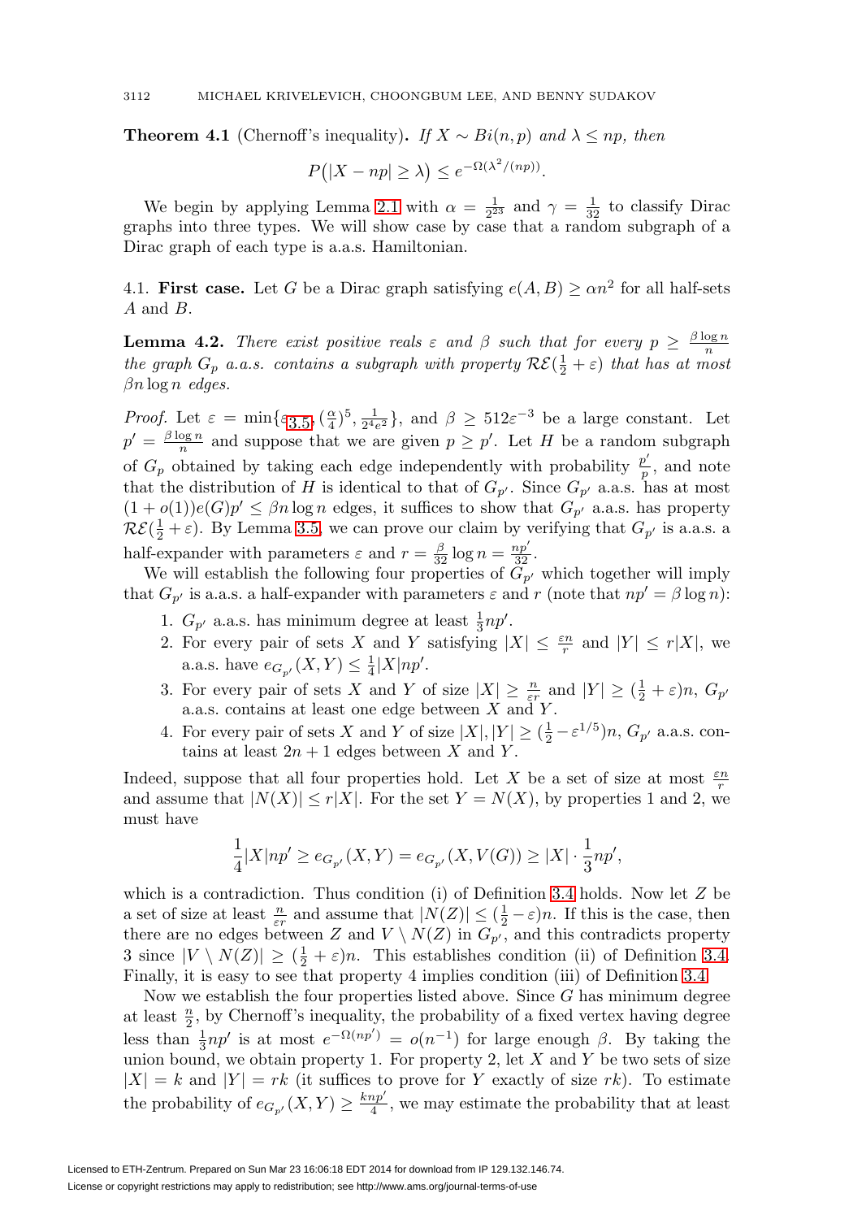**Theorem 4.1** (Chernoff's inequality)**.** *If $X \sim Bi(n,p)$ and $\lambda \le np$, then*

$$P\big(|X - np| \ge \lambda\big) \le e^{-\Omega(\lambda^2/(np))}.$$

We begin by applying Lemma 2.1 with $\alpha = \frac{1}{2^{23}}$ and $\gamma = \frac{1}{32}$ to classify Dirac graphs into three types. We will show case by case that a random subgraph of a Dirac graph of each type is a.a.s. Hamiltonian.

## 4.1. First case.

Let $G$ be a Dirac graph satisfying $e(A,B) \ge \alpha n^2$ for all half-sets $A$ and $B$.

**Lemma 4.2.** *There exist positive reals $\varepsilon$ and $\beta$ such that for every $p \ge \frac{\beta \log n}{n}$ the graph $G_p$ a.a.s. contains a subgraph with property $\mathcal{RE}(\frac{1}{2}+\varepsilon)$ that has at most $\beta n \log n$ edges.*

*Proof.* Let $\varepsilon = \min\{\varepsilon_{3.5}, (\frac{\alpha}{4})^5, \frac{1}{2^4 e^2}\}$, and $\beta \ge 512\varepsilon^{-3}$ be a large constant. Let $p' = \frac{\beta \log n}{n}$ and suppose that we are given $p \ge p'$. Let $H$ be a random subgraph of $G_p$ obtained by taking each edge independently with probability $\frac{p'}{p}$, and note that the distribution of $H$ is identical to that of $G_{p'}$. Since $G_{p'}$ a.a.s. has at most $(1+o(1))e(G)p' \le \beta n \log n$ edges, it suffices to show that $G_{p'}$ a.a.s. has property $\mathcal{RE}(\frac{1}{2}+\varepsilon)$. By Lemma 3.5, we can prove our claim by verifying that $G_{p'}$ is a.a.s. a half-expander with parameters $\varepsilon$ and $r = \frac{\beta}{32}\log n = \frac{np'}{32}$.

We will establish the following four properties of $G_{p'}$ which together will imply that $G_{p'}$ is a.a.s. a half-expander with parameters $\varepsilon$ and $r$ (note that $np' = \beta \log n$):

1. $G_{p'}$ a.a.s. has minimum degree at least $\frac{1}{3}np'$.
2. For every pair of sets $X$ and $Y$ satisfying $|X| \le \frac{\varepsilon n}{r}$ and $|Y| \le r|X|$, we a.a.s. have $e_{G_{p'}}(X,Y) \le \frac{1}{4}|X|np'$.
3. For every pair of sets $X$ and $Y$ of size $|X| \ge \frac{n}{\varepsilon r}$ and $|Y| \ge (\frac{1}{2}+\varepsilon)n$, $G_{p'}$ a.a.s. contains at least one edge between $X$ and $Y$.
4. For every pair of sets $X$ and $Y$ of size $|X|,|Y| \ge (\frac{1}{2} - \varepsilon^{1/5})n$, $G_{p'}$ a.a.s. contains at least $2n+1$ edges between $X$ and $Y$.

Indeed, suppose that all four properties hold. Let $X$ be a set of size at most $\frac{\varepsilon n}{r}$ and assume that $|N(X)| \le r|X|$. For the set $Y = N(X)$, by properties 1 and 2, we must have

$$\frac{1}{4}|X|np' \ge e_{G_{p'}}(X,Y) = e_{G_{p'}}(X, V(G)) \ge |X| \cdot \frac{1}{3}np',$$

which is a contradiction. Thus condition (i) of Definition 3.4 holds. Now let $Z$ be a set of size at least $\frac{n}{\varepsilon r}$ and assume that $|N(Z)| \le (\frac{1}{2}-\varepsilon)n$. If this is the case, then there are no edges between $Z$ and $V \setminus N(Z)$ in $G_{p'}$, and this contradicts property 3 since $|V \setminus N(Z)| \ge (\frac{1}{2}+\varepsilon)n$. This establishes condition (ii) of Definition 3.4. Finally, it is easy to see that property 4 implies condition (iii) of Definition 3.4.

Now we establish the four properties listed above. Since $G$ has minimum degree at least $\frac{n}{2}$, by Chernoff's inequality, the probability of a fixed vertex having degree less than $\frac{1}{3}np'$ is at most $e^{-\Omega(np')} = o(n^{-1})$ for large enough $\beta$. By taking the union bound, we obtain property 1. For property 2, let $X$ and $Y$ be two sets of size $|X| = k$ and $|Y| = rk$ (it suffices to prove for $Y$ exactly of size $rk$). To estimate the probability of $e_{G_{p'}}(X,Y) \ge \frac{knp'}{4}$, we may estimate the probability that at least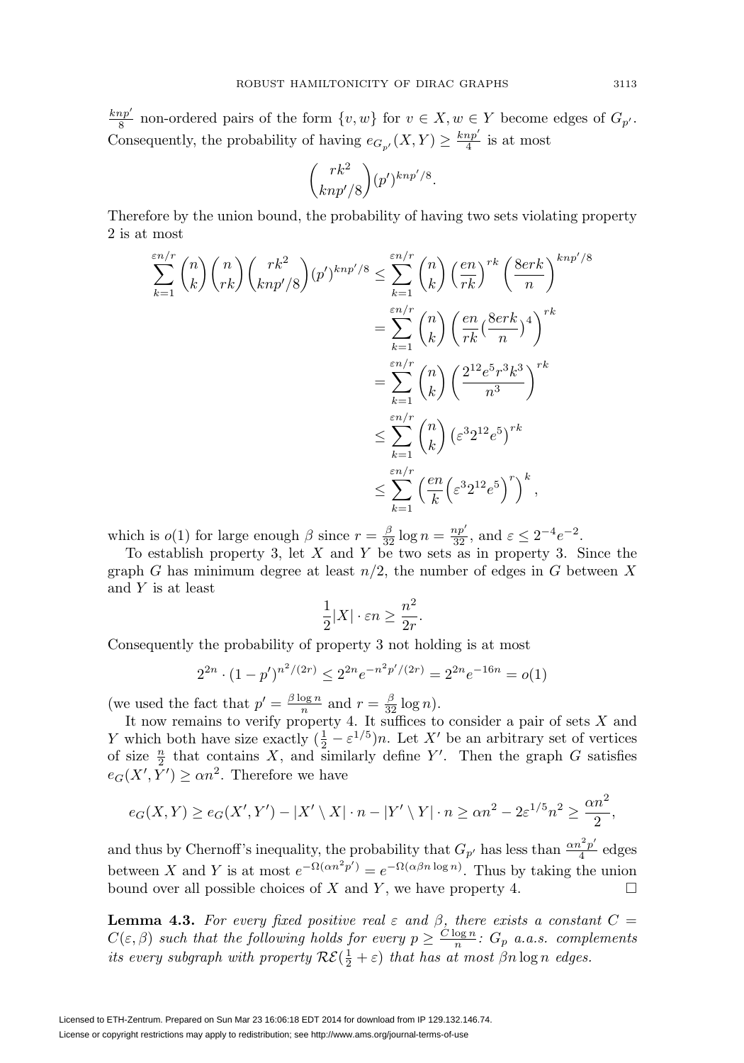$\frac{knp'}{8}$ non-ordered pairs of the form $\{v, w\}$ for $v \in X, w \in Y$ become edges of $G_{p'}$. Consequently, the probability of having $e_{G_{p'}}(X,Y) \geq \frac{knp'}{4}$ is at most

$$\binom{rk^2}{knp'/8}(p')^{knp'/8}.$$

Therefore by the union bound, the probability of having two sets violating property 2 is at most

$$\begin{aligned}
\sum_{k=1}^{\varepsilon n/r} \binom{n}{k}\binom{n}{rk}\binom{rk^2}{knp'/8}(p')^{knp'/8} &\leq \sum_{k=1}^{\varepsilon n/r} \binom{n}{k}\left(\frac{en}{rk}\right)^{rk}\left(\frac{8erk}{n}\right)^{knp'/8} \\
&= \sum_{k=1}^{\varepsilon n/r} \binom{n}{k}\left(\frac{en}{rk}\left(\frac{8erk}{n}\right)^4\right)^{rk} \\
&= \sum_{k=1}^{\varepsilon n/r} \binom{n}{k}\left(\frac{2^{12}e^5r^3k^3}{n^3}\right)^{rk} \\
&\leq \sum_{k=1}^{\varepsilon n/r} \binom{n}{k}\left(\varepsilon^3 2^{12}e^5\right)^{rk} \\
&\leq \sum_{k=1}^{\varepsilon n/r} \left(\frac{en}{k}\left(\varepsilon^3 2^{12}e^5\right)^r\right)^k,
\end{aligned}$$

which is $o(1)$ for large enough $\beta$ since $r = \frac{\beta}{32}\log n = \frac{np'}{32}$, and $\varepsilon \leq 2^{-4}e^{-2}$.

To establish property 3, let $X$ and $Y$ be two sets as in property 3. Since the graph $G$ has minimum degree at least $n/2$, the number of edges in $G$ between $X$ and $Y$ is at least

$$\frac{1}{2}|X| \cdot \varepsilon n \geq \frac{n^2}{2r}.$$

Consequently the probability of property 3 not holding is at most

$$2^{2n} \cdot (1-p')^{n^2/(2r)} \leq 2^{2n}e^{-n^2p'/(2r)} = 2^{2n}e^{-16n} = o(1)$$

(we used the fact that $p' = \frac{\beta \log n}{n}$ and $r = \frac{\beta}{32}\log n$).

It now remains to verify property 4. It suffices to consider a pair of sets $X$ and $Y$ which both have size exactly $(\frac{1}{2} - \varepsilon^{1/5})n$. Let $X'$ be an arbitrary set of vertices of size $\frac{n}{2}$ that contains $X$, and similarly define $Y'$. Then the graph $G$ satisfies $e_G(X', Y') \geq \alpha n^2$. Therefore we have

$$e_G(X,Y) \geq e_G(X',Y') - |X' \setminus X| \cdot n - |Y' \setminus Y| \cdot n \geq \alpha n^2 - 2\varepsilon^{1/5}n^2 \geq \frac{\alpha n^2}{2},$$

and thus by Chernoff's inequality, the probability that $G_{p'}$ has less than $\frac{\alpha n^2 p'}{4}$ edges between $X$ and $Y$ is at most $e^{-\Omega(\alpha n^2 p')} = e^{-\Omega(\alpha\beta n \log n)}$. Thus by taking the union bound over all possible choices of $X$ and $Y$, we have property 4. $\square$

**Lemma 4.3.** *For every fixed positive real $\varepsilon$ and $\beta$, there exists a constant $C = C(\varepsilon, \beta)$ such that the following holds for every $p \geq \frac{C \log n}{n}$: $G_p$ a.a.s. complements its every subgraph with property $\mathcal{RE}(\frac{1}{2}+\varepsilon)$ that has at most $\beta n \log n$ edges.*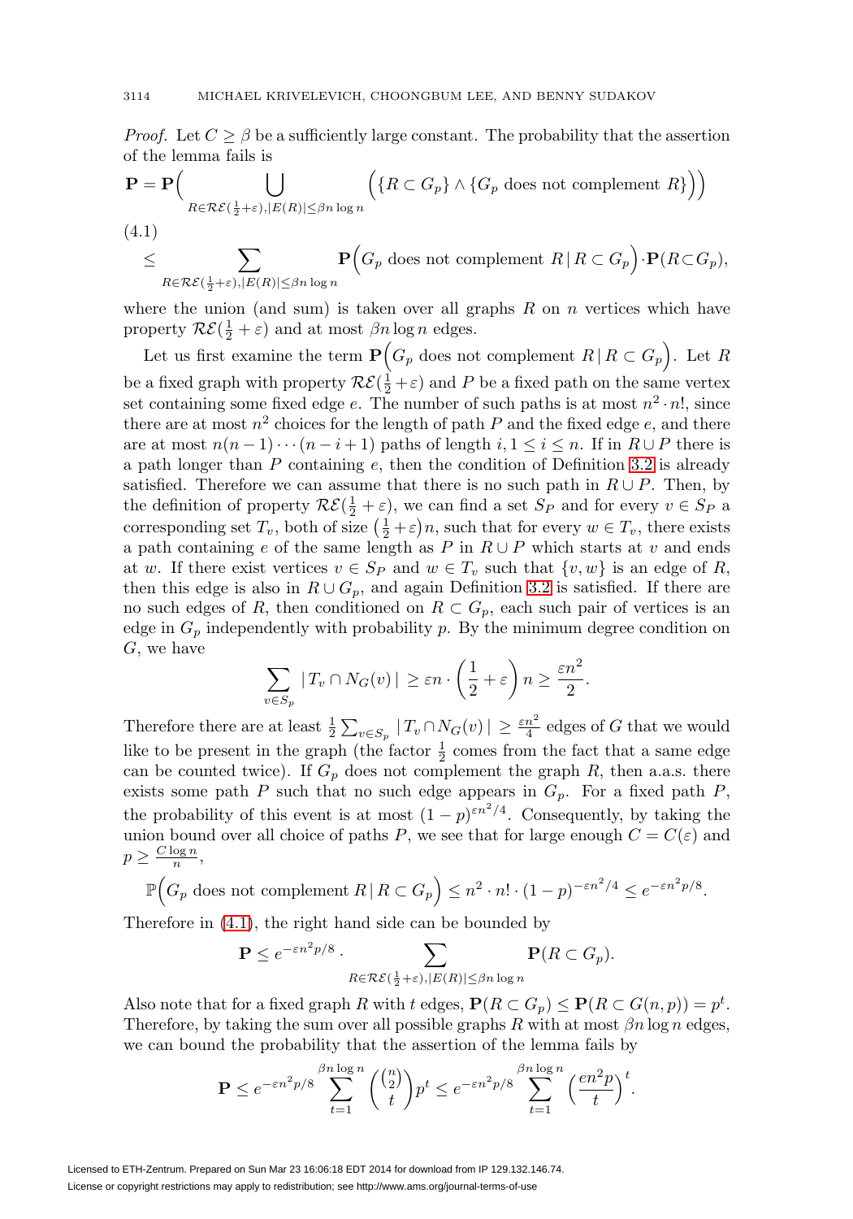*Proof.* Let $C \geq \beta$ be a sufficiently large constant. The probability that the assertion of the lemma fails is

$$\mathbf{P} = \mathbf{P}\Big( \bigcup_{R \in \mathcal{RE}(\frac{1}{2}+\varepsilon), |E(R)| \leq \beta n \log n} \Big( \{R \subset G_p\} \wedge \{G_p \text{ does not complement } R\} \Big) \Big)$$

(4.1)

$$\leq \sum_{R \in \mathcal{RE}(\frac{1}{2}+\varepsilon), |E(R)| \leq \beta n \log n} \mathbf{P}\Big( G_p \text{ does not complement } R \,|\, R \subset G_p \Big) \cdot \mathbf{P}(R \subset G_p),$$

where the union (and sum) is taken over all graphs $R$ on $n$ vertices which have property $\mathcal{RE}(\frac{1}{2}+\varepsilon)$ and at most $\beta n \log n$ edges.

Let us first examine the term $\mathbf{P}\Big( G_p \text{ does not complement } R \,|\, R \subset G_p \Big)$. Let $R$ be a fixed graph with property $\mathcal{RE}(\frac{1}{2}+\varepsilon)$ and $P$ be a fixed path on the same vertex set containing some fixed edge $e$. The number of such paths is at most $n^2 \cdot n!$, since there are at most $n^2$ choices for the length of path $P$ and the fixed edge $e$, and there are at most $n(n-1)\cdots(n-i+1)$ paths of length $i, 1 \leq i \leq n$. If in $R \cup P$ there is a path longer than $P$ containing $e$, then the condition of Definition 3.2 is already satisfied. Therefore we can assume that there is no such path in $R \cup P$. Then, by the definition of property $\mathcal{RE}(\frac{1}{2}+\varepsilon)$, we can find a set $S_P$ and for every $v \in S_P$ a corresponding set $T_v$, both of size $\left(\frac{1}{2}+\varepsilon\right)n$, such that for every $w \in T_v$, there exists a path containing $e$ of the same length as $P$ in $R \cup P$ which starts at $v$ and ends at $w$. If there exist vertices $v \in S_P$ and $w \in T_v$ such that $\{v, w\}$ is an edge of $R$, then this edge is also in $R \cup G_p$, and again Definition 3.2 is satisfied. If there are no such edges of $R$, then conditioned on $R \subset G_p$, each such pair of vertices is an edge in $G_p$ independently with probability $p$. By the minimum degree condition on $G$, we have

$$\sum_{v \in S_p} |\, T_v \cap N_G(v) \,| \geq \varepsilon n \cdot \left(\frac{1}{2}+\varepsilon\right) n \geq \frac{\varepsilon n^2}{2}.$$

Therefore there are at least $\frac{1}{2}\sum_{v \in S_p} |\, T_v \cap N_G(v) \,| \geq \frac{\varepsilon n^2}{4}$ edges of $G$ that we would like to be present in the graph (the factor $\frac{1}{2}$ comes from the fact that a same edge can be counted twice). If $G_p$ does not complement the graph $R$, then a.a.s. there exists some path $P$ such that no such edge appears in $G_p$. For a fixed path $P$, the probability of this event is at most $(1-p)^{\varepsilon n^2/4}$. Consequently, by taking the union bound over all choice of paths $P$, we see that for large enough $C = C(\varepsilon)$ and $p \geq \frac{C \log n}{n}$,

$$\mathbb{P}\Big( G_p \text{ does not complement } R \,|\, R \subset G_p \Big) \leq n^2 \cdot n! \cdot (1-p)^{-\varepsilon n^2/4} \leq e^{-\varepsilon n^2 p/8}.$$

Therefore in (4.1), the right hand side can be bounded by

$$\mathbf{P} \leq e^{-\varepsilon n^2 p/8} \cdot \sum_{R \in \mathcal{RE}(\frac{1}{2}+\varepsilon), |E(R)| \leq \beta n \log n} \mathbf{P}(R \subset G_p).$$

Also note that for a fixed graph $R$ with $t$ edges, $\mathbf{P}(R \subset G_p) \leq \mathbf{P}(R \subset G(n,p)) = p^t$. Therefore, by taking the sum over all possible graphs $R$ with at most $\beta n \log n$ edges, we can bound the probability that the assertion of the lemma fails by

$$\mathbf{P} \leq e^{-\varepsilon n^2 p/8} \sum_{t=1}^{\beta n \log n} \binom{\binom{n}{2}}{t} p^t \leq e^{-\varepsilon n^2 p/8} \sum_{t=1}^{\beta n \log n} \Big(\frac{en^2 p}{t}\Big)^t.$$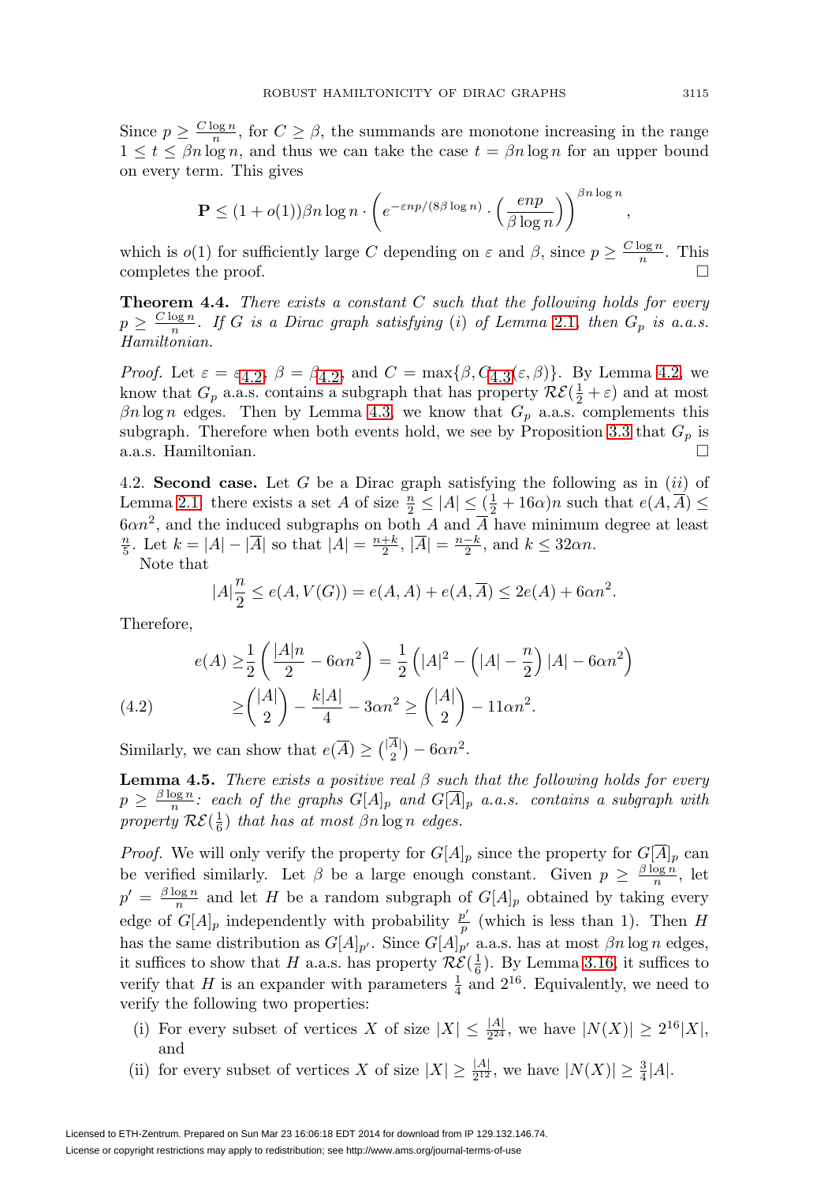Since $p \geq \frac{C \log n}{n}$, for $C \geq \beta$, the summands are monotone increasing in the range $1 \leq t \leq \beta n \log n$, and thus we can take the case $t = \beta n \log n$ for an upper bound on every term. This gives

$$\mathbf{P} \leq (1+o(1))\beta n \log n \cdot \left( e^{-\varepsilon np/(8\beta \log n)} \cdot \left( \frac{enp}{\beta \log n} \right) \right)^{\beta n \log n},$$

which is $o(1)$ for sufficiently large $C$ depending on $\varepsilon$ and $\beta$, since $p \geq \frac{C \log n}{n}$. This completes the proof. □

**Theorem 4.4.** *There exists a constant $C$ such that the following holds for every $p \geq \frac{C \log n}{n}$. If $G$ is a Dirac graph satisfying (i) of Lemma 2.1, then $G_p$ is a.a.s. Hamiltonian.*

*Proof.* Let $\varepsilon = \varepsilon_{4.2}$, $\beta = \beta_{4.2}$, and $C = \max\{\beta, C_{4.3}(\varepsilon, \beta)\}$. By Lemma 4.2, we know that $G_p$ a.a.s. contains a subgraph that has property $\mathcal{RE}(\frac{1}{2} + \varepsilon)$ and at most $\beta n \log n$ edges. Then by Lemma 4.3, we know that $G_p$ a.a.s. complements this subgraph. Therefore when both events hold, we see by Proposition 3.3 that $G_p$ is a.a.s. Hamiltonian. □

4.2. **Second case.** Let $G$ be a Dirac graph satisfying the following as in (*ii*) of Lemma 2.1: there exists a set $A$ of size $\frac{n}{2} \leq |A| \leq (\frac{1}{2} + 16\alpha)n$ such that $e(A, \overline{A}) \leq 6\alpha n^2$, and the induced subgraphs on both $A$ and $\overline{A}$ have minimum degree at least $\frac{n}{5}$. Let $k = |A| - |\overline{A}|$ so that $|A| = \frac{n+k}{2}$, $|\overline{A}| = \frac{n-k}{2}$, and $k \leq 32\alpha n$.

Note that

$$|A|\frac{n}{2} \leq e(A, V(G)) = e(A, A) + e(A, \overline{A}) \leq 2e(A) + 6\alpha n^2.$$

Therefore,

$$\begin{aligned}
e(A) &\geq \frac{1}{2}\left( \frac{|A|n}{2} - 6\alpha n^2 \right) = \frac{1}{2}\left( |A|^2 - \left( |A| - \frac{n}{2} \right)|A| - 6\alpha n^2 \right) \\
&\geq \binom{|A|}{2} - \frac{k|A|}{4} - 3\alpha n^2 \geq \binom{|A|}{2} - 11\alpha n^2. \qquad (4.2)
\end{aligned}$$

Similarly, we can show that $e(\overline{A}) \geq \binom{|\overline{A}|}{2} - 6\alpha n^2$.

**Lemma 4.5.** *There exists a positive real $\beta$ such that the following holds for every $p \geq \frac{\beta \log n}{n}$: each of the graphs $G[A]_p$ and $G[\overline{A}]_p$ a.a.s. contains a subgraph with property $\mathcal{RE}(\frac{1}{6})$ that has at most $\beta n \log n$ edges.*

*Proof.* We will only verify the property for $G[A]_p$ since the property for $G[\overline{A}]_p$ can be verified similarly. Let $\beta$ be a large enough constant. Given $p \geq \frac{\beta \log n}{n}$, let $p' = \frac{\beta \log n}{n}$ and let $H$ be a random subgraph of $G[A]_p$ obtained by taking every edge of $G[A]_p$ independently with probability $\frac{p'}{p}$ (which is less than 1). Then $H$ has the same distribution as $G[A]_{p'}$. Since $G[A]_{p'}$ a.a.s. has at most $\beta n \log n$ edges, it suffices to show that $H$ a.a.s. has property $\mathcal{RE}(\frac{1}{6})$. By Lemma 3.16, it suffices to verify that $H$ is an expander with parameters $\frac{1}{4}$ and $2^{16}$. Equivalently, we need to verify the following two properties:

(i) For every subset of vertices $X$ of size $|X| \leq \frac{|A|}{2^{24}}$, we have $|N(X)| \geq 2^{16}|X|$, and

(ii) for every subset of vertices $X$ of size $|X| \geq \frac{|A|}{2^{12}}$, we have $|N(X)| \geq \frac{3}{4}|A|$.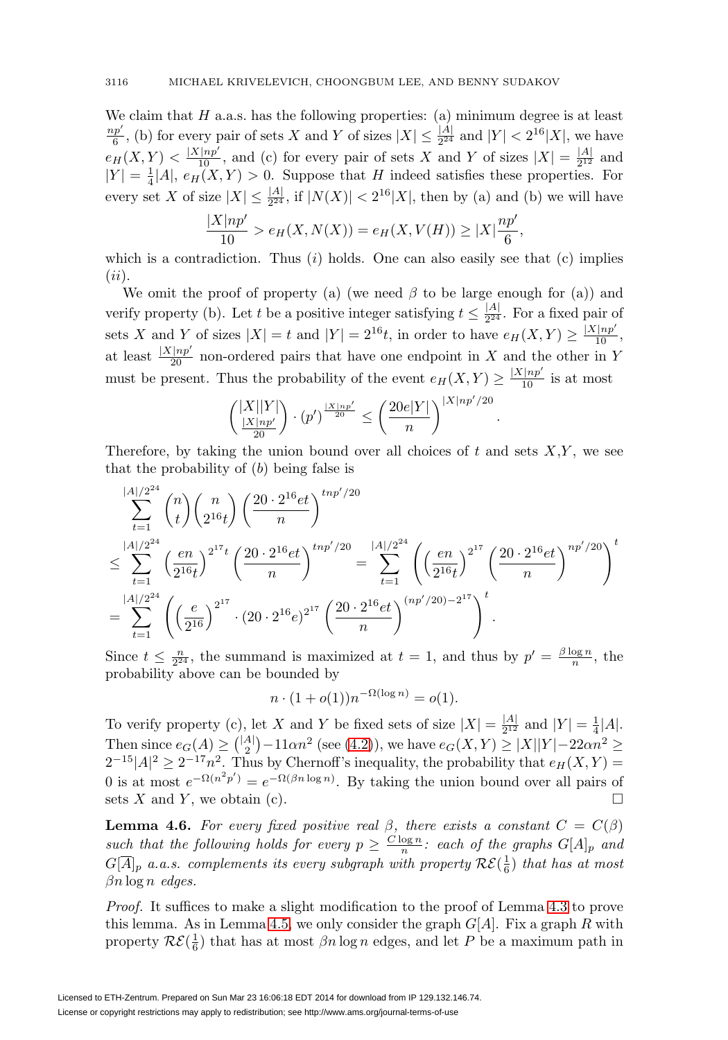We claim that $H$ a.a.s. has the following properties: (a) minimum degree is at least $\frac{np'}{6}$, (b) for every pair of sets $X$ and $Y$ of sizes $|X| \le \frac{|A|}{2^{24}}$ and $|Y| < 2^{16}|X|$, we have $e_H(X,Y) < \frac{|X|np'}{10}$, and (c) for every pair of sets $X$ and $Y$ of sizes $|X| = \frac{|A|}{2^{12}}$ and $|Y| = \frac{1}{4}|A|$, $e_H(X,Y) > 0$. Suppose that $H$ indeed satisfies these properties. For every set $X$ of size $|X| \le \frac{|A|}{2^{24}}$, if $|N(X)| < 2^{16}|X|$, then by (a) and (b) we will have

$$\frac{|X|np'}{10} > e_H(X, N(X)) = e_H(X, V(H)) \ge |X|\frac{np'}{6},$$

which is a contradiction. Thus $(i)$ holds. One can also easily see that (c) implies $(ii)$.

We omit the proof of property (a) (we need $\beta$ to be large enough for (a)) and verify property (b). Let $t$ be a positive integer satisfying $t \le \frac{|A|}{2^{24}}$. For a fixed pair of sets $X$ and $Y$ of sizes $|X| = t$ and $|Y| = 2^{16}t$, in order to have $e_H(X,Y) \ge \frac{|X|np'}{10}$, at least $\frac{|X|np'}{20}$ non-ordered pairs that have one endpoint in $X$ and the other in $Y$ must be present. Thus the probability of the event $e_H(X,Y) \ge \frac{|X|np'}{10}$ is at most

$$\binom{|X||Y|}{\frac{|X|np'}{20}} \cdot (p')^{\frac{|X|np'}{20}} \le \left(\frac{20e|Y|}{n}\right)^{|X|np'/20}.$$

Therefore, by taking the union bound over all choices of $t$ and sets $X$,$Y$, we see that the probability of $(b)$ being false is

$$\begin{aligned}
&\sum_{t=1}^{|A|/2^{24}} \binom{n}{t}\binom{n}{2^{16}t}\left(\frac{20\cdot 2^{16}et}{n}\right)^{tnp'/20} \\
&\le \sum_{t=1}^{|A|/2^{24}} \left(\frac{en}{2^{16}t}\right)^{2^{17}t}\left(\frac{20\cdot 2^{16}et}{n}\right)^{tnp'/20} = \sum_{t=1}^{|A|/2^{24}} \left(\left(\frac{en}{2^{16}t}\right)^{2^{17}}\left(\frac{20\cdot 2^{16}et}{n}\right)^{np'/20}\right)^t \\
&= \sum_{t=1}^{|A|/2^{24}} \left(\left(\frac{e}{2^{16}}\right)^{2^{17}} \cdot (20\cdot 2^{16}e)^{2^{17}}\left(\frac{20\cdot 2^{16}et}{n}\right)^{(np'/20)-2^{17}}\right)^t.
\end{aligned}$$

Since $t \le \frac{n}{2^{24}}$, the summand is maximized at $t = 1$, and thus by $p' = \frac{\beta \log n}{n}$, the probability above can be bounded by

$$n \cdot (1 + o(1))n^{-\Omega(\log n)} = o(1).$$

To verify property (c), let $X$ and $Y$ be fixed sets of size $|X| = \frac{|A|}{2^{12}}$ and $|Y| = \frac{1}{4}|A|$. Then since $e_G(A) \ge \binom{|A|}{2} - 11\alpha n^2$ (see (4.2)), we have $e_G(X,Y) \ge |X||Y| - 22\alpha n^2 \ge 2^{-15}|A|^2 \ge 2^{-17}n^2$. Thus by Chernoff's inequality, the probability that $e_H(X,Y) = 0$ is at most $e^{-\Omega(n^2p')} = e^{-\Omega(\beta n \log n)}$. By taking the union bound over all pairs of sets $X$ and $Y$, we obtain (c). $\square$

**Lemma 4.6.** *For every fixed positive real $\beta$, there exists a constant $C = C(\beta)$ such that the following holds for every $p \ge \frac{C\log n}{n}$: each of the graphs $G[A]_p$ and $G[\overline{A}]_p$ a.a.s. complements its every subgraph with property $\mathcal{RE}(\frac{1}{6})$ that has at most $\beta n \log n$ edges.*

*Proof.* It suffices to make a slight modification to the proof of Lemma 4.3 to prove this lemma. As in Lemma 4.5, we only consider the graph $G[A]$. Fix a graph $R$ with property $\mathcal{RE}(\frac{1}{6})$ that has at most $\beta n \log n$ edges, and let $P$ be a maximum path in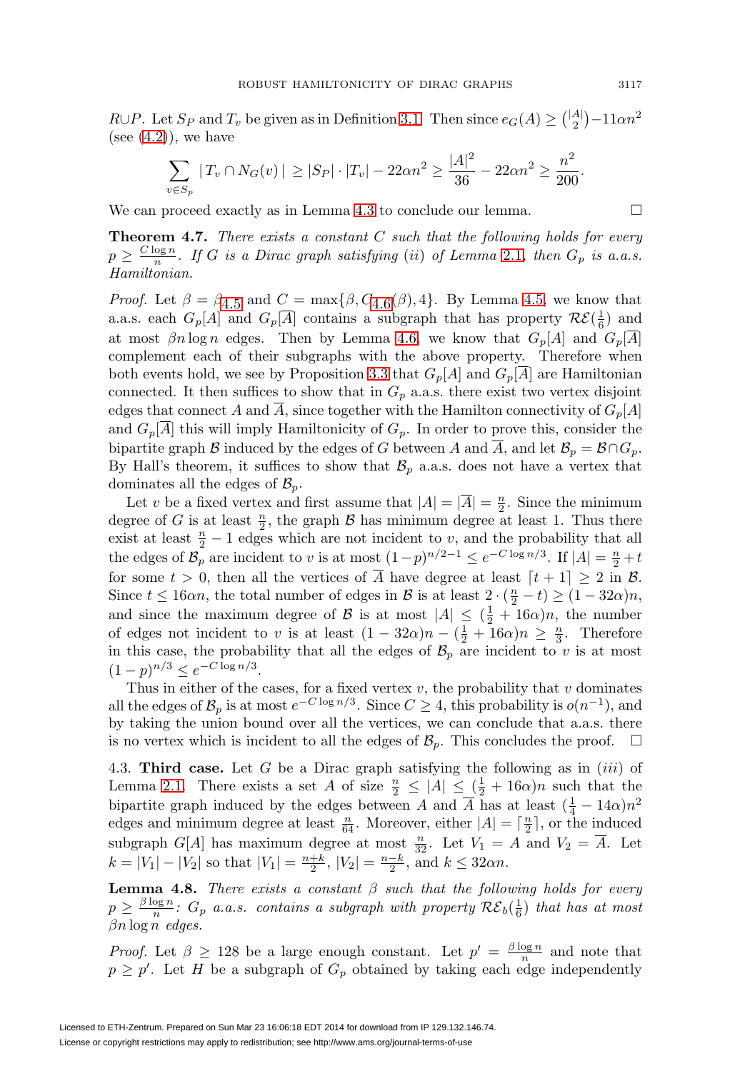$R \cup P$. Let $S_P$ and $T_v$ be given as in Definition 3.1. Then since $e_G(A) \geq \binom{|A|}{2} - 11\alpha n^2$ (see (4.2)), we have

$$\sum_{v \in S_p} |\, T_v \cap N_G(v)\,| \geq |S_P| \cdot |T_v| - 22\alpha n^2 \geq \frac{|A|^2}{36} - 22\alpha n^2 \geq \frac{n^2}{200}.$$

We can proceed exactly as in Lemma 4.3 to conclude our lemma. $\square$

**Theorem 4.7.** *There exists a constant $C$ such that the following holds for every $p \geq \frac{C \log n}{n}$. If $G$ is a Dirac graph satisfying (ii) of Lemma 2.1, then $G_p$ is a.a.s. Hamiltonian.*

*Proof.* Let $\beta = \beta_{4.5}$ and $C = \max\{\beta, C_{4.6}(\beta), 4\}$. By Lemma 4.5, we know that a.a.s. each $G_p[A]$ and $G_p[\overline{A}]$ contains a subgraph that has property $\mathcal{RE}(\frac{1}{6})$ and at most $\beta n \log n$ edges. Then by Lemma 4.6, we know that $G_p[A]$ and $G_p[\overline{A}]$ complement each of their subgraphs with the above property. Therefore when both events hold, we see by Proposition 3.3 that $G_p[A]$ and $G_p[\overline{A}]$ are Hamiltonian connected. It then suffices to show that in $G_p$ a.a.s. there exist two vertex disjoint edges that connect $A$ and $\overline{A}$, since together with the Hamilton connectivity of $G_p[A]$ and $G_p[\overline{A}]$ this will imply Hamiltonicity of $G_p$. In order to prove this, consider the bipartite graph $\mathcal{B}$ induced by the edges of $G$ between $A$ and $\overline{A}$, and let $\mathcal{B}_p = \mathcal{B} \cap G_p$. By Hall's theorem, it suffices to show that $\mathcal{B}_p$ a.a.s. does not have a vertex that dominates all the edges of $\mathcal{B}_p$.

Let $v$ be a fixed vertex and first assume that $|A| = |\overline{A}| = \frac{n}{2}$. Since the minimum degree of $G$ is at least $\frac{n}{2}$, the graph $\mathcal{B}$ has minimum degree at least 1. Thus there exist at least $\frac{n}{2} - 1$ edges which are not incident to $v$, and the probability that all the edges of $\mathcal{B}_p$ are incident to $v$ is at most $(1-p)^{n/2-1} \leq e^{-C \log n/3}$. If $|A| = \frac{n}{2} + t$ for some $t > 0$, then all the vertices of $\overline{A}$ have degree at least $\lceil t+1 \rceil \geq 2$ in $\mathcal{B}$. Since $t \leq 16\alpha n$, the total number of edges in $\mathcal{B}$ is at least $2 \cdot (\frac{n}{2} - t) \geq (1-32\alpha)n$, and since the maximum degree of $\mathcal{B}$ is at most $|A| \leq (\frac{1}{2} + 16\alpha)n$, the number of edges not incident to $v$ is at least $(1-32\alpha)n - (\frac{1}{2} + 16\alpha)n \geq \frac{n}{3}$. Therefore in this case, the probability that all the edges of $\mathcal{B}_p$ are incident to $v$ is at most $(1-p)^{n/3} \leq e^{-C \log n/3}$.

Thus in either of the cases, for a fixed vertex $v$, the probability that $v$ dominates all the edges of $\mathcal{B}_p$ is at most $e^{-C \log n/3}$. Since $C \geq 4$, this probability is $o(n^{-1})$, and by taking the union bound over all the vertices, we can conclude that a.a.s. there is no vertex which is incident to all the edges of $\mathcal{B}_p$. This concludes the proof. $\square$

4.3. **Third case.** Let $G$ be a Dirac graph satisfying the following as in (iii) of Lemma 2.1. There exists a set $A$ of size $\frac{n}{2} \leq |A| \leq (\frac{1}{2} + 16\alpha)n$ such that the bipartite graph induced by the edges between $A$ and $\overline{A}$ has at least $(\frac{1}{4} - 14\alpha)n^2$ edges and minimum degree at least $\frac{n}{64}$. Moreover, either $|A| = \lceil \frac{n}{2} \rceil$, or the induced subgraph $G[A]$ has maximum degree at most $\frac{n}{32}$. Let $V_1 = A$ and $V_2 = \overline{A}$. Let $k = |V_1| - |V_2|$ so that $|V_1| = \frac{n+k}{2}$, $|V_2| = \frac{n-k}{2}$, and $k \leq 32\alpha n$.

**Lemma 4.8.** *There exists a constant $\beta$ such that the following holds for every $p \geq \frac{\beta \log n}{n}$: $G_p$ a.a.s. contains a subgraph with property $\mathcal{RE}_b(\frac{1}{6})$ that has at most $\beta n \log n$ edges.*

*Proof.* Let $\beta \geq 128$ be a large enough constant. Let $p' = \frac{\beta \log n}{n}$ and note that $p \geq p'$. Let $H$ be a subgraph of $G_p$ obtained by taking each edge independently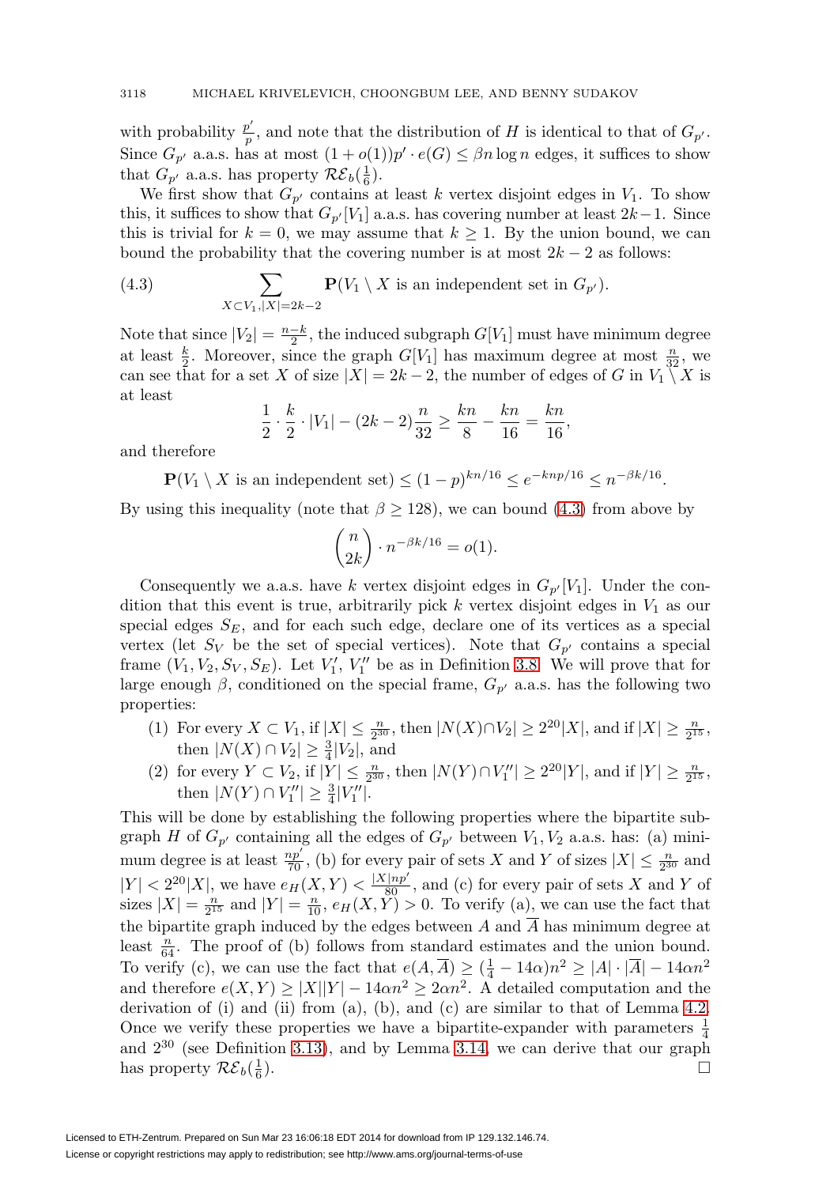with probability $\frac{p'}{p}$, and note that the distribution of $H$ is identical to that of $G_{p'}$. Since $G_{p'}$ a.a.s. has at most $(1+o(1))p' \cdot e(G) \leq \beta n \log n$ edges, it suffices to show that $G_{p'}$ a.a.s. has property $\mathcal{RE}_b(\frac{1}{6})$.

We first show that $G_{p'}$ contains at least $k$ vertex disjoint edges in $V_1$. To show this, it suffices to show that $G_{p'}[V_1]$ a.a.s. has covering number at least $2k-1$. Since this is trivial for $k=0$, we may assume that $k \geq 1$. By the union bound, we can bound the probability that the covering number is at most $2k-2$ as follows:

$$\sum_{X \subset V_1, |X|=2k-2} \mathbf{P}(V_1 \setminus X \text{ is an independent set in } G_{p'}). \tag{4.3}$$

Note that since $|V_2| = \frac{n-k}{2}$, the induced subgraph $G[V_1]$ must have minimum degree at least $\frac{k}{2}$. Moreover, since the graph $G[V_1]$ has maximum degree at most $\frac{n}{32}$, we can see that for a set $X$ of size $|X| = 2k-2$, the number of edges of $G$ in $V_1 \setminus X$ is at least

$$\frac{1}{2} \cdot \frac{k}{2} \cdot |V_1| - (2k-2)\frac{n}{32} \geq \frac{kn}{8} - \frac{kn}{16} = \frac{kn}{16},$$

and therefore

$$\mathbf{P}(V_1 \setminus X \text{ is an independent set}) \leq (1-p)^{kn/16} \leq e^{-knp/16} \leq n^{-\beta k/16}.$$

By using this inequality (note that $\beta \geq 128$), we can bound (4.3) from above by

$$\binom{n}{2k} \cdot n^{-\beta k/16} = o(1).$$

Consequently we a.a.s. have $k$ vertex disjoint edges in $G_{p'}[V_1]$. Under the condition that this event is true, arbitrarily pick $k$ vertex disjoint edges in $V_1$ as our special edges $S_E$, and for each such edge, declare one of its vertices as a special vertex (let $S_V$ be the set of special vertices). Note that $G_{p'}$ contains a special frame $(V_1, V_2, S_V, S_E)$. Let $V_1'$, $V_1''$ be as in Definition 3.8. We will prove that for large enough $\beta$, conditioned on the special frame, $G_{p'}$ a.a.s. has the following two properties:

(1) For every $X \subset V_1$, if $|X| \leq \frac{n}{2^{30}}$, then $|N(X) \cap V_2| \geq 2^{20}|X|$, and if $|X| \geq \frac{n}{2^{15}}$, then $|N(X) \cap V_2| \geq \frac{3}{4}|V_2|$, and

(2) for every $Y \subset V_2$, if $|Y| \leq \frac{n}{2^{30}}$, then $|N(Y) \cap V_1''| \geq 2^{20}|Y|$, and if $|Y| \geq \frac{n}{2^{15}}$, then $|N(Y) \cap V_1''| \geq \frac{3}{4}|V_1''|$.

This will be done by establishing the following properties where the bipartite subgraph $H$ of $G_{p'}$ containing all the edges of $G_{p'}$ between $V_1, V_2$ a.a.s. has: (a) minimum degree is at least $\frac{np'}{70}$, (b) for every pair of sets $X$ and $Y$ of sizes $|X| \leq \frac{n}{2^{30}}$ and $|Y| < 2^{20}|X|$, we have $e_H(X,Y) < \frac{|X|np'}{80}$, and (c) for every pair of sets $X$ and $Y$ of sizes $|X| = \frac{n}{2^{15}}$ and $|Y| = \frac{n}{10}$, $e_H(X,Y) > 0$. To verify (a), we can use the fact that the bipartite graph induced by the edges between $A$ and $\overline{A}$ has minimum degree at least $\frac{n}{64}$. The proof of (b) follows from standard estimates and the union bound. To verify (c), we can use the fact that $e(A, \overline{A}) \geq (\frac{1}{4} - 14\alpha)n^2 \geq |A| \cdot |\overline{A}| - 14\alpha n^2$ and therefore $e(X,Y) \geq |X||Y| - 14\alpha n^2 \geq 2\alpha n^2$. A detailed computation and the derivation of (i) and (ii) from (a), (b), and (c) are similar to that of Lemma 4.2. Once we verify these properties we have a bipartite-expander with parameters $\frac{1}{4}$ and $2^{30}$ (see Definition 3.13), and by Lemma 3.14, we can derive that our graph has property $\mathcal{RE}_b(\frac{1}{6})$. $\square$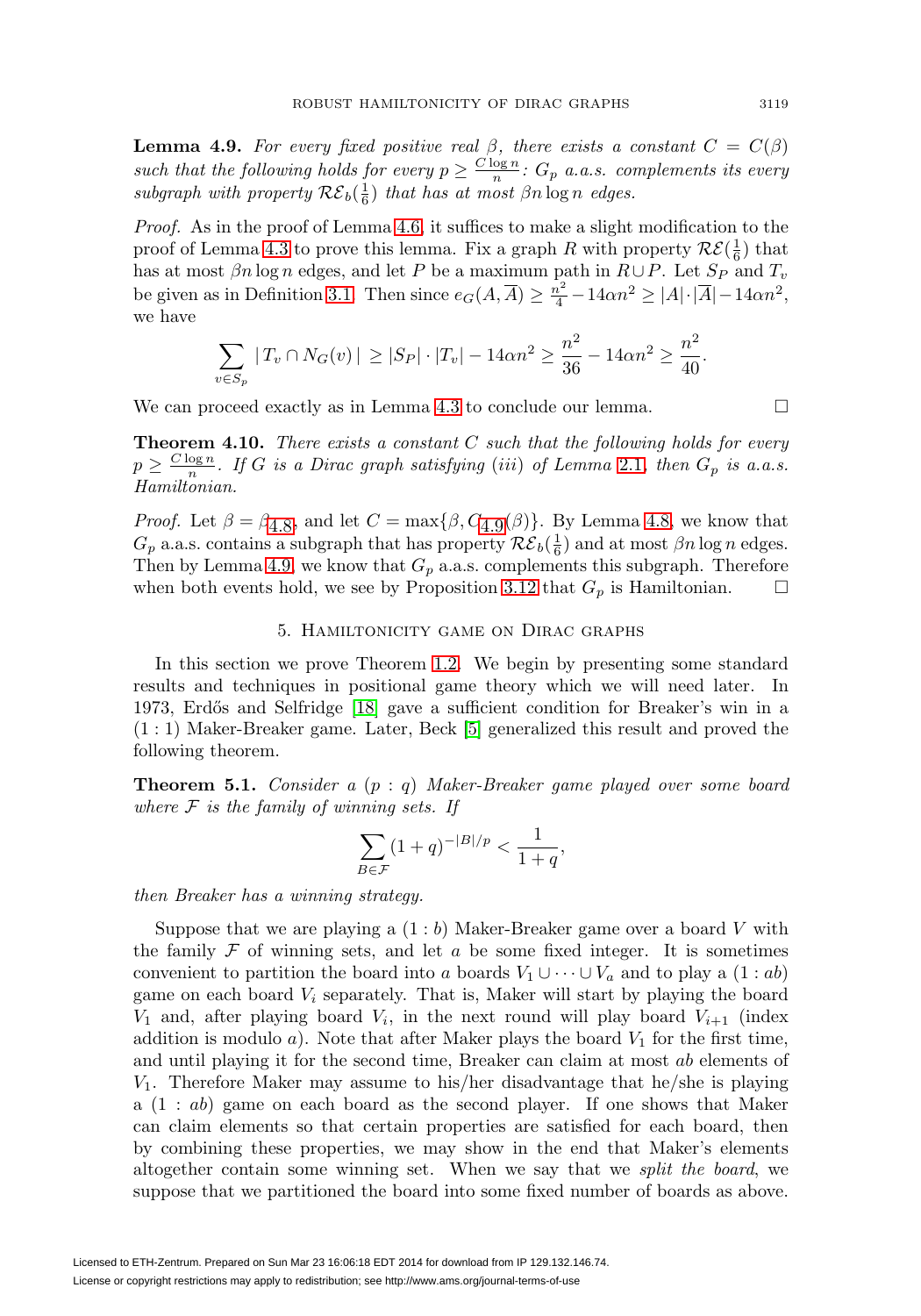**Lemma 4.9.** *For every fixed positive real $\beta$, there exists a constant $C = C(\beta)$ such that the following holds for every $p \geq \frac{C \log n}{n}$: $G_p$ a.a.s. complements its every subgraph with property $\mathcal{RE}_b(\frac{1}{6})$ that has at most $\beta n \log n$ edges.*

*Proof.* As in the proof of Lemma 4.6, it suffices to make a slight modification to the proof of Lemma 4.3 to prove this lemma. Fix a graph $R$ with property $\mathcal{RE}(\frac{1}{6})$ that has at most $\beta n \log n$ edges, and let $P$ be a maximum path in $R \cup P$. Let $S_P$ and $T_v$ be given as in Definition 3.1. Then since $e_G(A, \overline{A}) \geq \frac{n^2}{4} - 14\alpha n^2 \geq |A| \cdot |\overline{A}| - 14\alpha n^2$, we have

$$\sum_{v \in S_p} |\, T_v \cap N_G(v)\,| \geq |S_P| \cdot |T_v| - 14\alpha n^2 \geq \frac{n^2}{36} - 14\alpha n^2 \geq \frac{n^2}{40}.$$

We can proceed exactly as in Lemma 4.3 to conclude our lemma. $\square$

**Theorem 4.10.** *There exists a constant $C$ such that the following holds for every $p \geq \frac{C \log n}{n}$. If $G$ is a Dirac graph satisfying (iii) of Lemma 2.1, then $G_p$ is a.a.s. Hamiltonian.*

*Proof.* Let $\beta = \beta_{4.8}$, and let $C = \max\{\beta, C_{4.9}(\beta)\}$. By Lemma 4.8, we know that $G_p$ a.a.s. contains a subgraph that has property $\mathcal{RE}_b(\frac{1}{6})$ and at most $\beta n \log n$ edges. Then by Lemma 4.9, we know that $G_p$ a.a.s. complements this subgraph. Therefore when both events hold, we see by Proposition 3.12 that $G_p$ is Hamiltonian. $\square$

## 5. Hamiltonicity game on Dirac graphs

In this section we prove Theorem 1.2. We begin by presenting some standard results and techniques in positional game theory which we will need later. In 1973, Erdős and Selfridge [18] gave a sufficient condition for Breaker's win in a $(1:1)$ Maker-Breaker game. Later, Beck [5] generalized this result and proved the following theorem.

**Theorem 5.1.** *Consider a $(p:q)$ Maker-Breaker game played over some board where $\mathcal{F}$ is the family of winning sets. If*

$$\sum_{B \in \mathcal{F}} (1+q)^{-|B|/p} < \frac{1}{1+q},$$

*then Breaker has a winning strategy.*

Suppose that we are playing a $(1:b)$ Maker-Breaker game over a board $V$ with the family $\mathcal{F}$ of winning sets, and let $a$ be some fixed integer. It is sometimes convenient to partition the board into $a$ boards $V_1 \cup \cdots \cup V_a$ and to play a $(1:ab)$ game on each board $V_i$ separately. That is, Maker will start by playing the board $V_1$ and, after playing board $V_i$, in the next round will play board $V_{i+1}$ (index addition is modulo $a$). Note that after Maker plays the board $V_1$ for the first time, and until playing it for the second time, Breaker can claim at most $ab$ elements of $V_1$. Therefore Maker may assume to his/her disadvantage that he/she is playing a $(1:ab)$ game on each board as the second player. If one shows that Maker can claim elements so that certain properties are satisfied for each board, then by combining these properties, we may show in the end that Maker's elements altogether contain some winning set. When we say that we *split the board*, we suppose that we partitioned the board into some fixed number of boards as above.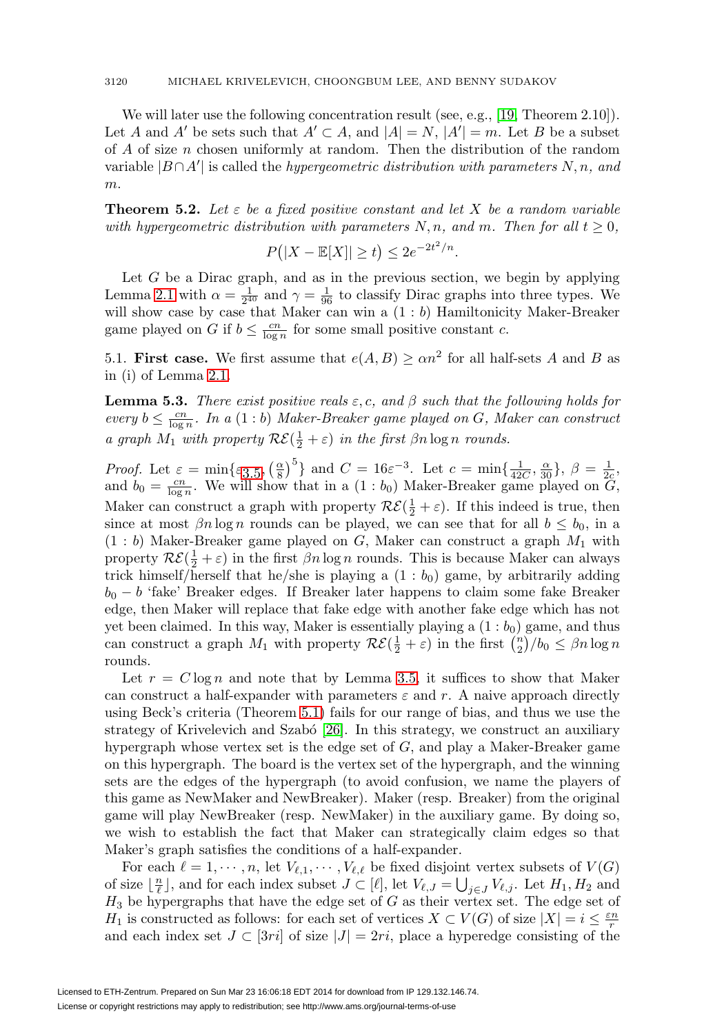We will later use the following concentration result (see, e.g., [19, Theorem 2.10]). Let $A$ and $A'$ be sets such that $A' \subset A$, and $|A| = N$, $|A'| = m$. Let $B$ be a subset of $A$ of size $n$ chosen uniformly at random. Then the distribution of the random variable $|B \cap A'|$ is called the *hypergeometric distribution with parameters $N, n$, and $m$*.

**Theorem 5.2.** *Let $\varepsilon$ be a fixed positive constant and let $X$ be a random variable with hypergeometric distribution with parameters $N, n$, and $m$. Then for all $t \geq 0$,*

$$P\big(|X - \mathbb{E}[X]| \geq t\big) \leq 2e^{-2t^2/n}.$$

Let $G$ be a Dirac graph, and as in the previous section, we begin by applying Lemma 2.1 with $\alpha = \frac{1}{2^{40}}$ and $\gamma = \frac{1}{96}$ to classify Dirac graphs into three types. We will show case by case that Maker can win a $(1 : b)$ Hamiltonicity Maker-Breaker game played on $G$ if $b \leq \frac{cn}{\log n}$ for some small positive constant $c$.

5.1. **First case.** We first assume that $e(A, B) \geq \alpha n^2$ for all half-sets $A$ and $B$ as in (i) of Lemma 2.1.

**Lemma 5.3.** *There exist positive reals $\varepsilon, c$, and $\beta$ such that the following holds for every $b \leq \frac{cn}{\log n}$. In a $(1 : b)$ Maker-Breaker game played on $G$, Maker can construct a graph $M_1$ with property $\mathcal{RE}(\frac{1}{2} + \varepsilon)$ in the first $\beta n \log n$ rounds.*

*Proof.* Let $\varepsilon = \min\{\varepsilon_{3.5}, \left(\frac{\alpha}{8}\right)^5\}$ and $C = 16\varepsilon^{-3}$. Let $c = \min\{\frac{1}{42C}, \frac{\alpha}{30}\}$, $\beta = \frac{1}{2c}$, and $b_0 = \frac{cn}{\log n}$. We will show that in a $(1 : b_0)$ Maker-Breaker game played on $G$, Maker can construct a graph with property $\mathcal{RE}(\frac{1}{2} + \varepsilon)$. If this indeed is true, then since at most $\beta n \log n$ rounds can be played, we can see that for all $b \leq b_0$, in a $(1 : b)$ Maker-Breaker game played on $G$, Maker can construct a graph $M_1$ with property $\mathcal{RE}(\frac{1}{2} + \varepsilon)$ in the first $\beta n \log n$ rounds. This is because Maker can always trick himself/herself that he/she is playing a $(1 : b_0)$ game, by arbitrarily adding $b_0 - b$ 'fake' Breaker edges. If Breaker later happens to claim some fake Breaker edge, then Maker will replace that fake edge with another fake edge which has not yet been claimed. In this way, Maker is essentially playing a $(1 : b_0)$ game, and thus can construct a graph $M_1$ with property $\mathcal{RE}(\frac{1}{2} + \varepsilon)$ in the first $\binom{n}{2}/b_0 \leq \beta n \log n$ rounds.

Let $r = C \log n$ and note that by Lemma 3.5, it suffices to show that Maker can construct a half-expander with parameters $\varepsilon$ and $r$. A naive approach directly using Beck's criteria (Theorem 5.1) fails for our range of bias, and thus we use the strategy of Krivelevich and Szabó [26]. In this strategy, we construct an auxiliary hypergraph whose vertex set is the edge set of $G$, and play a Maker-Breaker game on this hypergraph. The board is the vertex set of the hypergraph, and the winning sets are the edges of the hypergraph (to avoid confusion, we name the players of this game as NewMaker and NewBreaker). Maker (resp. Breaker) from the original game will play NewBreaker (resp. NewMaker) in the auxiliary game. By doing so, we wish to establish the fact that Maker can strategically claim edges so that Maker's graph satisfies the conditions of a half-expander.

For each $\ell = 1, \cdots, n$, let $V_{\ell,1}, \cdots, V_{\ell,\ell}$ be fixed disjoint vertex subsets of $V(G)$ of size $\lfloor \frac{n}{\ell} \rfloor$, and for each index subset $J \subset [\ell]$, let $V_{\ell,J} = \bigcup_{j \in J} V_{\ell,j}$. Let $H_1, H_2$ and $H_3$ be hypergraphs that have the edge set of $G$ as their vertex set. The edge set of $H_1$ is constructed as follows: for each set of vertices $X \subset V(G)$ of size $|X| = i \leq \frac{\varepsilon n}{r}$ and each index set $J \subset [3ri]$ of size $|J| = 2ri$, place a hyperedge consisting of the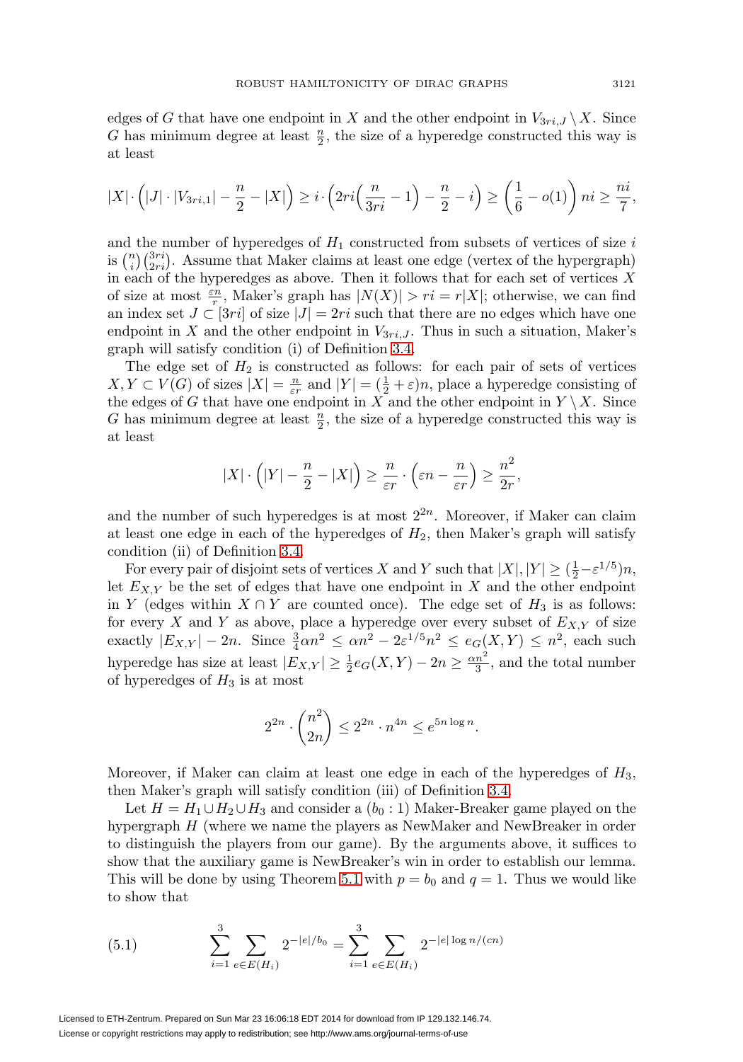edges of $G$ that have one endpoint in $X$ and the other endpoint in $V_{3ri,J} \setminus X$. Since $G$ has minimum degree at least $\frac{n}{2}$, the size of a hyperedge constructed this way is at least

$$|X| \cdot \left(|J| \cdot |V_{3ri,1}| - \frac{n}{2} - |X|\right) \geq i \cdot \left(2ri\left(\frac{n}{3ri} - 1\right) - \frac{n}{2} - i\right) \geq \left(\frac{1}{6} - o(1)\right) ni \geq \frac{ni}{7},$$

and the number of hyperedges of $H_1$ constructed from subsets of vertices of size $i$ is $\binom{n}{i}\binom{3ri}{2ri}$. Assume that Maker claims at least one edge (vertex of the hypergraph) in each of the hyperedges as above. Then it follows that for each set of vertices $X$ of size at most $\frac{\varepsilon n}{r}$, Maker's graph has $|N(X)| > ri = r|X|$; otherwise, we can find an index set $J \subset [3ri]$ of size $|J| = 2ri$ such that there are no edges which have one endpoint in $X$ and the other endpoint in $V_{3ri,J}$. Thus in such a situation, Maker's graph will satisfy condition (i) of Definition 3.4.

The edge set of $H_2$ is constructed as follows: for each pair of sets of vertices $X, Y \subset V(G)$ of sizes $|X| = \frac{n}{\varepsilon r}$ and $|Y| = (\frac{1}{2} + \varepsilon)n$, place a hyperedge consisting of the edges of $G$ that have one endpoint in $X$ and the other endpoint in $Y \setminus X$. Since $G$ has minimum degree at least $\frac{n}{2}$, the size of a hyperedge constructed this way is at least

$$|X| \cdot \left(|Y| - \frac{n}{2} - |X|\right) \geq \frac{n}{\varepsilon r} \cdot \left(\varepsilon n - \frac{n}{\varepsilon r}\right) \geq \frac{n^2}{2r},$$

and the number of such hyperedges is at most $2^{2n}$. Moreover, if Maker can claim at least one edge in each of the hyperedges of $H_2$, then Maker's graph will satisfy condition (ii) of Definition 3.4.

For every pair of disjoint sets of vertices $X$ and $Y$ such that $|X|, |Y| \geq (\frac{1}{2} - \varepsilon^{1/5})n$, let $E_{X,Y}$ be the set of edges that have one endpoint in $X$ and the other endpoint in $Y$ (edges within $X \cap Y$ are counted once). The edge set of $H_3$ is as follows: for every $X$ and $Y$ as above, place a hyperedge over every subset of $E_{X,Y}$ of size exactly $|E_{X,Y}| - 2n$. Since $\frac{3}{4}\alpha n^2 \leq \alpha n^2 - 2\varepsilon^{1/5} n^2 \leq e_G(X,Y) \leq n^2$, each such hyperedge has size at least $|E_{X,Y}| \geq \frac{1}{2} e_G(X,Y) - 2n \geq \frac{\alpha n^2}{3}$, and the total number of hyperedges of $H_3$ is at most

$$2^{2n} \cdot \binom{n^2}{2n} \leq 2^{2n} \cdot n^{4n} \leq e^{5n \log n}.$$

Moreover, if Maker can claim at least one edge in each of the hyperedges of $H_3$, then Maker's graph will satisfy condition (iii) of Definition 3.4.

Let $H = H_1 \cup H_2 \cup H_3$ and consider a $(b_0 : 1)$ Maker-Breaker game played on the hypergraph $H$ (where we name the players as NewMaker and NewBreaker in order to distinguish the players from our game). By the arguments above, it suffices to show that the auxiliary game is NewBreaker's win in order to establish our lemma. This will be done by using Theorem 5.1 with $p = b_0$ and $q = 1$. Thus we would like to show that

$$\sum_{i=1}^{3} \sum_{e \in E(H_i)} 2^{-|e|/b_0} = \sum_{i=1}^{3} \sum_{e \in E(H_i)} 2^{-|e| \log n/(cn)} \tag{5.1}$$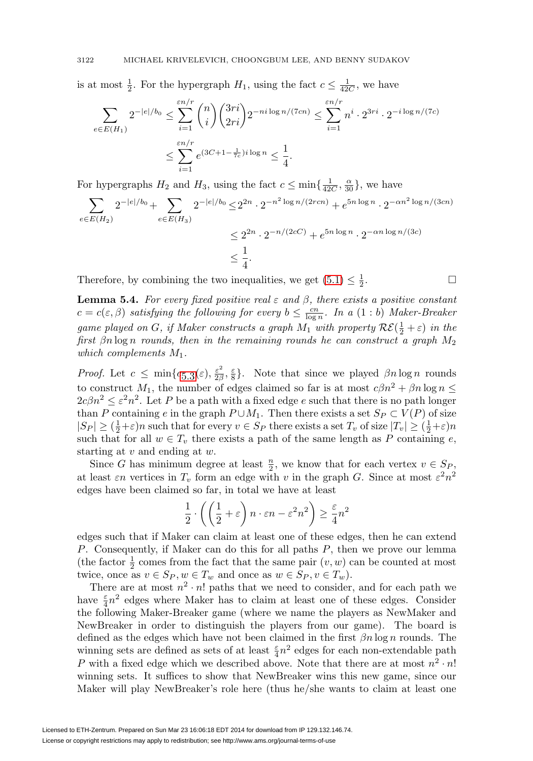is at most $\frac{1}{2}$. For the hypergraph $H_1$, using the fact $c \le \frac{1}{42C}$, we have

$$\sum_{e \in E(H_1)} 2^{-|e|/b_0} \le \sum_{i=1}^{\varepsilon n/r} \binom{n}{i}\binom{3ri}{2ri} 2^{-ni\log n/(7cn)} \le \sum_{i=1}^{\varepsilon n/r} n^i \cdot 2^{3ri} \cdot 2^{-i\log n/(7c)}$$

$$\le \sum_{i=1}^{\varepsilon n/r} e^{(3C+1-\frac{1}{7c})i\log n} \le \frac{1}{4}.$$

For hypergraphs $H_2$ and $H_3$, using the fact $c \le \min\{\frac{1}{42C}, \frac{\alpha}{30}\}$, we have

$$\begin{aligned}\sum_{e \in E(H_2)} 2^{-|e|/b_0} + \sum_{e \in E(H_3)} 2^{-|e|/b_0} &\le 2^{2n} \cdot 2^{-n^2\log n/(2rcn)} + e^{5n\log n} \cdot 2^{-\alpha n^2 \log n/(3cn)} \\ &\le 2^{2n} \cdot 2^{-n/(2cC)} + e^{5n\log n} \cdot 2^{-\alpha n \log n/(3c)} \\ &\le \frac{1}{4}.\end{aligned}$$

Therefore, by combining the two inequalities, we get (5.1) $\le \frac{1}{2}$. $\square$

**Lemma 5.4.** *For every fixed positive real $\varepsilon$ and $\beta$, there exists a positive constant $c = c(\varepsilon, \beta)$ satisfying the following for every $b \le \frac{cn}{\log n}$. In a $(1 : b)$ Maker-Breaker game played on $G$, if Maker constructs a graph $M_1$ with property $\mathcal{RE}(\frac{1}{2}+\varepsilon)$ in the first $\beta n \log n$ rounds, then in the remaining rounds he can construct a graph $M_2$ which complements $M_1$.*

*Proof.* Let $c \le \min\{c_{5.3}(\varepsilon), \frac{\varepsilon^2}{2\beta}, \frac{\varepsilon}{8}\}$. Note that since we played $\beta n \log n$ rounds to construct $M_1$, the number of edges claimed so far is at most $c\beta n^2 + \beta n \log n \le 2c\beta n^2 \le \varepsilon^2 n^2$. Let $P$ be a path with a fixed edge $e$ such that there is no path longer than $P$ containing $e$ in the graph $P \cup M_1$. Then there exists a set $S_P \subset V(P)$ of size $|S_P| \ge (\frac{1}{2}+\varepsilon)n$ such that for every $v \in S_P$ there exists a set $T_v$ of size $|T_v| \ge (\frac{1}{2}+\varepsilon)n$ such that for all $w \in T_v$ there exists a path of the same length as $P$ containing $e$, starting at $v$ and ending at $w$.

Since $G$ has minimum degree at least $\frac{n}{2}$, we know that for each vertex $v \in S_P$, at least $\varepsilon n$ vertices in $T_v$ form an edge with $v$ in the graph $G$. Since at most $\varepsilon^2 n^2$ edges have been claimed so far, in total we have at least

$$\frac{1}{2} \cdot \left( \left(\frac{1}{2}+\varepsilon\right) n \cdot \varepsilon n - \varepsilon^2 n^2 \right) \ge \frac{\varepsilon}{4} n^2$$

edges such that if Maker can claim at least one of these edges, then he can extend $P$. Consequently, if Maker can do this for all paths $P$, then we prove our lemma (the factor $\frac{1}{2}$ comes from the fact that the same pair $(v, w)$ can be counted at most twice, once as $v \in S_P, w \in T_w$ and once as $w \in S_P, v \in T_w$).

There are at most $n^2 \cdot n!$ paths that we need to consider, and for each path we have $\frac{\varepsilon}{4}n^2$ edges where Maker has to claim at least one of these edges. Consider the following Maker-Breaker game (where we name the players as NewMaker and NewBreaker in order to distinguish the players from our game). The board is defined as the edges which have not been claimed in the first $\beta n \log n$ rounds. The winning sets are defined as sets of at least $\frac{\varepsilon}{4}n^2$ edges for each non-extendable path $P$ with a fixed edge which we described above. Note that there are at most $n^2 \cdot n!$ winning sets. It suffices to show that NewBreaker wins this new game, since our Maker will play NewBreaker's role here (thus he/she wants to claim at least one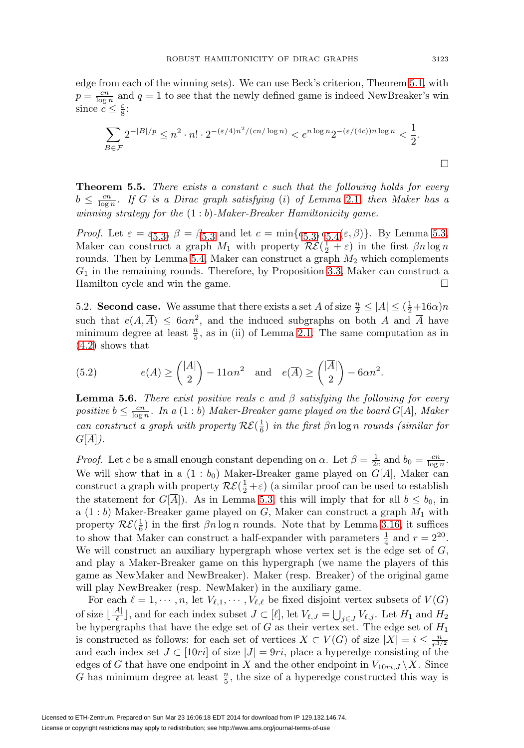edge from each of the winning sets). We can use Beck's criterion, Theorem 5.1, with $p = \frac{cn}{\log n}$ and $q = 1$ to see that the newly defined game is indeed NewBreaker's win since $c \leq \frac{\varepsilon}{8}$:

$$\sum_{B \in \mathcal{F}} 2^{-|B|/p} \leq n^2 \cdot n! \cdot 2^{-(\varepsilon/4)n^2/(cn/\log n)} < e^{n \log n} 2^{-(\varepsilon/(4c))n \log n} < \frac{1}{2}.$$

□

**Theorem 5.5.** *There exists a constant $c$ such that the following holds for every $b \leq \frac{cn}{\log n}$. If $G$ is a Dirac graph satisfying (i) of Lemma 2.1, then Maker has a winning strategy for the $(1 : b)$-Maker-Breaker Hamiltonicity game.*

*Proof.* Let $\varepsilon = \varepsilon_{5.3}$, $\beta = \beta_{5.3}$ and let $c = \min\{c_{5.3}, c_{5.4}(\varepsilon, \beta)\}$. By Lemma 5.3, Maker can construct a graph $M_1$ with property $\mathcal{RE}(\frac{1}{2} + \varepsilon)$ in the first $\beta n \log n$ rounds. Then by Lemma 5.4, Maker can construct a graph $M_2$ which complements $G_1$ in the remaining rounds. Therefore, by Proposition 3.3, Maker can construct a Hamilton cycle and win the game. □

5.2. **Second case.** We assume that there exists a set $A$ of size $\frac{n}{2} \leq |A| \leq (\frac{1}{2} + 16\alpha)n$ such that $e(A, \overline{A}) \leq 6\alpha n^2$, and the induced subgraphs on both $A$ and $\overline{A}$ have minimum degree at least $\frac{n}{5}$, as in (ii) of Lemma 2.1. The same computation as in (4.2) shows that

$$e(A) \geq \binom{|A|}{2} - 11\alpha n^2 \quad \text{and} \quad e(\overline{A}) \geq \binom{|\overline{A}|}{2} - 6\alpha n^2. \tag{5.2}$$

**Lemma 5.6.** *There exist positive reals $c$ and $\beta$ satisfying the following for every positive $b \leq \frac{cn}{\log n}$. In a $(1 : b)$ Maker-Breaker game played on the board $G[A]$, Maker can construct a graph with property $\mathcal{RE}(\frac{1}{6})$ in the first $\beta n \log n$ rounds (similar for $G[\overline{A}]$).*

*Proof.* Let $c$ be a small enough constant depending on $\alpha$. Let $\beta = \frac{1}{2c}$ and $b_0 = \frac{cn}{\log n}$. We will show that in a $(1 : b_0)$ Maker-Breaker game played on $G[A]$, Maker can construct a graph with property $\mathcal{RE}(\frac{1}{2} + \varepsilon)$ (a similar proof can be used to establish the statement for $G[\overline{A}]$). As in Lemma 5.3, this will imply that for all $b \leq b_0$, in a $(1 : b)$ Maker-Breaker game played on $G$, Maker can construct a graph $M_1$ with property $\mathcal{RE}(\frac{1}{6})$ in the first $\beta n \log n$ rounds. Note that by Lemma 3.16, it suffices to show that Maker can construct a half-expander with parameters $\frac{1}{4}$ and $r = 2^{20}$. We will construct an auxiliary hypergraph whose vertex set is the edge set of $G$, and play a Maker-Breaker game on this hypergraph (we name the players of this game as NewMaker and NewBreaker). Maker (resp. Breaker) of the original game will play NewBreaker (resp. NewMaker) in the auxiliary game.

For each $\ell = 1, \cdots, n$, let $V_{\ell,1}, \cdots, V_{\ell,\ell}$ be fixed disjoint vertex subsets of $V(G)$ of size $\lfloor \frac{|A|}{\ell} \rfloor$, and for each index subset $J \subset [\ell]$, let $V_{\ell,J} = \bigcup_{j \in J} V_{\ell,j}$. Let $H_1$ and $H_2$ be hypergraphs that have the edge set of $G$ as their vertex set. The edge set of $H_1$ is constructed as follows: for each set of vertices $X \subset V(G)$ of size $|X| = i \leq \frac{n}{r^{3/2}}$ and each index set $J \subset [10ri]$ of size $|J| = 9ri$, place a hyperedge consisting of the edges of $G$ that have one endpoint in $X$ and the other endpoint in $V_{10ri,J} \setminus X$. Since $G$ has minimum degree at least $\frac{n}{5}$, the size of a hyperedge constructed this way is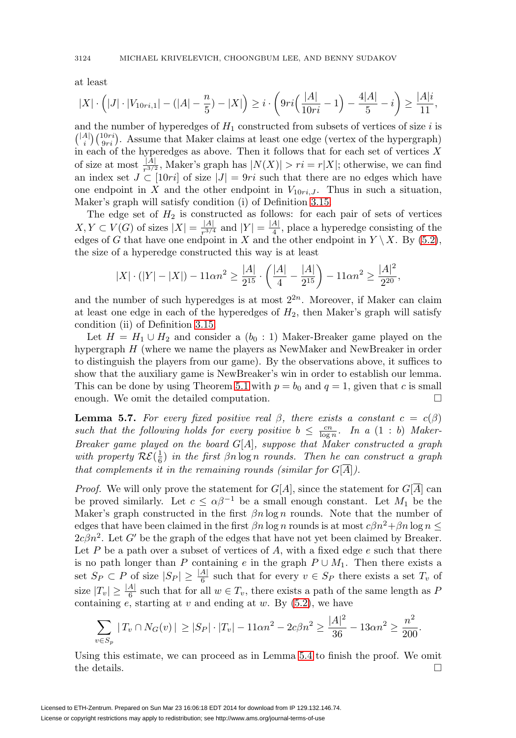at least

$$|X| \cdot \Big(|J| \cdot |V_{10ri,1}| - (|A| - \frac{n}{5}) - |X|\Big) \geq i \cdot \left(9ri\Big(\frac{|A|}{10ri} - 1\Big) - \frac{4|A|}{5} - i\right) \geq \frac{|A|i}{11},$$

and the number of hyperedges of $H_1$ constructed from subsets of vertices of size $i$ is $\binom{|A|}{i}\binom{10ri}{9ri}$. Assume that Maker claims at least one edge (vertex of the hypergraph) in each of the hyperedges as above. Then it follows that for each set of vertices $X$ of size at most $\frac{|A|}{r^{3/2}}$, Maker's graph has $|N(X)| > ri = r|X|$; otherwise, we can find an index set $J \subset [10ri]$ of size $|J| = 9ri$ such that there are no edges which have one endpoint in $X$ and the other endpoint in $V_{10ri,J}$. Thus in such a situation, Maker's graph will satisfy condition (i) of Definition 3.15.

The edge set of $H_2$ is constructed as follows: for each pair of sets of vertices $X, Y \subset V(G)$ of sizes $|X| = \frac{|A|}{r^{3/4}}$ and $|Y| = \frac{|A|}{4}$, place a hyperedge consisting of the edges of $G$ that have one endpoint in $X$ and the other endpoint in $Y \setminus X$. By (5.2), the size of a hyperedge constructed this way is at least

$$|X| \cdot (|Y| - |X|) - 11\alpha n^2 \geq \frac{|A|}{2^{15}} \cdot \left(\frac{|A|}{4} - \frac{|A|}{2^{15}}\right) - 11\alpha n^2 \geq \frac{|A|^2}{2^{20}},$$

and the number of such hyperedges is at most $2^{2n}$. Moreover, if Maker can claim at least one edge in each of the hyperedges of $H_2$, then Maker's graph will satisfy condition (ii) of Definition 3.15.

Let $H = H_1 \cup H_2$ and consider a $(b_0 : 1)$ Maker-Breaker game played on the hypergraph $H$ (where we name the players as NewMaker and NewBreaker in order to distinguish the players from our game). By the observations above, it suffices to show that the auxiliary game is NewBreaker's win in order to establish our lemma. This can be done by using Theorem 5.1 with $p = b_0$ and $q = 1$, given that $c$ is small enough. We omit the detailed computation. $\square$

**Lemma 5.7.** *For every fixed positive real $\beta$, there exists a constant $c = c(\beta)$ such that the following holds for every positive $b \leq \frac{cn}{\log n}$. In a $(1 : b)$ Maker-Breaker game played on the board $G[A]$, suppose that Maker constructed a graph with property $\mathcal{RE}(\frac{1}{6})$ in the first $\beta n \log n$ rounds. Then he can construct a graph that complements it in the remaining rounds (similar for $G[\overline{A}]$).*

*Proof.* We will only prove the statement for $G[A]$, since the statement for $G[\overline{A}]$ can be proved similarly. Let $c \leq \alpha\beta^{-1}$ be a small enough constant. Let $M_1$ be the Maker's graph constructed in the first $\beta n \log n$ rounds. Note that the number of edges that have been claimed in the first $\beta n \log n$ rounds is at most $c\beta n^2 + \beta n \log n \leq 2c\beta n^2$. Let $G'$ be the graph of the edges that have not yet been claimed by Breaker. Let $P$ be a path over a subset of vertices of $A$, with a fixed edge $e$ such that there is no path longer than $P$ containing $e$ in the graph $P \cup M_1$. Then there exists a set $S_P \subset P$ of size $|S_P| \geq \frac{|A|}{6}$ such that for every $v \in S_P$ there exists a set $T_v$ of size $|T_v| \geq \frac{|A|}{6}$ such that for all $w \in T_v$, there exists a path of the same length as $P$ containing $e$, starting at $v$ and ending at $w$. By (5.2), we have

$$\sum_{v \in S_p} |\, T_v \cap N_G(v)\,| \geq |S_P| \cdot |T_v| - 11\alpha n^2 - 2c\beta n^2 \geq \frac{|A|^2}{36} - 13\alpha n^2 \geq \frac{n^2}{200}.$$

Using this estimate, we can proceed as in Lemma 5.4 to finish the proof. We omit the details. $\square$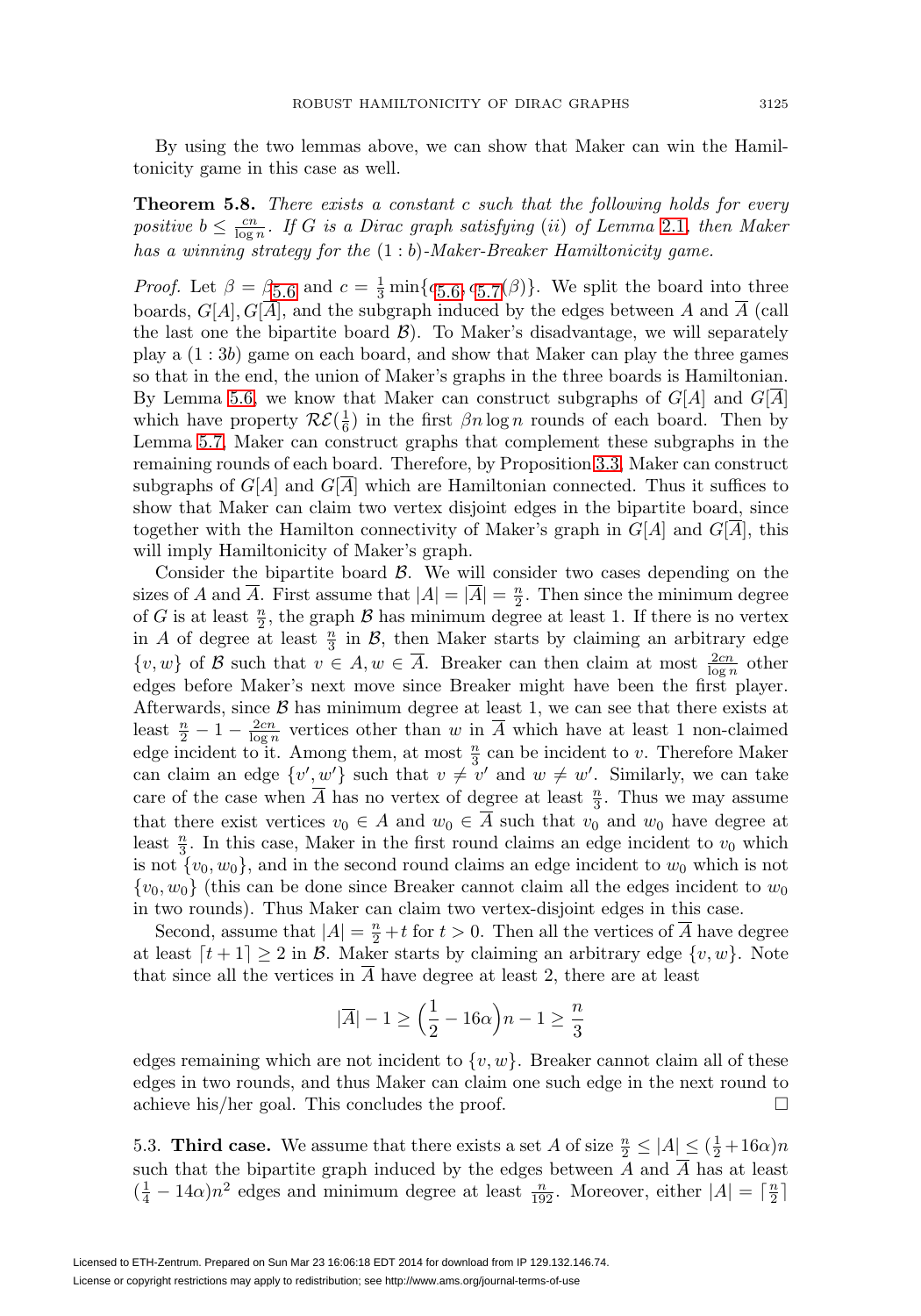By using the two lemmas above, we can show that Maker can win the Hamiltonicity game in this case as well.

**Theorem 5.8.** *There exists a constant $c$ such that the following holds for every positive $b \leq \frac{cn}{\log n}$. If $G$ is a Dirac graph satisfying (ii) of Lemma 2.1, then Maker has a winning strategy for the $(1 : b)$-Maker-Breaker Hamiltonicity game.*

*Proof.* Let $\beta = \beta_{5.6}$ and $c = \frac{1}{3}\min\{c_{5.6}, c_{5.7}(\beta)\}$. We split the board into three boards, $G[A], G[\overline{A}]$, and the subgraph induced by the edges between $A$ and $\overline{A}$ (call the last one the bipartite board $\mathcal{B}$). To Maker's disadvantage, we will separately play a $(1 : 3b)$ game on each board, and show that Maker can play the three games so that in the end, the union of Maker's graphs in the three boards is Hamiltonian. By Lemma 5.6, we know that Maker can construct subgraphs of $G[A]$ and $G[\overline{A}]$ which have property $\mathcal{RE}(\frac{1}{6})$ in the first $\beta n \log n$ rounds of each board. Then by Lemma 5.7, Maker can construct graphs that complement these subgraphs in the remaining rounds of each board. Therefore, by Proposition 3.3, Maker can construct subgraphs of $G[A]$ and $G[\overline{A}]$ which are Hamiltonian connected. Thus it suffices to show that Maker can claim two vertex disjoint edges in the bipartite board, since together with the Hamilton connectivity of Maker's graph in $G[A]$ and $G[\overline{A}]$, this will imply Hamiltonicity of Maker's graph.

Consider the bipartite board $\mathcal{B}$. We will consider two cases depending on the sizes of $A$ and $\overline{A}$. First assume that $|A| = |\overline{A}| = \frac{n}{2}$. Then since the minimum degree of $G$ is at least $\frac{n}{2}$, the graph $\mathcal{B}$ has minimum degree at least 1. If there is no vertex in $A$ of degree at least $\frac{n}{3}$ in $\mathcal{B}$, then Maker starts by claiming an arbitrary edge $\{v, w\}$ of $\mathcal{B}$ such that $v \in A, w \in \overline{A}$. Breaker can then claim at most $\frac{2cn}{\log n}$ other edges before Maker's next move since Breaker might have been the first player. Afterwards, since $\mathcal{B}$ has minimum degree at least 1, we can see that there exists at least $\frac{n}{2} - 1 - \frac{2cn}{\log n}$ vertices other than $w$ in $\overline{A}$ which have at least 1 non-claimed edge incident to it. Among them, at most $\frac{n}{3}$ can be incident to $v$. Therefore Maker can claim an edge $\{v', w'\}$ such that $v \neq v'$ and $w \neq w'$. Similarly, we can take care of the case when $\overline{A}$ has no vertex of degree at least $\frac{n}{3}$. Thus we may assume that there exist vertices $v_0 \in A$ and $w_0 \in \overline{A}$ such that $v_0$ and $w_0$ have degree at least $\frac{n}{3}$. In this case, Maker in the first round claims an edge incident to $v_0$ which is not $\{v_0, w_0\}$, and in the second round claims an edge incident to $w_0$ which is not $\{v_0, w_0\}$ (this can be done since Breaker cannot claim all the edges incident to $w_0$ in two rounds). Thus Maker can claim two vertex-disjoint edges in this case.

Second, assume that $|A| = \frac{n}{2} + t$ for $t > 0$. Then all the vertices of $\overline{A}$ have degree at least $\lceil t + 1 \rceil \geq 2$ in $\mathcal{B}$. Maker starts by claiming an arbitrary edge $\{v, w\}$. Note that since all the vertices in $\overline{A}$ have degree at least 2, there are at least

$$|\overline{A}| - 1 \geq \left(\frac{1}{2} - 16\alpha\right)n - 1 \geq \frac{n}{3}$$

edges remaining which are not incident to $\{v, w\}$. Breaker cannot claim all of these edges in two rounds, and thus Maker can claim one such edge in the next round to achieve his/her goal. This concludes the proof. $\square$

5.3. **Third case.** We assume that there exists a set $A$ of size $\frac{n}{2} \leq |A| \leq (\frac{1}{2} + 16\alpha)n$ such that the bipartite graph induced by the edges between $A$ and $\overline{A}$ has at least $(\frac{1}{4} - 14\alpha)n^2$ edges and minimum degree at least $\frac{n}{192}$. Moreover, either $|A| = \lceil \frac{n}{2} \rceil$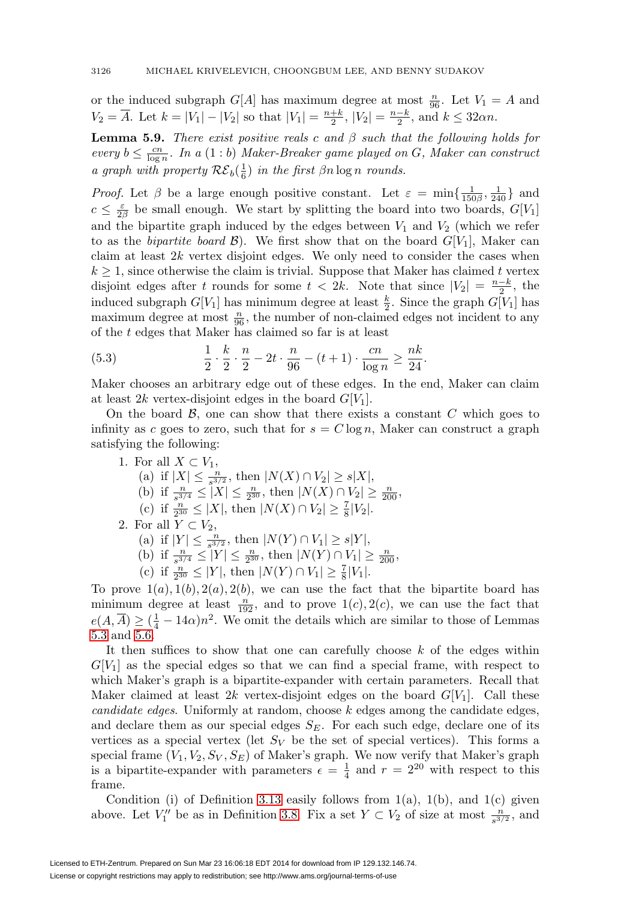or the induced subgraph $G[A]$ has maximum degree at most $\frac{n}{96}$. Let $V_1 = A$ and $V_2 = \overline{A}$. Let $k = |V_1| - |V_2|$ so that $|V_1| = \frac{n+k}{2}$, $|V_2| = \frac{n-k}{2}$, and $k \leq 32\alpha n$.

**Lemma 5.9.** *There exist positive reals $c$ and $\beta$ such that the following holds for every $b \leq \frac{cn}{\log n}$. In a $(1 : b)$ Maker-Breaker game played on $G$, Maker can construct a graph with property $\mathcal{RE}_b(\frac{1}{6})$ in the first $\beta n \log n$ rounds.*

*Proof.* Let $\beta$ be a large enough positive constant. Let $\varepsilon = \min\{\frac{1}{150\beta}, \frac{1}{240}\}$ and $c \leq \frac{\varepsilon}{2\beta}$ be small enough. We start by splitting the board into two boards, $G[V_1]$ and the bipartite graph induced by the edges between $V_1$ and $V_2$ (which we refer to as the *bipartite board* $\mathcal{B}$). We first show that on the board $G[V_1]$, Maker can claim at least $2k$ vertex disjoint edges. We only need to consider the cases when $k \geq 1$, since otherwise the claim is trivial. Suppose that Maker has claimed $t$ vertex disjoint edges after $t$ rounds for some $t < 2k$. Note that since $|V_2| = \frac{n-k}{2}$, the induced subgraph $G[V_1]$ has minimum degree at least $\frac{k}{2}$. Since the graph $G[V_1]$ has maximum degree at most $\frac{n}{96}$, the number of non-claimed edges not incident to any of the $t$ edges that Maker has claimed so far is at least

$$\frac{1}{2} \cdot \frac{k}{2} \cdot \frac{n}{2} - 2t \cdot \frac{n}{96} - (t+1) \cdot \frac{cn}{\log n} \geq \frac{nk}{24}. \tag{5.3}$$

Maker chooses an arbitrary edge out of these edges. In the end, Maker can claim at least $2k$ vertex-disjoint edges in the board $G[V_1]$.

On the board $\mathcal{B}$, one can show that there exists a constant $C$ which goes to infinity as $c$ goes to zero, such that for $s = C \log n$, Maker can construct a graph satisfying the following:

1. For all $X \subset V_1$,
   (a) if $|X| \leq \frac{n}{s^{3/2}}$, then $|N(X) \cap V_2| \geq s|X|$,
   (b) if $\frac{n}{s^{3/4}} \leq |X| \leq \frac{n}{2^{30}}$, then $|N(X) \cap V_2| \geq \frac{n}{200}$,
   (c) if $\frac{n}{2^{30}} \leq |X|$, then $|N(X) \cap V_2| \geq \frac{7}{8}|V_2|$.
2. For all $Y \subset V_2$,
   (a) if $|Y| \leq \frac{n}{s^{3/2}}$, then $|N(Y) \cap V_1| \geq s|Y|$,
   (b) if $\frac{n}{s^{3/4}} \leq |Y| \leq \frac{n}{2^{30}}$, then $|N(Y) \cap V_1| \geq \frac{n}{200}$,
   (c) if $\frac{n}{2^{30}} \leq |Y|$, then $|N(Y) \cap V_1| \geq \frac{7}{8}|V_1|$.

To prove $1(a), 1(b), 2(a), 2(b)$, we can use the fact that the bipartite board has minimum degree at least $\frac{n}{192}$, and to prove $1(c), 2(c)$, we can use the fact that $e(A, \overline{A}) \geq (\frac{1}{4} - 14\alpha)n^2$. We omit the details which are similar to those of Lemmas 5.3 and 5.6.

It then suffices to show that one can carefully choose $k$ of the edges within $G[V_1]$ as the special edges so that we can find a special frame, with respect to which Maker's graph is a bipartite-expander with certain parameters. Recall that Maker claimed at least $2k$ vertex-disjoint edges on the board $G[V_1]$. Call these *candidate edges*. Uniformly at random, choose $k$ edges among the candidate edges, and declare them as our special edges $S_E$. For each such edge, declare one of its vertices as a special vertex (let $S_V$ be the set of special vertices). This forms a special frame $(V_1, V_2, S_V, S_E)$ of Maker's graph. We now verify that Maker's graph is a bipartite-expander with parameters $\epsilon = \frac{1}{4}$ and $r = 2^{20}$ with respect to this frame.

Condition (i) of Definition 3.13 easily follows from 1(a), 1(b), and 1(c) given above. Let $V_1''$ be as in Definition 3.8. Fix a set $Y \subset V_2$ of size at most $\frac{n}{s^{3/2}}$, and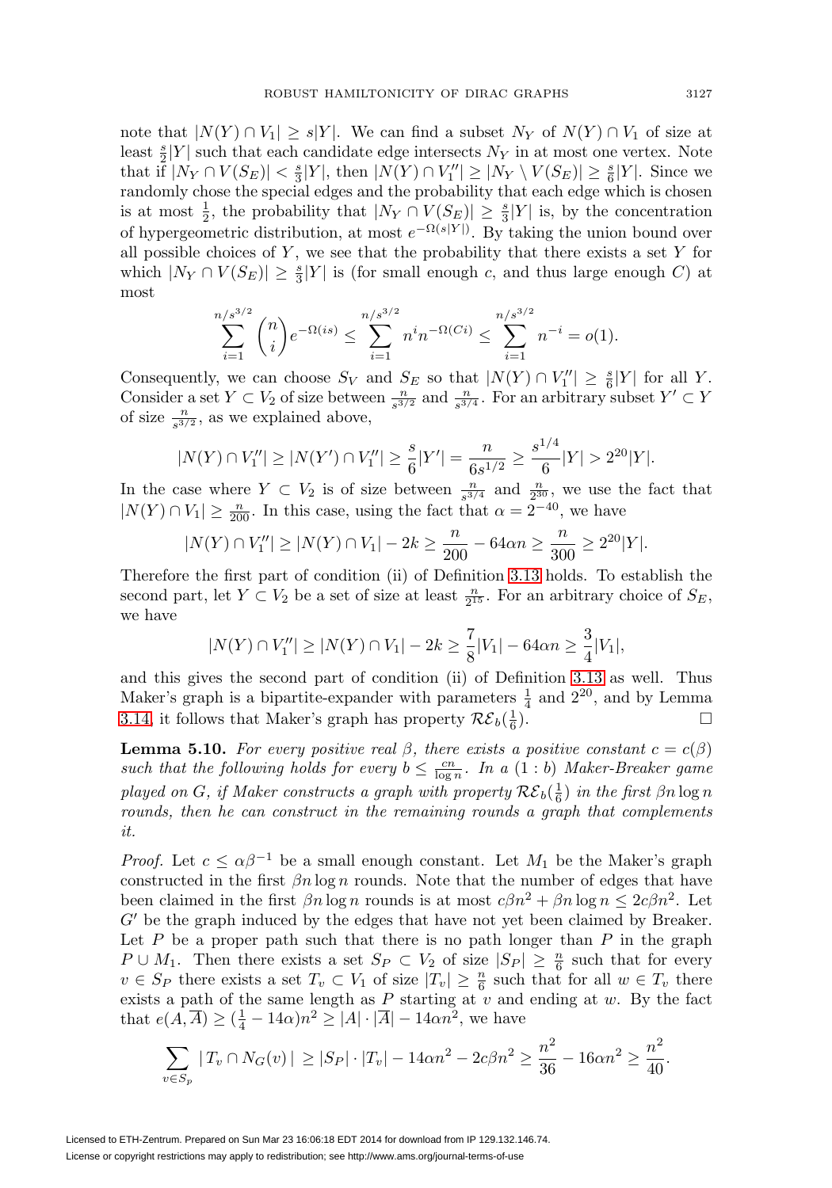note that $|N(Y) \cap V_1| \geq s|Y|$. We can find a subset $N_Y$ of $N(Y) \cap V_1$ of size at least $\frac{s}{2}|Y|$ such that each candidate edge intersects $N_Y$ in at most one vertex. Note that if $|N_Y \cap V(S_E)| < \frac{s}{3}|Y|$, then $|N(Y) \cap V_1''| \geq |N_Y \setminus V(S_E)| \geq \frac{s}{6}|Y|$. Since we randomly chose the special edges and the probability that each edge which is chosen is at most $\frac{1}{2}$, the probability that $|N_Y \cap V(S_E)| \geq \frac{s}{3}|Y|$ is, by the concentration of hypergeometric distribution, at most $e^{-\Omega(s|Y|)}$. By taking the union bound over all possible choices of $Y$, we see that the probability that there exists a set $Y$ for which $|N_Y \cap V(S_E)| \geq \frac{s}{3}|Y|$ is (for small enough $c$, and thus large enough $C$) at most

$$\sum_{i=1}^{n/s^{3/2}} \binom{n}{i} e^{-\Omega(is)} \leq \sum_{i=1}^{n/s^{3/2}} n^i n^{-\Omega(Ci)} \leq \sum_{i=1}^{n/s^{3/2}} n^{-i} = o(1).$$

Consequently, we can choose $S_V$ and $S_E$ so that $|N(Y) \cap V_1''| \geq \frac{s}{6}|Y|$ for all $Y$. Consider a set $Y \subset V_2$ of size between $\frac{n}{s^{3/2}}$ and $\frac{n}{s^{3/4}}$. For an arbitrary subset $Y' \subset Y$ of size $\frac{n}{s^{3/2}}$, as we explained above,

$$|N(Y) \cap V_1''| \geq |N(Y') \cap V_1''| \geq \frac{s}{6}|Y'| = \frac{n}{6s^{1/2}} \geq \frac{s^{1/4}}{6}|Y| > 2^{20}|Y|.$$

In the case where $Y \subset V_2$ is of size between $\frac{n}{s^{3/4}}$ and $\frac{n}{2^{30}}$, we use the fact that $|N(Y) \cap V_1| \geq \frac{n}{200}$. In this case, using the fact that $\alpha = 2^{-40}$, we have

$$|N(Y) \cap V_1''| \geq |N(Y) \cap V_1| - 2k \geq \frac{n}{200} - 64\alpha n \geq \frac{n}{300} \geq 2^{20}|Y|.$$

Therefore the first part of condition (ii) of Definition 3.13 holds. To establish the second part, let $Y \subset V_2$ be a set of size at least $\frac{n}{2^{15}}$. For an arbitrary choice of $S_E$, we have

$$|N(Y) \cap V_1''| \geq |N(Y) \cap V_1| - 2k \geq \frac{7}{8}|V_1| - 64\alpha n \geq \frac{3}{4}|V_1|,$$

and this gives the second part of condition (ii) of Definition 3.13 as well. Thus Maker's graph is a bipartite-expander with parameters $\frac{1}{4}$ and $2^{20}$, and by Lemma 3.14, it follows that Maker's graph has property $\mathcal{RE}_b(\frac{1}{6})$. $\square$

**Lemma 5.10.** *For every positive real $\beta$, there exists a positive constant $c = c(\beta)$ such that the following holds for every $b \leq \frac{cn}{\log n}$. In a $(1 : b)$ Maker-Breaker game played on $G$, if Maker constructs a graph with property $\mathcal{RE}_b(\frac{1}{6})$ in the first $\beta n \log n$ rounds, then he can construct in the remaining rounds a graph that complements it.*

*Proof.* Let $c \leq \alpha\beta^{-1}$ be a small enough constant. Let $M_1$ be the Maker's graph constructed in the first $\beta n \log n$ rounds. Note that the number of edges that have been claimed in the first $\beta n \log n$ rounds is at most $c\beta n^2 + \beta n \log n \leq 2c\beta n^2$. Let $G'$ be the graph induced by the edges that have not yet been claimed by Breaker. Let $P$ be a proper path such that there is no path longer than $P$ in the graph $P \cup M_1$. Then there exists a set $S_P \subset V_2$ of size $|S_P| \geq \frac{n}{6}$ such that for every $v \in S_P$ there exists a set $T_v \subset V_1$ of size $|T_v| \geq \frac{n}{6}$ such that for all $w \in T_v$ there exists a path of the same length as $P$ starting at $v$ and ending at $w$. By the fact that $e(A, \overline{A}) \geq (\frac{1}{4} - 14\alpha)n^2 \geq |A| \cdot |\overline{A}| - 14\alpha n^2$, we have

$$\sum_{v \in S_p} |\, T_v \cap N_G(v)\,| \geq |S_P| \cdot |T_v| - 14\alpha n^2 - 2c\beta n^2 \geq \frac{n^2}{36} - 16\alpha n^2 \geq \frac{n^2}{40}.$$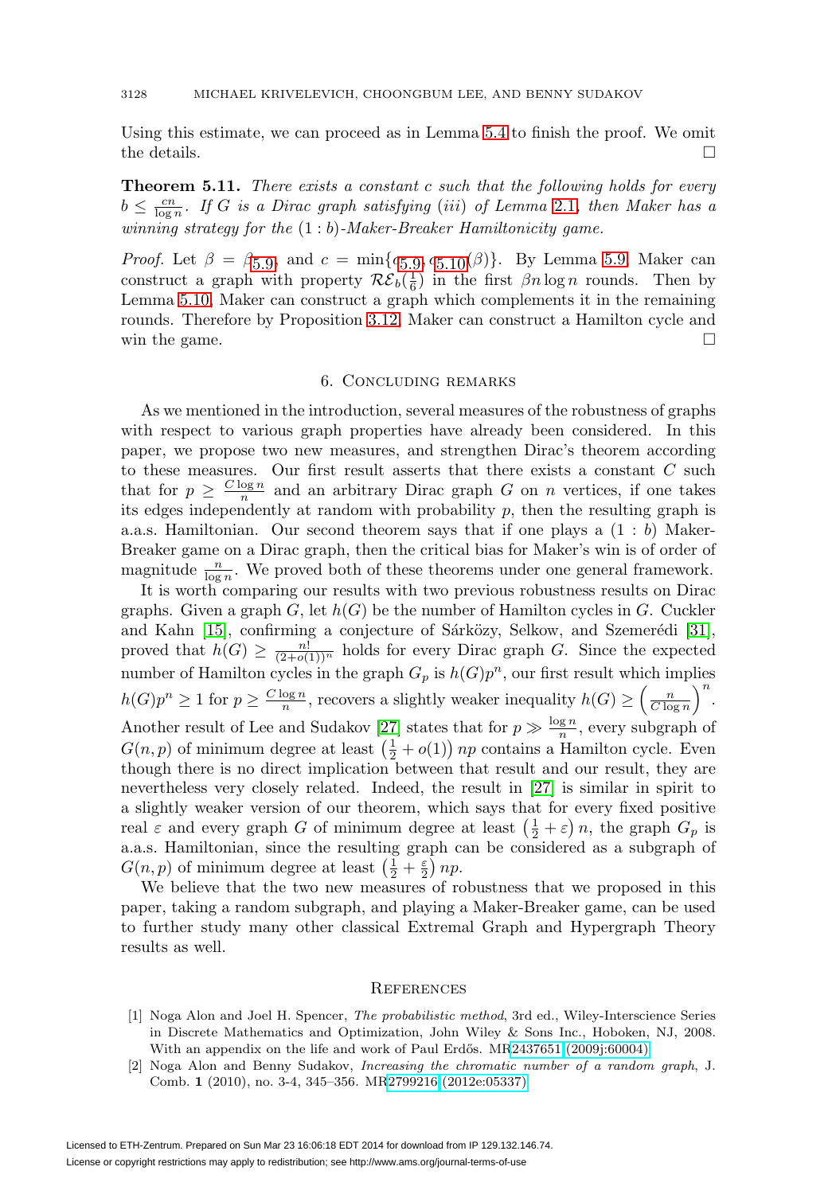Using this estimate, we can proceed as in Lemma 5.4 to finish the proof. We omit the details. □

**Theorem 5.11.** *There exists a constant $c$ such that the following holds for every $b \le \frac{cn}{\log n}$. If $G$ is a Dirac graph satisfying (iii) of Lemma 2.1, then Maker has a winning strategy for the $(1:b)$-Maker-Breaker Hamiltonicity game.*

*Proof.* Let $\beta = \beta_{5.9}$ and $c = \min\{c_{5.9}, c_{5.10}(\beta)\}$. By Lemma 5.9, Maker can construct a graph with property $\mathcal{RE}_b(\frac{1}{6})$ in the first $\beta n \log n$ rounds. Then by Lemma 5.10, Maker can construct a graph which complements it in the remaining rounds. Therefore by Proposition 3.12, Maker can construct a Hamilton cycle and win the game. □

## 6. Concluding remarks

As we mentioned in the introduction, several measures of the robustness of graphs with respect to various graph properties have already been considered. In this paper, we propose two new measures, and strengthen Dirac's theorem according to these measures. Our first result asserts that there exists a constant $C$ such that for $p \ge \frac{C \log n}{n}$ and an arbitrary Dirac graph $G$ on $n$ vertices, if one takes its edges independently at random with probability $p$, then the resulting graph is a.a.s. Hamiltonian. Our second theorem says that if one plays a $(1:b)$ Maker-Breaker game on a Dirac graph, then the critical bias for Maker's win is of order of magnitude $\frac{n}{\log n}$. We proved both of these theorems under one general framework.

It is worth comparing our results with two previous robustness results on Dirac graphs. Given a graph $G$, let $h(G)$ be the number of Hamilton cycles in $G$. Cuckler and Kahn [15], confirming a conjecture of Sárközy, Selkow, and Szemerédi [31], proved that $h(G) \ge \frac{n!}{(2+o(1))^n}$ holds for every Dirac graph $G$. Since the expected number of Hamilton cycles in the graph $G_p$ is $h(G)p^n$, our first result which implies $h(G)p^n \ge 1$ for $p \ge \frac{C \log n}{n}$, recovers a slightly weaker inequality $h(G) \ge \left(\frac{n}{C \log n}\right)^n$. Another result of Lee and Sudakov [27] states that for $p \gg \frac{\log n}{n}$, every subgraph of $G(n,p)$ of minimum degree at least $\left(\frac{1}{2} + o(1)\right) np$ contains a Hamilton cycle. Even though there is no direct implication between that result and our result, they are nevertheless very closely related. Indeed, the result in [27] is similar in spirit to a slightly weaker version of our theorem, which says that for every fixed positive real $\varepsilon$ and every graph $G$ of minimum degree at least $\left(\frac{1}{2} + \varepsilon\right) n$, the graph $G_p$ is a.a.s. Hamiltonian, since the resulting graph can be considered as a subgraph of $G(n,p)$ of minimum degree at least $\left(\frac{1}{2} + \frac{\varepsilon}{2}\right) np$.

We believe that the two new measures of robustness that we proposed in this paper, taking a random subgraph, and playing a Maker-Breaker game, can be used to further study many other classical Extremal Graph and Hypergraph Theory results as well.

## References

[1] Noga Alon and Joel H. Spencer, *The probabilistic method*, 3rd ed., Wiley-Interscience Series in Discrete Mathematics and Optimization, John Wiley & Sons Inc., Hoboken, NJ, 2008. With an appendix on the life and work of Paul Erdős. MR2437651 (2009j:60004)

[2] Noga Alon and Benny Sudakov, *Increasing the chromatic number of a random graph*, J. Comb. **1** (2010), no. 3-4, 345–356. MR2799216 (2012e:05337)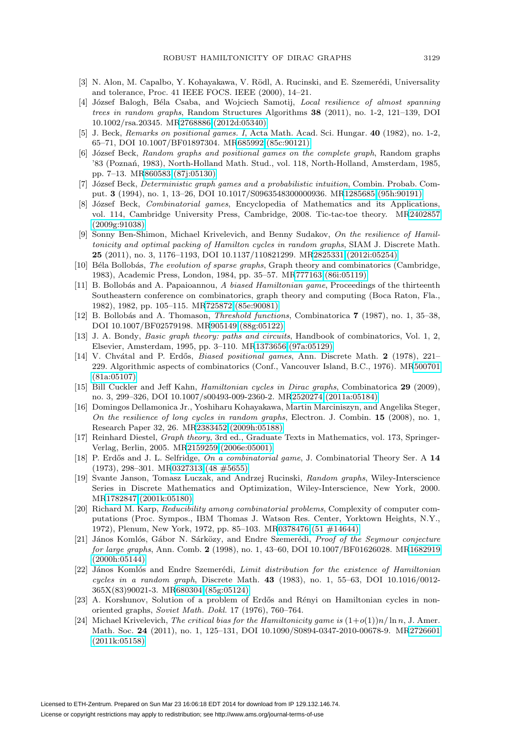[3] N. Alon, M. Capalbo, Y. Kohayakawa, V. Rödl, A. Rucinski, and E. Szemerédi, Universality and tolerance, Proc. 41 IEEE FOCS. IEEE (2000), 14–21.

[4] József Balogh, Béla Csaba, and Wojciech Samotij, *Local resilience of almost spanning trees in random graphs*, Random Structures Algorithms **38** (2011), no. 1-2, 121–139, DOI 10.1002/rsa.20345. MR2768886 (2012d:05340)

[5] J. Beck, *Remarks on positional games. I*, Acta Math. Acad. Sci. Hungar. **40** (1982), no. 1-2, 65–71, DOI 10.1007/BF01897304. MR685992 (85c:90121)

[6] József Beck, *Random graphs and positional games on the complete graph*, Random graphs '83 (Poznań, 1983), North-Holland Math. Stud., vol. 118, North-Holland, Amsterdam, 1985, pp. 7–13. MR860583 (87j:05130)

[7] József Beck, *Deterministic graph games and a probabilistic intuition*, Combin. Probab. Comput. **3** (1994), no. 1, 13–26, DOI 10.1017/S0963548300000936. MR1285685 (95h:90191)

[8] József Beck, *Combinatorial games*, Encyclopedia of Mathematics and its Applications, vol. 114, Cambridge University Press, Cambridge, 2008. Tic-tac-toe theory. MR2402857 (2009g:91038)

[9] Sonny Ben-Shimon, Michael Krivelevich, and Benny Sudakov, *On the resilience of Hamiltonicity and optimal packing of Hamilton cycles in random graphs*, SIAM J. Discrete Math. **25** (2011), no. 3, 1176–1193, DOI 10.1137/110821299. MR2825331 (2012i:05254)

[10] Béla Bollobás, *The evolution of sparse graphs*, Graph theory and combinatorics (Cambridge, 1983), Academic Press, London, 1984, pp. 35–57. MR777163 (86i:05119)

[11] B. Bollobás and A. Papaioannou, *A biased Hamiltonian game*, Proceedings of the thirteenth Southeastern conference on combinatorics, graph theory and computing (Boca Raton, Fla., 1982), 1982, pp. 105–115. MR725872 (85e:90081)

[12] B. Bollobás and A. Thomason, *Threshold functions*, Combinatorica **7** (1987), no. 1, 35–38, DOI 10.1007/BF02579198. MR905149 (88g:05122)

[13] J. A. Bondy, *Basic graph theory: paths and circuits*, Handbook of combinatorics, Vol. 1, 2, Elsevier, Amsterdam, 1995, pp. 3–110. MR1373656 (97a:05129)

[14] V. Chvátal and P. Erdős, *Biased positional games*, Ann. Discrete Math. **2** (1978), 221–229. Algorithmic aspects of combinatorics (Conf., Vancouver Island, B.C., 1976). MR500701 (81a:05107)

[15] Bill Cuckler and Jeff Kahn, *Hamiltonian cycles in Dirac graphs*, Combinatorica **29** (2009), no. 3, 299–326, DOI 10.1007/s00493-009-2360-2. MR2520274 (2011a:05184)

[16] Domingos Dellamonica Jr., Yoshiharu Kohayakawa, Martin Marciniszyn, and Angelika Steger, *On the resilience of long cycles in random graphs*, Electron. J. Combin. **15** (2008), no. 1, Research Paper 32, 26. MR2383452 (2009h:05188)

[17] Reinhard Diestel, *Graph theory*, 3rd ed., Graduate Texts in Mathematics, vol. 173, Springer-Verlag, Berlin, 2005. MR2159259 (2006e:05001)

[18] P. Erdős and J. L. Selfridge, *On a combinatorial game*, J. Combinatorial Theory Ser. A **14** (1973), 298–301. MR0327313 (48 #5655)

[19] Svante Janson, Tomasz Łuczak, and Andrzej Rucinski, *Random graphs*, Wiley-Interscience Series in Discrete Mathematics and Optimization, Wiley-Interscience, New York, 2000. MR1782847 (2001k:05180)

[20] Richard M. Karp, *Reducibility among combinatorial problems*, Complexity of computer computations (Proc. Sympos., IBM Thomas J. Watson Res. Center, Yorktown Heights, N.Y., 1972), Plenum, New York, 1972, pp. 85–103. MR0378476 (51 #14644)

[21] János Komlós, Gábor N. Sárközy, and Endre Szemerédi, *Proof of the Seymour conjecture for large graphs*, Ann. Comb. **2** (1998), no. 1, 43–60, DOI 10.1007/BF01626028. MR1682919 (2000h:05144)

[22] János Komlós and Endre Szemerédi, *Limit distribution for the existence of Hamiltonian cycles in a random graph*, Discrete Math. **43** (1983), no. 1, 55–63, DOI 10.1016/0012-365X(83)90021-3. MR680304 (85g:05124)

[23] A. Korshunov, Solution of a problem of Erdős and Rényi on Hamiltonian cycles in nonoriented graphs, *Soviet Math. Dokl.* 17 (1976), 760–764.

[24] Michael Krivelevich, *The critical bias for the Hamiltonicity game is $(1+o(1))n/\ln n$*, J. Amer. Math. Soc. **24** (2011), no. 1, 125–131, DOI 10.1090/S0894-0347-2010-00678-9. MR2726601 (2011k:05158)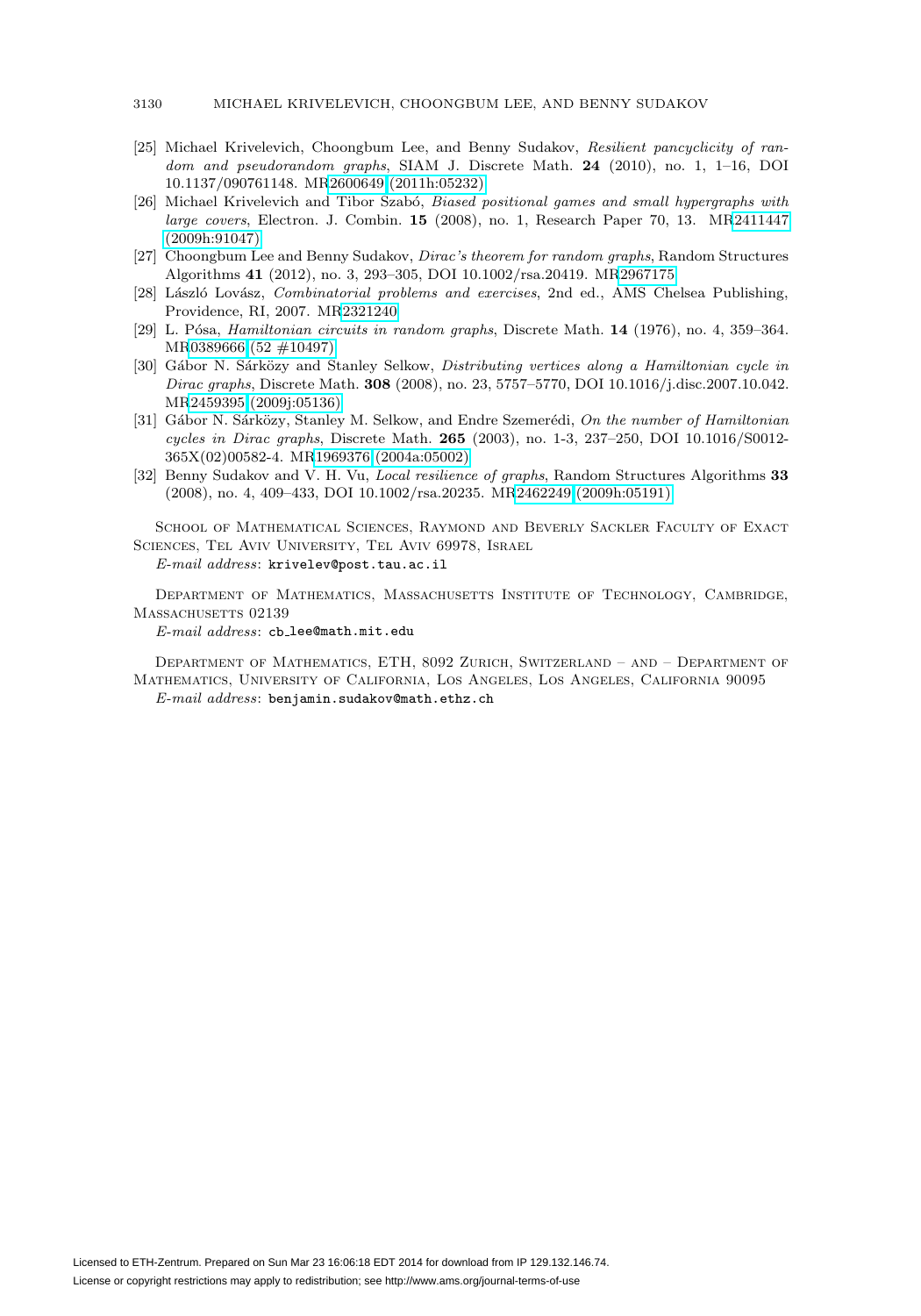[25] Michael Krivelevich, Choongbum Lee, and Benny Sudakov, *Resilient pancyclicity of random and pseudorandom graphs*, SIAM J. Discrete Math. **24** (2010), no. 1, 1–16, DOI 10.1137/090761148. MR2600649 (2011h:05232)

[26] Michael Krivelevich and Tibor Szabó, *Biased positional games and small hypergraphs with large covers*, Electron. J. Combin. **15** (2008), no. 1, Research Paper 70, 13. MR2411447 (2009h:91047)

[27] Choongbum Lee and Benny Sudakov, *Dirac's theorem for random graphs*, Random Structures Algorithms **41** (2012), no. 3, 293–305, DOI 10.1002/rsa.20419. MR2967175

[28] László Lovász, *Combinatorial problems and exercises*, 2nd ed., AMS Chelsea Publishing, Providence, RI, 2007. MR2321240

[29] L. Pósa, *Hamiltonian circuits in random graphs*, Discrete Math. **14** (1976), no. 4, 359–364. MR0389666 (52 #10497)

[30] Gábor N. Sárközy and Stanley Selkow, *Distributing vertices along a Hamiltonian cycle in Dirac graphs*, Discrete Math. **308** (2008), no. 23, 5757–5770, DOI 10.1016/j.disc.2007.10.042. MR2459395 (2009j:05136)

[31] Gábor N. Sárközy, Stanley M. Selkow, and Endre Szemerédi, *On the number of Hamiltonian cycles in Dirac graphs*, Discrete Math. **265** (2003), no. 1-3, 237–250, DOI 10.1016/S0012-365X(02)00582-4. MR1969376 (2004a:05002)

[32] Benny Sudakov and V. H. Vu, *Local resilience of graphs*, Random Structures Algorithms **33** (2008), no. 4, 409–433, DOI 10.1002/rsa.20235. MR2462249 (2009h:05191)

School of Mathematical Sciences, Raymond and Beverly Sackler Faculty of Exact Sciences, Tel Aviv University, Tel Aviv 69978, Israel

*E-mail address*: krivelev@post.tau.ac.il

Department of Mathematics, Massachusetts Institute of Technology, Cambridge, Massachusetts 02139

*E-mail address*: cb_lee@math.mit.edu

Department of Mathematics, ETH, 8092 Zurich, Switzerland – and – Department of Mathematics, University of California, Los Angeles, Los Angeles, California 90095

*E-mail address*: benjamin.sudakov@math.ethz.ch